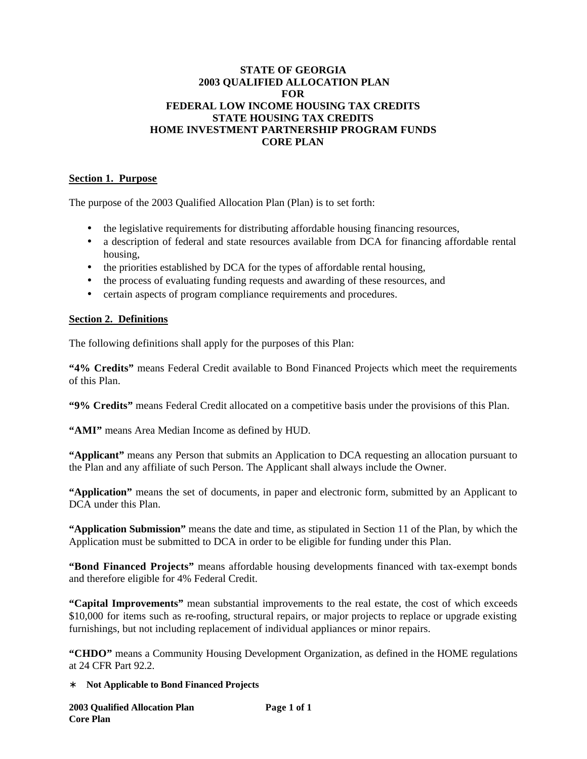# STATE OF GEORGIA
# 2003 QUALIFIED ALLOCATION PLAN
# FOR
# FEDERAL LOW INCOME HOUSING TAX CREDITS
# STATE HOUSING TAX CREDITS
# HOME INVESTMENT PARTNERSHIP PROGRAM FUNDS
# CORE PLAN

## Section 1. Purpose

The purpose of the 2003 Qualified Allocation Plan (Plan) is to set forth:

- the legislative requirements for distributing affordable housing financing resources,
- a description of federal and state resources available from DCA for financing affordable rental housing,
- the priorities established by DCA for the types of affordable rental housing,
- the process of evaluating funding requests and awarding of these resources, and
- certain aspects of program compliance requirements and procedures.

## Section 2. Definitions

The following definitions shall apply for the purposes of this Plan:

**"4% Credits"** means Federal Credit available to Bond Financed Projects which meet the requirements of this Plan.

**"9% Credits"** means Federal Credit allocated on a competitive basis under the provisions of this Plan.

**"AMI"** means Area Median Income as defined by HUD.

**"Applicant"** means any Person that submits an Application to DCA requesting an allocation pursuant to the Plan and any affiliate of such Person. The Applicant shall always include the Owner.

**"Application"** means the set of documents, in paper and electronic form, submitted by an Applicant to DCA under this Plan.

**"Application Submission"** means the date and time, as stipulated in Section 11 of the Plan, by which the Application must be submitted to DCA in order to be eligible for funding under this Plan.

**"Bond Financed Projects"** means affordable housing developments financed with tax-exempt bonds and therefore eligible for 4% Federal Credit.

**"Capital Improvements"** mean substantial improvements to the real estate, the cost of which exceeds $10,000 for items such as re-roofing, structural repairs, or major projects to replace or upgrade existing furnishings, but not including replacement of individual appliances or minor repairs.

**"CHDO"** means a Community Housing Development Organization, as defined in the HOME regulations at 24 CFR Part 92.2.

∗ **Not Applicable to Bond Financed Projects**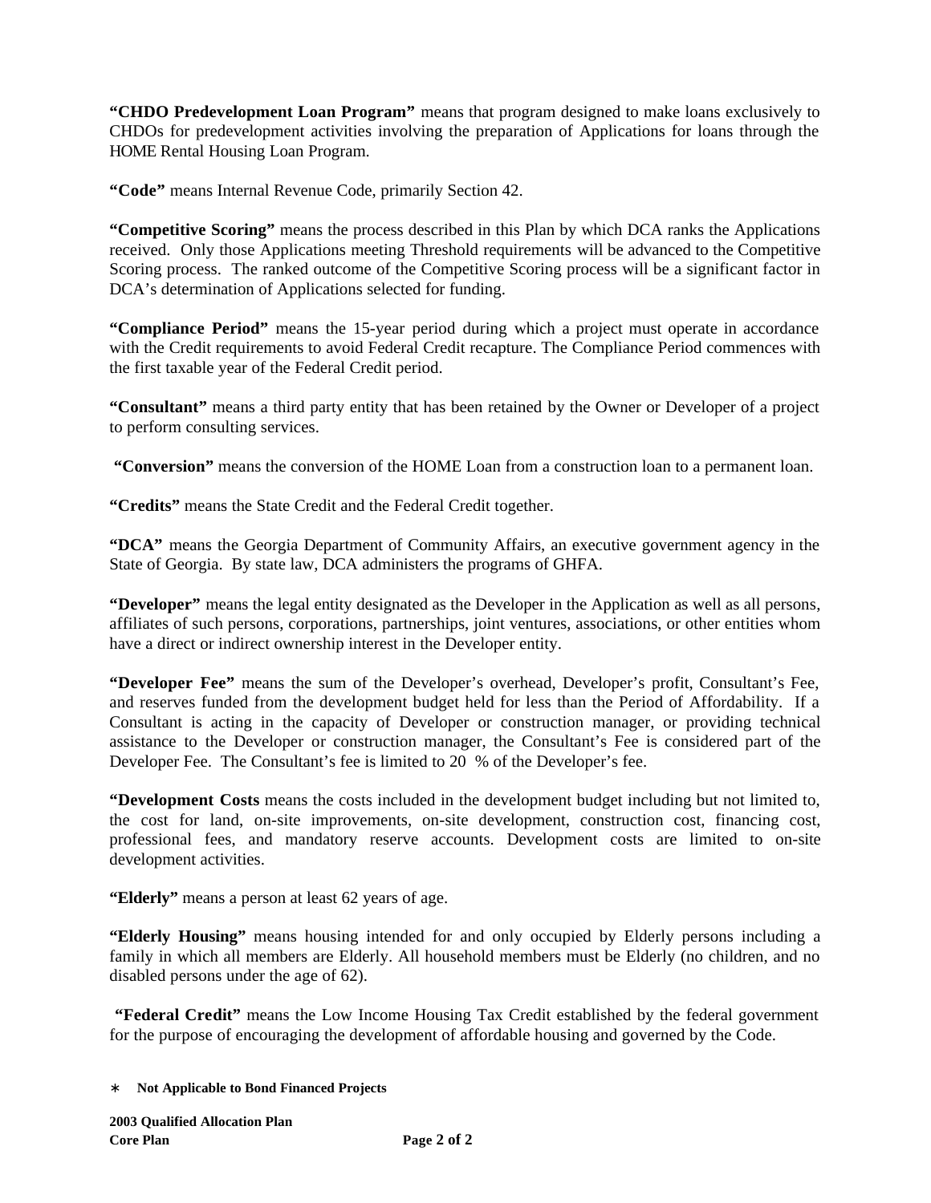**"CHDO Predevelopment Loan Program"** means that program designed to make loans exclusively to CHDOs for predevelopment activities involving the preparation of Applications for loans through the HOME Rental Housing Loan Program.

**"Code"** means Internal Revenue Code, primarily Section 42.

**"Competitive Scoring"** means the process described in this Plan by which DCA ranks the Applications received. Only those Applications meeting Threshold requirements will be advanced to the Competitive Scoring process. The ranked outcome of the Competitive Scoring process will be a significant factor in DCA's determination of Applications selected for funding.

**"Compliance Period"** means the 15-year period during which a project must operate in accordance with the Credit requirements to avoid Federal Credit recapture. The Compliance Period commences with the first taxable year of the Federal Credit period.

**"Consultant"** means a third party entity that has been retained by the Owner or Developer of a project to perform consulting services.

**"Conversion"** means the conversion of the HOME Loan from a construction loan to a permanent loan.

**"Credits"** means the State Credit and the Federal Credit together.

**"DCA"** means the Georgia Department of Community Affairs, an executive government agency in the State of Georgia. By state law, DCA administers the programs of GHFA.

**"Developer"** means the legal entity designated as the Developer in the Application as well as all persons, affiliates of such persons, corporations, partnerships, joint ventures, associations, or other entities whom have a direct or indirect ownership interest in the Developer entity.

**"Developer Fee"** means the sum of the Developer's overhead, Developer's profit, Consultant's Fee, and reserves funded from the development budget held for less than the Period of Affordability. If a Consultant is acting in the capacity of Developer or construction manager, or providing technical assistance to the Developer or construction manager, the Consultant's Fee is considered part of the Developer Fee. The Consultant's fee is limited to 20 % of the Developer's fee.

**"Development Costs** means the costs included in the development budget including but not limited to, the cost for land, on-site improvements, on-site development, construction cost, financing cost, professional fees, and mandatory reserve accounts. Development costs are limited to on-site development activities.

**"Elderly"** means a person at least 62 years of age.

**"Elderly Housing"** means housing intended for and only occupied by Elderly persons including a family in which all members are Elderly. All household members must be Elderly (no children, and no disabled persons under the age of 62).

**"Federal Credit"** means the Low Income Housing Tax Credit established by the federal government for the purpose of encouraging the development of affordable housing and governed by the Code.

∗ **Not Applicable to Bond Financed Projects**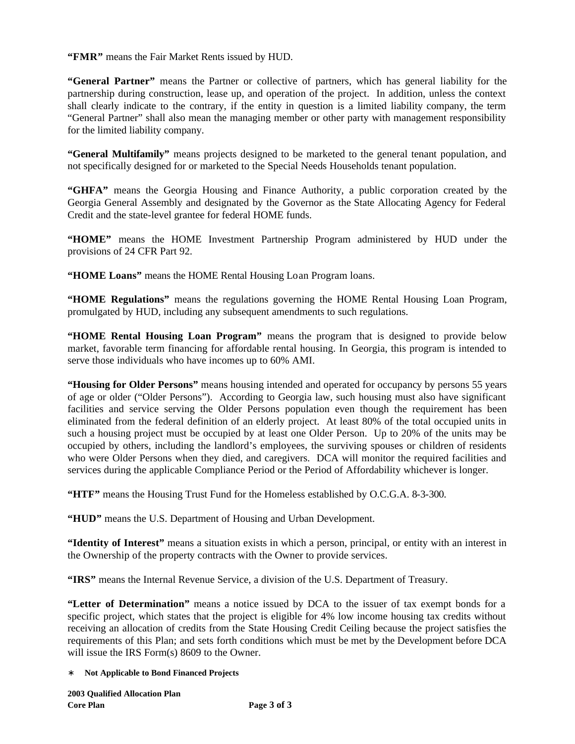**"FMR"** means the Fair Market Rents issued by HUD.

**"General Partner"** means the Partner or collective of partners, which has general liability for the partnership during construction, lease up, and operation of the project. In addition, unless the context shall clearly indicate to the contrary, if the entity in question is a limited liability company, the term "General Partner" shall also mean the managing member or other party with management responsibility for the limited liability company.

**"General Multifamily"** means projects designed to be marketed to the general tenant population, and not specifically designed for or marketed to the Special Needs Households tenant population.

**"GHFA"** means the Georgia Housing and Finance Authority, a public corporation created by the Georgia General Assembly and designated by the Governor as the State Allocating Agency for Federal Credit and the state-level grantee for federal HOME funds.

**"HOME"** means the HOME Investment Partnership Program administered by HUD under the provisions of 24 CFR Part 92.

**"HOME Loans"** means the HOME Rental Housing Loan Program loans.

**"HOME Regulations"** means the regulations governing the HOME Rental Housing Loan Program, promulgated by HUD, including any subsequent amendments to such regulations.

**"HOME Rental Housing Loan Program"** means the program that is designed to provide below market, favorable term financing for affordable rental housing. In Georgia, this program is intended to serve those individuals who have incomes up to 60% AMI.

**"Housing for Older Persons"** means housing intended and operated for occupancy by persons 55 years of age or older ("Older Persons"). According to Georgia law, such housing must also have significant facilities and service serving the Older Persons population even though the requirement has been eliminated from the federal definition of an elderly project. At least 80% of the total occupied units in such a housing project must be occupied by at least one Older Person. Up to 20% of the units may be occupied by others, including the landlord's employees, the surviving spouses or children of residents who were Older Persons when they died, and caregivers. DCA will monitor the required facilities and services during the applicable Compliance Period or the Period of Affordability whichever is longer.

**"HTF"** means the Housing Trust Fund for the Homeless established by O.C.G.A. 8-3-300.

**"HUD"** means the U.S. Department of Housing and Urban Development.

**"Identity of Interest"** means a situation exists in which a person, principal, or entity with an interest in the Ownership of the property contracts with the Owner to provide services.

**"IRS"** means the Internal Revenue Service, a division of the U.S. Department of Treasury.

**"Letter of Determination"** means a notice issued by DCA to the issuer of tax exempt bonds for a specific project, which states that the project is eligible for 4% low income housing tax credits without receiving an allocation of credits from the State Housing Credit Ceiling because the project satisfies the requirements of this Plan; and sets forth conditions which must be met by the Development before DCA will issue the IRS Form(s) 8609 to the Owner.

∗ **Not Applicable to Bond Financed Projects**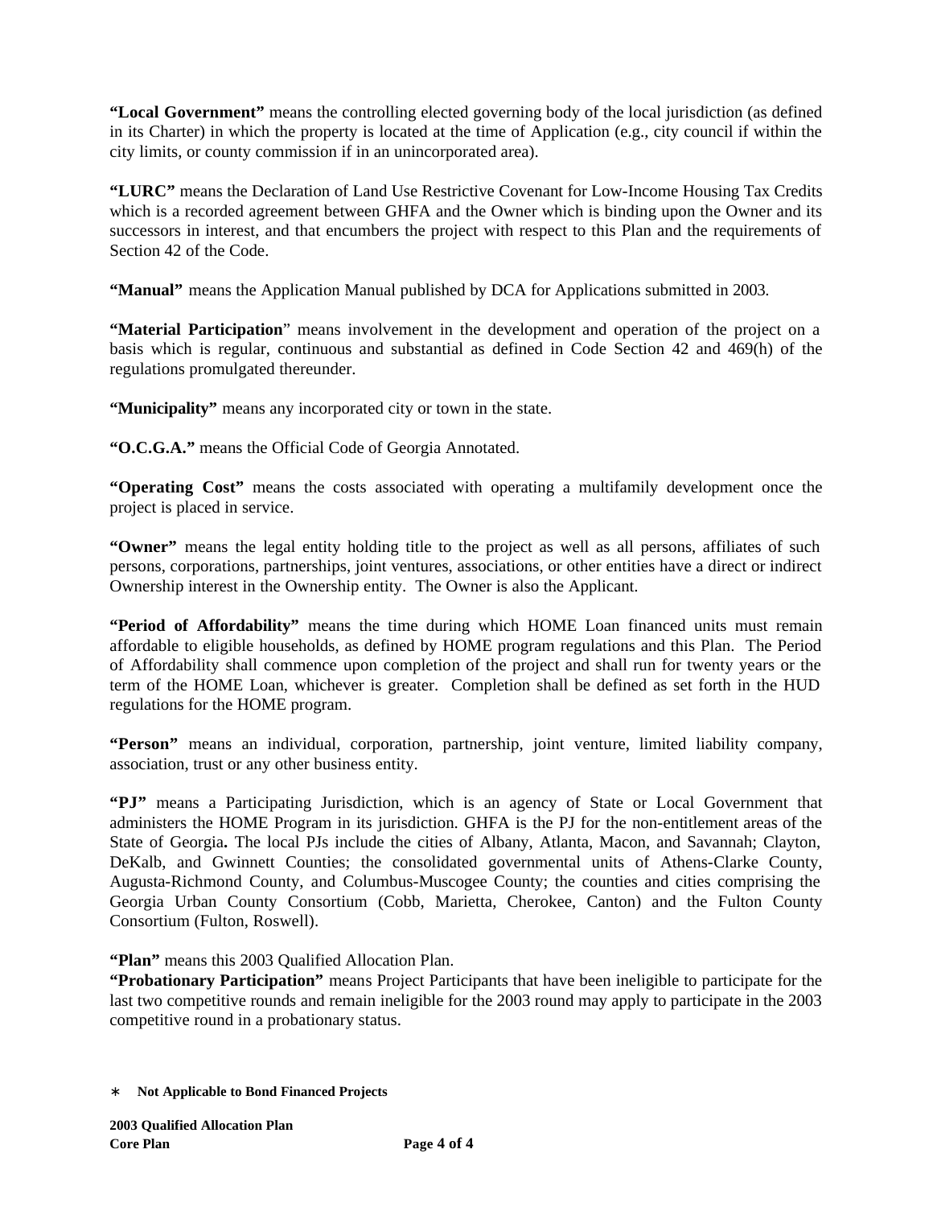**"Local Government"** means the controlling elected governing body of the local jurisdiction (as defined in its Charter) in which the property is located at the time of Application (e.g., city council if within the city limits, or county commission if in an unincorporated area).

**"LURC"** means the Declaration of Land Use Restrictive Covenant for Low-Income Housing Tax Credits which is a recorded agreement between GHFA and the Owner which is binding upon the Owner and its successors in interest, and that encumbers the project with respect to this Plan and the requirements of Section 42 of the Code.

**"Manual"** means the Application Manual published by DCA for Applications submitted in 2003.

**"Material Participation**" means involvement in the development and operation of the project on a basis which is regular, continuous and substantial as defined in Code Section 42 and 469(h) of the regulations promulgated thereunder.

**"Municipality"** means any incorporated city or town in the state.

**"O.C.G.A."** means the Official Code of Georgia Annotated.

**"Operating Cost"** means the costs associated with operating a multifamily development once the project is placed in service.

**"Owner"** means the legal entity holding title to the project as well as all persons, affiliates of such persons, corporations, partnerships, joint ventures, associations, or other entities have a direct or indirect Ownership interest in the Ownership entity. The Owner is also the Applicant.

**"Period of Affordability"** means the time during which HOME Loan financed units must remain affordable to eligible households, as defined by HOME program regulations and this Plan. The Period of Affordability shall commence upon completion of the project and shall run for twenty years or the term of the HOME Loan, whichever is greater. Completion shall be defined as set forth in the HUD regulations for the HOME program.

**"Person"** means an individual, corporation, partnership, joint venture, limited liability company, association, trust or any other business entity.

**"PJ"** means a Participating Jurisdiction, which is an agency of State or Local Government that administers the HOME Program in its jurisdiction. GHFA is the PJ for the non-entitlement areas of the State of Georgia**.** The local PJs include the cities of Albany, Atlanta, Macon, and Savannah; Clayton, DeKalb, and Gwinnett Counties; the consolidated governmental units of Athens-Clarke County, Augusta-Richmond County, and Columbus-Muscogee County; the counties and cities comprising the Georgia Urban County Consortium (Cobb, Marietta, Cherokee, Canton) and the Fulton County Consortium (Fulton, Roswell).

**"Plan"** means this 2003 Qualified Allocation Plan.

**"Probationary Participation"** means Project Participants that have been ineligible to participate for the last two competitive rounds and remain ineligible for the 2003 round may apply to participate in the 2003 competitive round in a probationary status.

∗ **Not Applicable to Bond Financed Projects**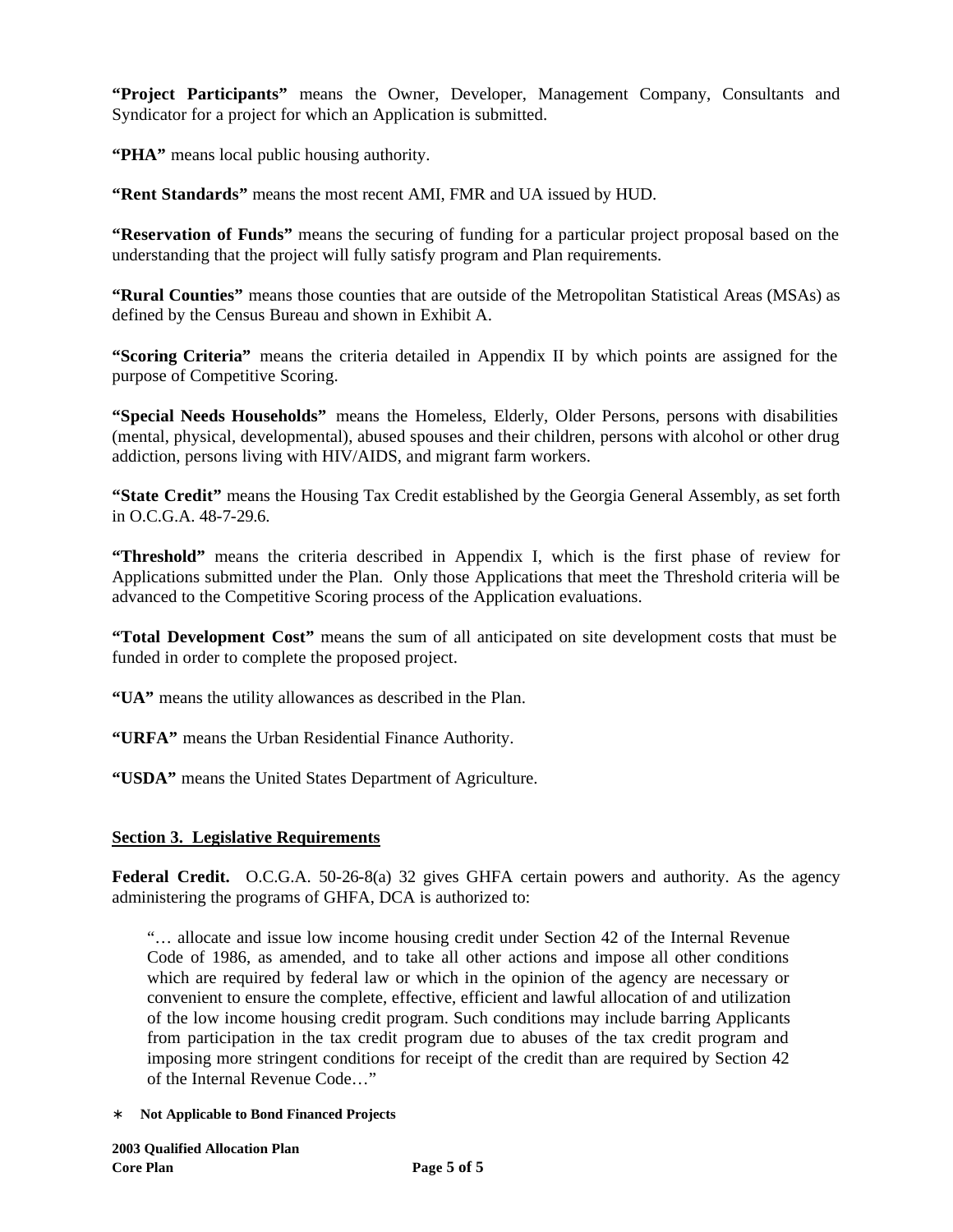**"Project Participants"** means the Owner, Developer, Management Company, Consultants and Syndicator for a project for which an Application is submitted.

**"PHA"** means local public housing authority.

**"Rent Standards"** means the most recent AMI, FMR and UA issued by HUD.

**"Reservation of Funds"** means the securing of funding for a particular project proposal based on the understanding that the project will fully satisfy program and Plan requirements.

**"Rural Counties"** means those counties that are outside of the Metropolitan Statistical Areas (MSAs) as defined by the Census Bureau and shown in Exhibit A.

**"Scoring Criteria"** means the criteria detailed in Appendix II by which points are assigned for the purpose of Competitive Scoring.

**"Special Needs Households"** means the Homeless, Elderly, Older Persons, persons with disabilities (mental, physical, developmental), abused spouses and their children, persons with alcohol or other drug addiction, persons living with HIV/AIDS, and migrant farm workers.

**"State Credit"** means the Housing Tax Credit established by the Georgia General Assembly, as set forth in O.C.G.A. 48-7-29.6.

**"Threshold"** means the criteria described in Appendix I, which is the first phase of review for Applications submitted under the Plan. Only those Applications that meet the Threshold criteria will be advanced to the Competitive Scoring process of the Application evaluations.

**"Total Development Cost"** means the sum of all anticipated on site development costs that must be funded in order to complete the proposed project.

**"UA"** means the utility allowances as described in the Plan.

**"URFA"** means the Urban Residential Finance Authority.

**"USDA"** means the United States Department of Agriculture.

## Section 3. Legislative Requirements

**Federal Credit.** O.C.G.A. 50-26-8(a) 32 gives GHFA certain powers and authority. As the agency administering the programs of GHFA, DCA is authorized to:

> "… allocate and issue low income housing credit under Section 42 of the Internal Revenue Code of 1986, as amended, and to take all other actions and impose all other conditions which are required by federal law or which in the opinion of the agency are necessary or convenient to ensure the complete, effective, efficient and lawful allocation of and utilization of the low income housing credit program. Such conditions may include barring Applicants from participation in the tax credit program due to abuses of the tax credit program and imposing more stringent conditions for receipt of the credit than are required by Section 42 of the Internal Revenue Code…"

∗ **Not Applicable to Bond Financed Projects**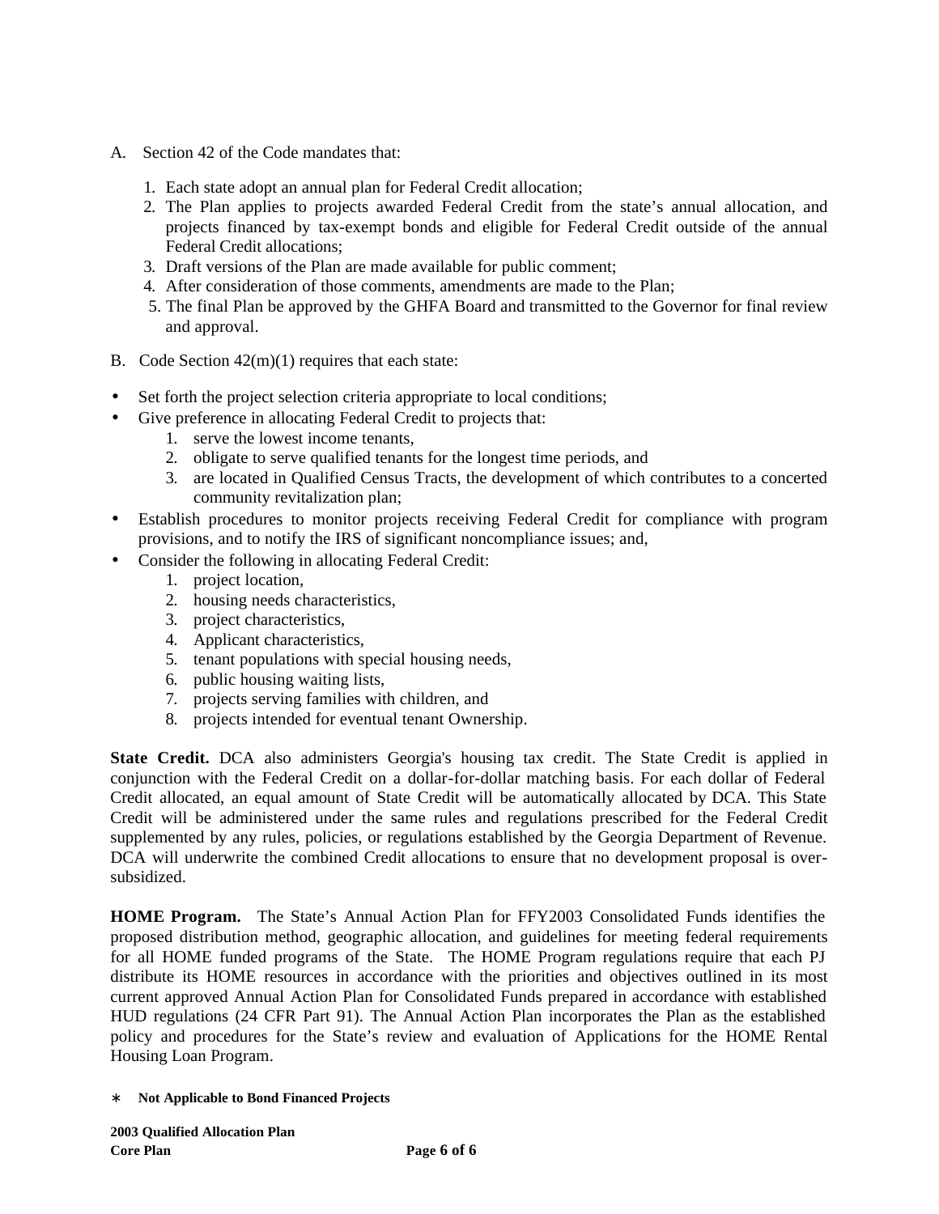A. Section 42 of the Code mandates that:

1. Each state adopt an annual plan for Federal Credit allocation;
2. The Plan applies to projects awarded Federal Credit from the state's annual allocation, and projects financed by tax-exempt bonds and eligible for Federal Credit outside of the annual Federal Credit allocations;
3. Draft versions of the Plan are made available for public comment;
4. After consideration of those comments, amendments are made to the Plan;
5. The final Plan be approved by the GHFA Board and transmitted to the Governor for final review and approval.

B. Code Section 42(m)(1) requires that each state:

- Set forth the project selection criteria appropriate to local conditions;
- Give preference in allocating Federal Credit to projects that:
  1. serve the lowest income tenants,
  2. obligate to serve qualified tenants for the longest time periods, and
  3. are located in Qualified Census Tracts, the development of which contributes to a concerted community revitalization plan;
- Establish procedures to monitor projects receiving Federal Credit for compliance with program provisions, and to notify the IRS of significant noncompliance issues; and,
- Consider the following in allocating Federal Credit:
  1. project location,
  2. housing needs characteristics,
  3. project characteristics,
  4. Applicant characteristics,
  5. tenant populations with special housing needs,
  6. public housing waiting lists,
  7. projects serving families with children, and
  8. projects intended for eventual tenant Ownership.

**State Credit.** DCA also administers Georgia's housing tax credit. The State Credit is applied in conjunction with the Federal Credit on a dollar-for-dollar matching basis. For each dollar of Federal Credit allocated, an equal amount of State Credit will be automatically allocated by DCA. This State Credit will be administered under the same rules and regulations prescribed for the Federal Credit supplemented by any rules, policies, or regulations established by the Georgia Department of Revenue. DCA will underwrite the combined Credit allocations to ensure that no development proposal is over-subsidized.

**HOME Program.** The State's Annual Action Plan for FFY2003 Consolidated Funds identifies the proposed distribution method, geographic allocation, and guidelines for meeting federal requirements for all HOME funded programs of the State. The HOME Program regulations require that each PJ distribute its HOME resources in accordance with the priorities and objectives outlined in its most current approved Annual Action Plan for Consolidated Funds prepared in accordance with established HUD regulations (24 CFR Part 91). The Annual Action Plan incorporates the Plan as the established policy and procedures for the State's review and evaluation of Applications for the HOME Rental Housing Loan Program.

∗ **Not Applicable to Bond Financed Projects**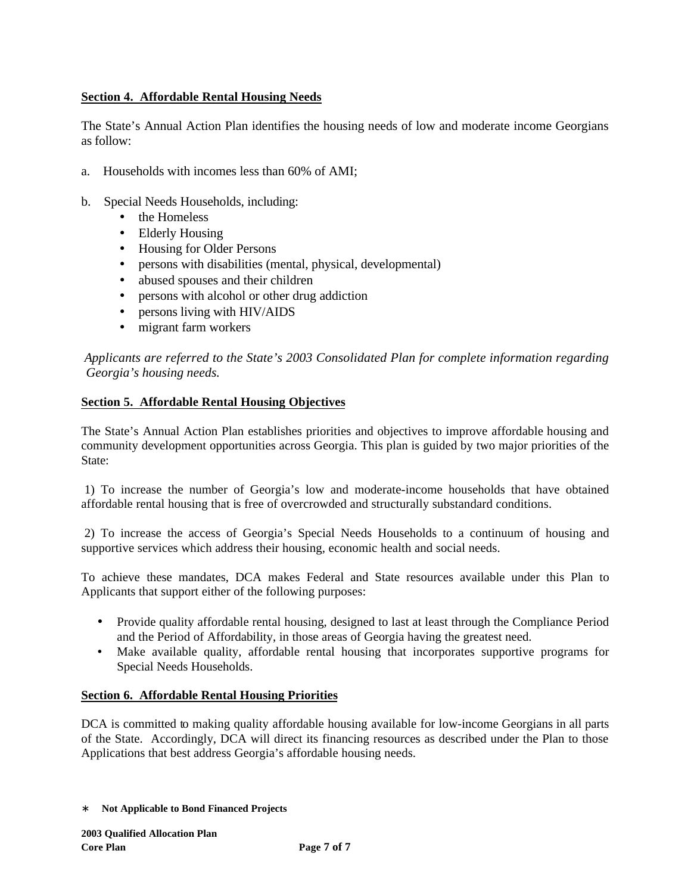**Section 4. Affordable Rental Housing Needs**

The State's Annual Action Plan identifies the housing needs of low and moderate income Georgians as follow:

a. Households with incomes less than 60% of AMI;

b. Special Needs Households, including:
   - the Homeless
   - Elderly Housing
   - Housing for Older Persons
   - persons with disabilities (mental, physical, developmental)
   - abused spouses and their children
   - persons with alcohol or other drug addiction
   - persons living with HIV/AIDS
   - migrant farm workers

*Applicants are referred to the State's 2003 Consolidated Plan for complete information regarding Georgia's housing needs.*

**Section 5. Affordable Rental Housing Objectives**

The State's Annual Action Plan establishes priorities and objectives to improve affordable housing and community development opportunities across Georgia. This plan is guided by two major priorities of the State:

1) To increase the number of Georgia's low and moderate-income households that have obtained affordable rental housing that is free of overcrowded and structurally substandard conditions.

2) To increase the access of Georgia's Special Needs Households to a continuum of housing and supportive services which address their housing, economic health and social needs.

To achieve these mandates, DCA makes Federal and State resources available under this Plan to Applicants that support either of the following purposes:

- Provide quality affordable rental housing, designed to last at least through the Compliance Period and the Period of Affordability, in those areas of Georgia having the greatest need.
- Make available quality, affordable rental housing that incorporates supportive programs for Special Needs Households.

**Section 6. Affordable Rental Housing Priorities**

DCA is committed to making quality affordable housing available for low-income Georgians in all parts of the State. Accordingly, DCA will direct its financing resources as described under the Plan to those Applications that best address Georgia's affordable housing needs.

∗ **Not Applicable to Bond Financed Projects**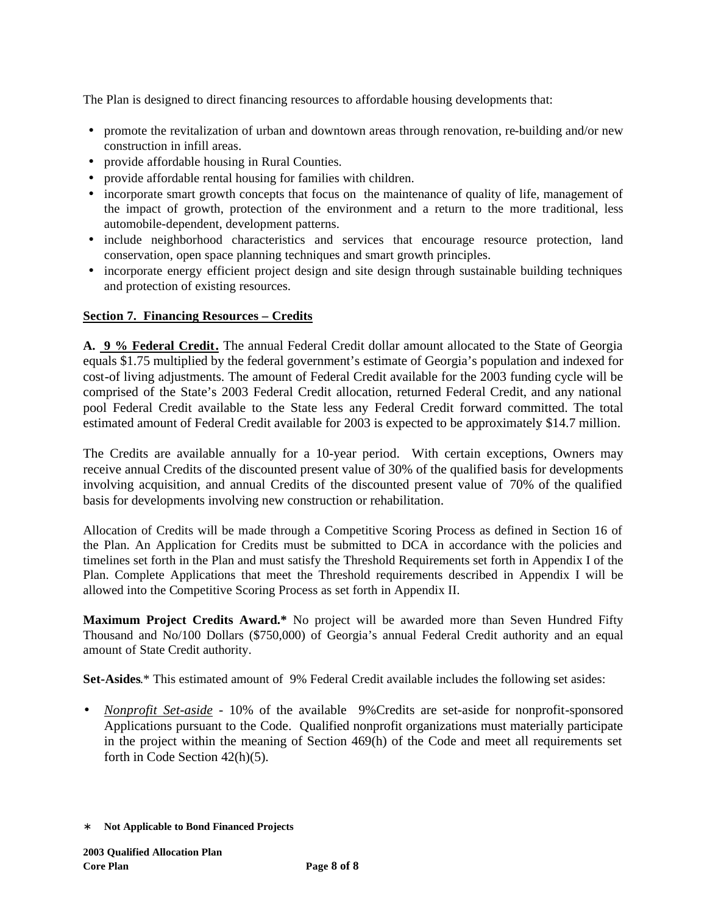The Plan is designed to direct financing resources to affordable housing developments that:

- promote the revitalization of urban and downtown areas through renovation, re-building and/or new construction in infill areas.
- provide affordable housing in Rural Counties.
- provide affordable rental housing for families with children.
- incorporate smart growth concepts that focus on the maintenance of quality of life, management of the impact of growth, protection of the environment and a return to the more traditional, less automobile-dependent, development patterns.
- include neighborhood characteristics and services that encourage resource protection, land conservation, open space planning techniques and smart growth principles.
- incorporate energy efficient project design and site design through sustainable building techniques and protection of existing resources.

## Section 7. Financing Resources – Credits

**A. 9 % Federal Credit.** The annual Federal Credit dollar amount allocated to the State of Georgia equals $1.75 multiplied by the federal government's estimate of Georgia's population and indexed for cost-of living adjustments. The amount of Federal Credit available for the 2003 funding cycle will be comprised of the State's 2003 Federal Credit allocation, returned Federal Credit, and any national pool Federal Credit available to the State less any Federal Credit forward committed. The total estimated amount of Federal Credit available for 2003 is expected to be approximately $14.7 million.

The Credits are available annually for a 10-year period. With certain exceptions, Owners may receive annual Credits of the discounted present value of 30% of the qualified basis for developments involving acquisition, and annual Credits of the discounted present value of 70% of the qualified basis for developments involving new construction or rehabilitation.

Allocation of Credits will be made through a Competitive Scoring Process as defined in Section 16 of the Plan. An Application for Credits must be submitted to DCA in accordance with the policies and timelines set forth in the Plan and must satisfy the Threshold Requirements set forth in Appendix I of the Plan. Complete Applications that meet the Threshold requirements described in Appendix I will be allowed into the Competitive Scoring Process as set forth in Appendix II.

**Maximum Project Credits Award.*** No project will be awarded more than Seven Hundred Fifty Thousand and No/100 Dollars ($750,000) of Georgia's annual Federal Credit authority and an equal amount of State Credit authority.

**Set-Asides**.* This estimated amount of 9% Federal Credit available includes the following set asides:

- *Nonprofit Set-aside* - 10% of the available 9%Credits are set-aside for nonprofit-sponsored Applications pursuant to the Code. Qualified nonprofit organizations must materially participate in the project within the meaning of Section 469(h) of the Code and meet all requirements set forth in Code Section 42(h)(5).

\* **Not Applicable to Bond Financed Projects**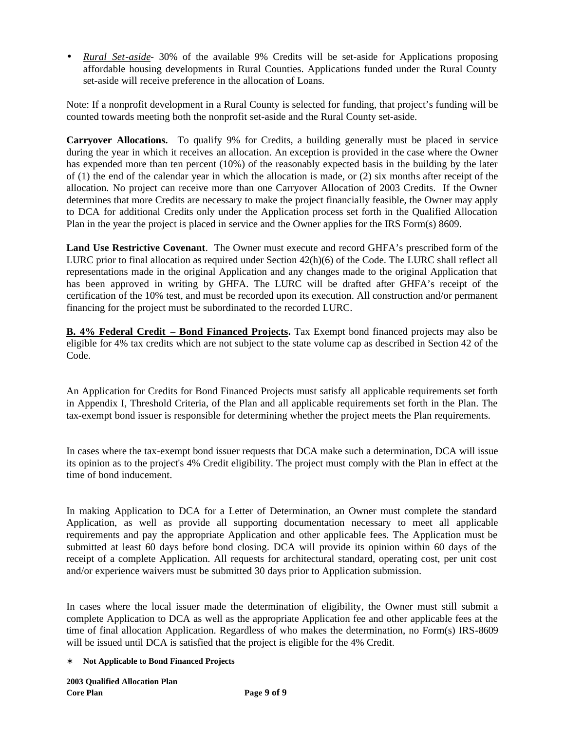- *Rural Set-aside*- 30% of the available 9% Credits will be set-aside for Applications proposing affordable housing developments in Rural Counties. Applications funded under the Rural County set-aside will receive preference in the allocation of Loans.

Note: If a nonprofit development in a Rural County is selected for funding, that project's funding will be counted towards meeting both the nonprofit set-aside and the Rural County set-aside.

**Carryover Allocations.** To qualify 9% for Credits, a building generally must be placed in service during the year in which it receives an allocation. An exception is provided in the case where the Owner has expended more than ten percent (10%) of the reasonably expected basis in the building by the later of (1) the end of the calendar year in which the allocation is made, or (2) six months after receipt of the allocation. No project can receive more than one Carryover Allocation of 2003 Credits. If the Owner determines that more Credits are necessary to make the project financially feasible, the Owner may apply to DCA for additional Credits only under the Application process set forth in the Qualified Allocation Plan in the year the project is placed in service and the Owner applies for the IRS Form(s) 8609.

**Land Use Restrictive Covenant**. The Owner must execute and record GHFA's prescribed form of the LURC prior to final allocation as required under Section 42(h)(6) of the Code. The LURC shall reflect all representations made in the original Application and any changes made to the original Application that has been approved in writing by GHFA. The LURC will be drafted after GHFA's receipt of the certification of the 10% test, and must be recorded upon its execution. All construction and/or permanent financing for the project must be subordinated to the recorded LURC.

**B. 4% Federal Credit – Bond Financed Projects.** Tax Exempt bond financed projects may also be eligible for 4% tax credits which are not subject to the state volume cap as described in Section 42 of the Code.

An Application for Credits for Bond Financed Projects must satisfy all applicable requirements set forth in Appendix I, Threshold Criteria, of the Plan and all applicable requirements set forth in the Plan. The tax-exempt bond issuer is responsible for determining whether the project meets the Plan requirements.

In cases where the tax-exempt bond issuer requests that DCA make such a determination, DCA will issue its opinion as to the project's 4% Credit eligibility. The project must comply with the Plan in effect at the time of bond inducement.

In making Application to DCA for a Letter of Determination, an Owner must complete the standard Application, as well as provide all supporting documentation necessary to meet all applicable requirements and pay the appropriate Application and other applicable fees. The Application must be submitted at least 60 days before bond closing. DCA will provide its opinion within 60 days of the receipt of a complete Application. All requests for architectural standard, operating cost, per unit cost and/or experience waivers must be submitted 30 days prior to Application submission.

In cases where the local issuer made the determination of eligibility, the Owner must still submit a complete Application to DCA as well as the appropriate Application fee and other applicable fees at the time of final allocation Application. Regardless of who makes the determination, no Form(s) IRS-8609 will be issued until DCA is satisfied that the project is eligible for the 4% Credit.

∗ **Not Applicable to Bond Financed Projects**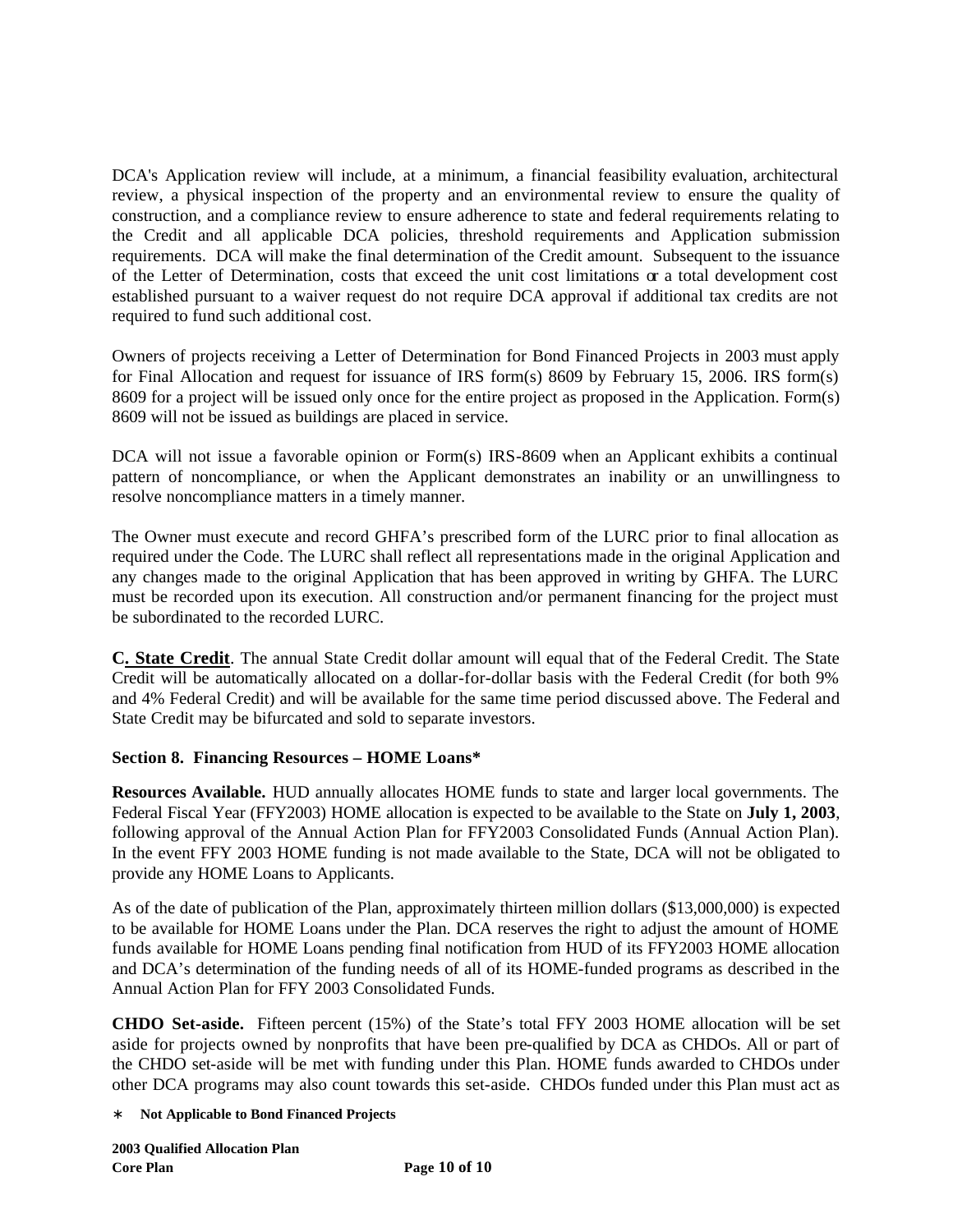DCA's Application review will include, at a minimum, a financial feasibility evaluation, architectural review, a physical inspection of the property and an environmental review to ensure the quality of construction, and a compliance review to ensure adherence to state and federal requirements relating to the Credit and all applicable DCA policies, threshold requirements and Application submission requirements. DCA will make the final determination of the Credit amount. Subsequent to the issuance of the Letter of Determination, costs that exceed the unit cost limitations or a total development cost established pursuant to a waiver request do not require DCA approval if additional tax credits are not required to fund such additional cost.

Owners of projects receiving a Letter of Determination for Bond Financed Projects in 2003 must apply for Final Allocation and request for issuance of IRS form(s) 8609 by February 15, 2006. IRS form(s) 8609 for a project will be issued only once for the entire project as proposed in the Application. Form(s) 8609 will not be issued as buildings are placed in service.

DCA will not issue a favorable opinion or Form(s) IRS-8609 when an Applicant exhibits a continual pattern of noncompliance, or when the Applicant demonstrates an inability or an unwillingness to resolve noncompliance matters in a timely manner.

The Owner must execute and record GHFA's prescribed form of the LURC prior to final allocation as required under the Code. The LURC shall reflect all representations made in the original Application and any changes made to the original Application that has been approved in writing by GHFA. The LURC must be recorded upon its execution. All construction and/or permanent financing for the project must be subordinated to the recorded LURC.

**C. State Credit**. The annual State Credit dollar amount will equal that of the Federal Credit. The State Credit will be automatically allocated on a dollar-for-dollar basis with the Federal Credit (for both 9% and 4% Federal Credit) and will be available for the same time period discussed above. The Federal and State Credit may be bifurcated and sold to separate investors.

### Section 8. Financing Resources – HOME Loans*

**Resources Available.** HUD annually allocates HOME funds to state and larger local governments. The Federal Fiscal Year (FFY2003) HOME allocation is expected to be available to the State on **July 1, 2003**, following approval of the Annual Action Plan for FFY2003 Consolidated Funds (Annual Action Plan). In the event FFY 2003 HOME funding is not made available to the State, DCA will not be obligated to provide any HOME Loans to Applicants.

As of the date of publication of the Plan, approximately thirteen million dollars ($13,000,000) is expected to be available for HOME Loans under the Plan. DCA reserves the right to adjust the amount of HOME funds available for HOME Loans pending final notification from HUD of its FFY2003 HOME allocation and DCA's determination of the funding needs of all of its HOME-funded programs as described in the Annual Action Plan for FFY 2003 Consolidated Funds.

**CHDO Set-aside.** Fifteen percent (15%) of the State's total FFY 2003 HOME allocation will be set aside for projects owned by nonprofits that have been pre-qualified by DCA as CHDOs. All or part of the CHDO set-aside will be met with funding under this Plan. HOME funds awarded to CHDOs under other DCA programs may also count towards this set-aside. CHDOs funded under this Plan must act as

* **Not Applicable to Bond Financed Projects**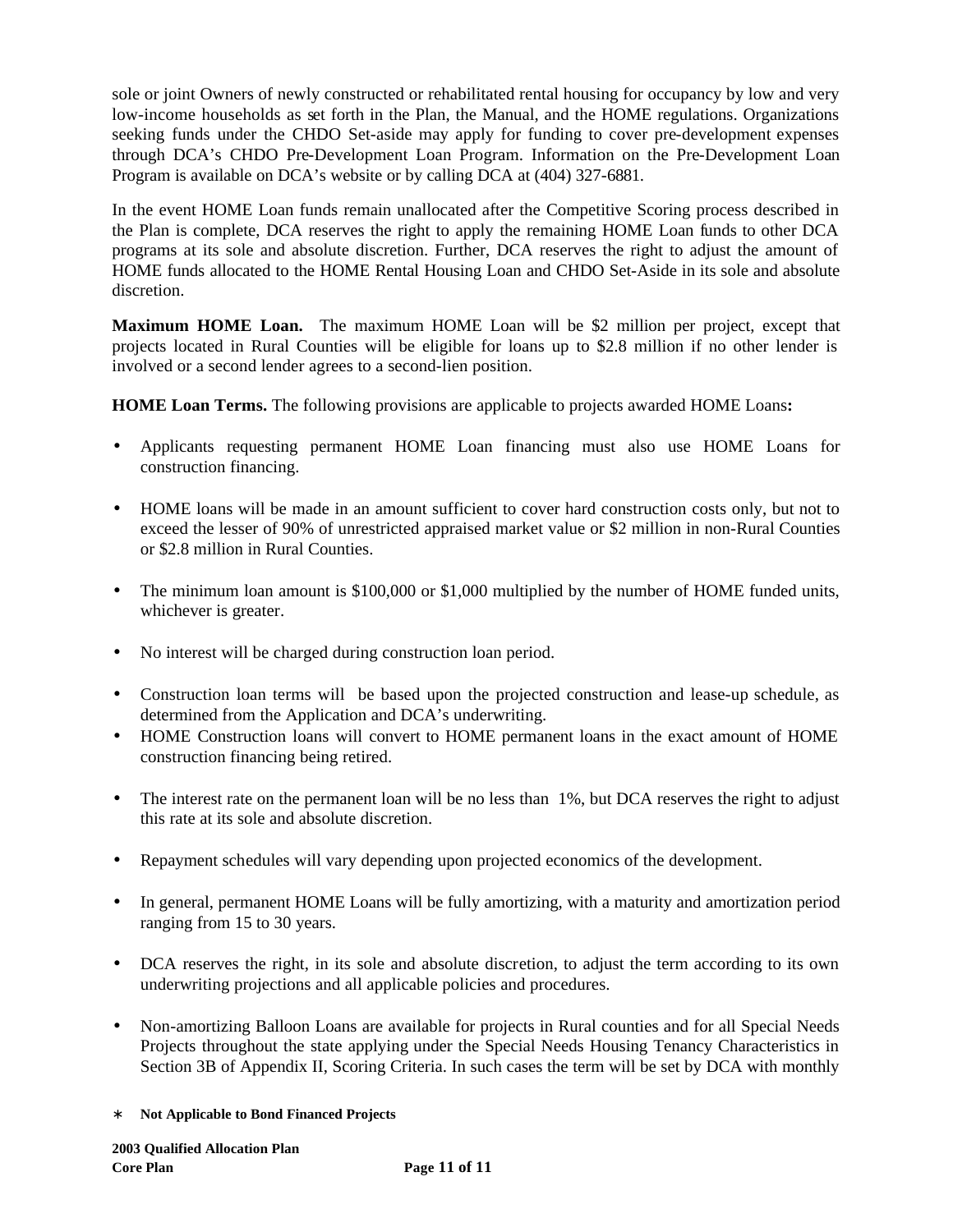sole or joint Owners of newly constructed or rehabilitated rental housing for occupancy by low and very low-income households as set forth in the Plan, the Manual, and the HOME regulations. Organizations seeking funds under the CHDO Set-aside may apply for funding to cover pre-development expenses through DCA's CHDO Pre-Development Loan Program. Information on the Pre-Development Loan Program is available on DCA's website or by calling DCA at (404) 327-6881.

In the event HOME Loan funds remain unallocated after the Competitive Scoring process described in the Plan is complete, DCA reserves the right to apply the remaining HOME Loan funds to other DCA programs at its sole and absolute discretion. Further, DCA reserves the right to adjust the amount of HOME funds allocated to the HOME Rental Housing Loan and CHDO Set-Aside in its sole and absolute discretion.

**Maximum HOME Loan.** The maximum HOME Loan will be $2 million per project, except that projects located in Rural Counties will be eligible for loans up to $2.8 million if no other lender is involved or a second lender agrees to a second-lien position.

**HOME Loan Terms.** The following provisions are applicable to projects awarded HOME Loans**:**

- Applicants requesting permanent HOME Loan financing must also use HOME Loans for construction financing.
- HOME loans will be made in an amount sufficient to cover hard construction costs only, but not to exceed the lesser of 90% of unrestricted appraised market value or $2 million in non-Rural Counties or $2.8 million in Rural Counties.
- The minimum loan amount is $100,000 or $1,000 multiplied by the number of HOME funded units, whichever is greater.
- No interest will be charged during construction loan period.
- Construction loan terms will be based upon the projected construction and lease-up schedule, as determined from the Application and DCA's underwriting.
- HOME Construction loans will convert to HOME permanent loans in the exact amount of HOME construction financing being retired.
- The interest rate on the permanent loan will be no less than 1%, but DCA reserves the right to adjust this rate at its sole and absolute discretion.
- Repayment schedules will vary depending upon projected economics of the development.
- In general, permanent HOME Loans will be fully amortizing, with a maturity and amortization period ranging from 15 to 30 years.
- DCA reserves the right, in its sole and absolute discretion, to adjust the term according to its own underwriting projections and all applicable policies and procedures.
- Non-amortizing Balloon Loans are available for projects in Rural counties and for all Special Needs Projects throughout the state applying under the Special Needs Housing Tenancy Characteristics in Section 3B of Appendix II, Scoring Criteria. In such cases the term will be set by DCA with monthly

∗ **Not Applicable to Bond Financed Projects**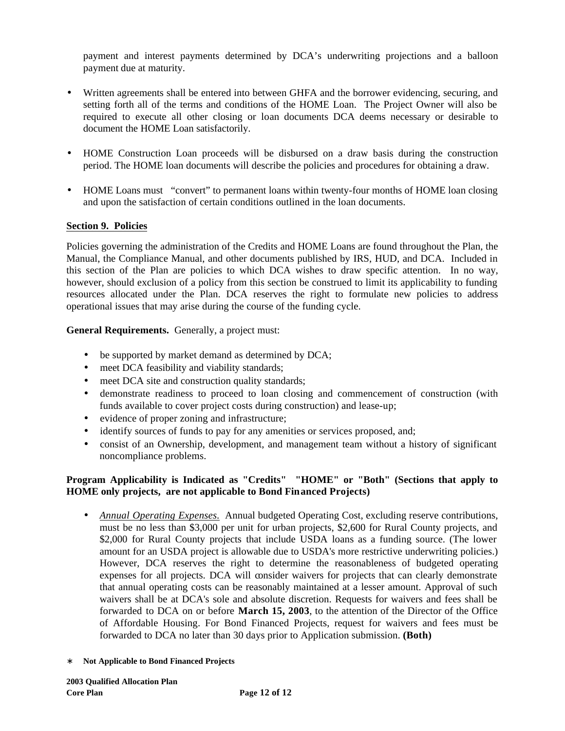payment and interest payments determined by DCA's underwriting projections and a balloon payment due at maturity.

- Written agreements shall be entered into between GHFA and the borrower evidencing, securing, and setting forth all of the terms and conditions of the HOME Loan. The Project Owner will also be required to execute all other closing or loan documents DCA deems necessary or desirable to document the HOME Loan satisfactorily.

- HOME Construction Loan proceeds will be disbursed on a draw basis during the construction period. The HOME loan documents will describe the policies and procedures for obtaining a draw.

- HOME Loans must "convert" to permanent loans within twenty-four months of HOME loan closing and upon the satisfaction of certain conditions outlined in the loan documents.

**Section 9. Policies**

Policies governing the administration of the Credits and HOME Loans are found throughout the Plan, the Manual, the Compliance Manual, and other documents published by IRS, HUD, and DCA. Included in this section of the Plan are policies to which DCA wishes to draw specific attention. In no way, however, should exclusion of a policy from this section be construed to limit its applicability to funding resources allocated under the Plan. DCA reserves the right to formulate new policies to address operational issues that may arise during the course of the funding cycle.

**General Requirements.** Generally, a project must:

- be supported by market demand as determined by DCA;
- meet DCA feasibility and viability standards;
- meet DCA site and construction quality standards;
- demonstrate readiness to proceed to loan closing and commencement of construction (with funds available to cover project costs during construction) and lease-up;
- evidence of proper zoning and infrastructure;
- identify sources of funds to pay for any amenities or services proposed, and;
- consist of an Ownership, development, and management team without a history of significant noncompliance problems.

**Program Applicability is Indicated as "Credits" "HOME" or "Both" (Sections that apply to HOME only projects, are not applicable to Bond Financed Projects)**

- *Annual Operating Expenses.* Annual budgeted Operating Cost, excluding reserve contributions, must be no less than $3,000 per unit for urban projects, $2,600 for Rural County projects, and $2,000 for Rural County projects that include USDA loans as a funding source. (The lower amount for an USDA project is allowable due to USDA's more restrictive underwriting policies.) However, DCA reserves the right to determine the reasonableness of budgeted operating expenses for all projects. DCA will consider waivers for projects that can clearly demonstrate that annual operating costs can be reasonably maintained at a lesser amount. Approval of such waivers shall be at DCA's sole and absolute discretion. Requests for waivers and fees shall be forwarded to DCA on or before **March 15, 2003**, to the attention of the Director of the Office of Affordable Housing. For Bond Financed Projects, request for waivers and fees must be forwarded to DCA no later than 30 days prior to Application submission. **(Both)**

∗ **Not Applicable to Bond Financed Projects**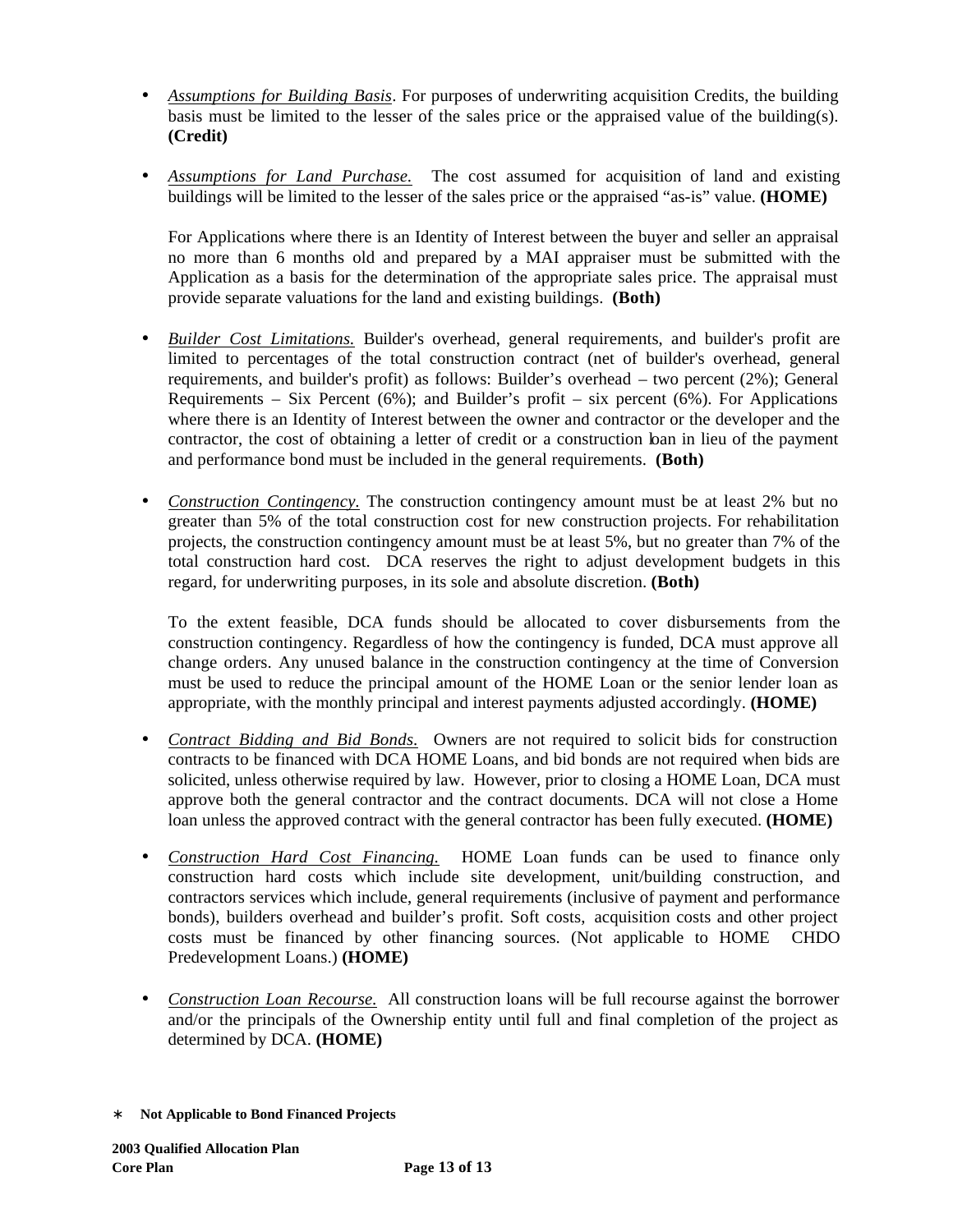- *Assumptions for Building Basis*. For purposes of underwriting acquisition Credits, the building basis must be limited to the lesser of the sales price or the appraised value of the building(s). **(Credit)**

- *Assumptions for Land Purchase.* The cost assumed for acquisition of land and existing buildings will be limited to the lesser of the sales price or the appraised "as-is" value. **(HOME)**

  For Applications where there is an Identity of Interest between the buyer and seller an appraisal no more than 6 months old and prepared by a MAI appraiser must be submitted with the Application as a basis for the determination of the appropriate sales price. The appraisal must provide separate valuations for the land and existing buildings. **(Both)**

- *Builder Cost Limitations.* Builder's overhead, general requirements, and builder's profit are limited to percentages of the total construction contract (net of builder's overhead, general requirements, and builder's profit) as follows: Builder's overhead – two percent (2%); General Requirements – Six Percent (6%); and Builder's profit – six percent (6%). For Applications where there is an Identity of Interest between the owner and contractor or the developer and the contractor, the cost of obtaining a letter of credit or a construction loan in lieu of the payment and performance bond must be included in the general requirements. **(Both)**

- *Construction Contingency.* The construction contingency amount must be at least 2% but no greater than 5% of the total construction cost for new construction projects. For rehabilitation projects, the construction contingency amount must be at least 5%, but no greater than 7% of the total construction hard cost. DCA reserves the right to adjust development budgets in this regard, for underwriting purposes, in its sole and absolute discretion. **(Both)**

  To the extent feasible, DCA funds should be allocated to cover disbursements from the construction contingency. Regardless of how the contingency is funded, DCA must approve all change orders. Any unused balance in the construction contingency at the time of Conversion must be used to reduce the principal amount of the HOME Loan or the senior lender loan as appropriate, with the monthly principal and interest payments adjusted accordingly. **(HOME)**

- *Contract Bidding and Bid Bonds.* Owners are not required to solicit bids for construction contracts to be financed with DCA HOME Loans, and bid bonds are not required when bids are solicited, unless otherwise required by law. However, prior to closing a HOME Loan, DCA must approve both the general contractor and the contract documents. DCA will not close a Home loan unless the approved contract with the general contractor has been fully executed. **(HOME)**

- *Construction Hard Cost Financing.* HOME Loan funds can be used to finance only construction hard costs which include site development, unit/building construction, and contractors services which include, general requirements (inclusive of payment and performance bonds), builders overhead and builder's profit. Soft costs, acquisition costs and other project costs must be financed by other financing sources. (Not applicable to HOME CHDO Predevelopment Loans.) **(HOME)**

- *Construction Loan Recourse.* All construction loans will be full recourse against the borrower and/or the principals of the Ownership entity until full and final completion of the project as determined by DCA. **(HOME)**

∗ **Not Applicable to Bond Financed Projects**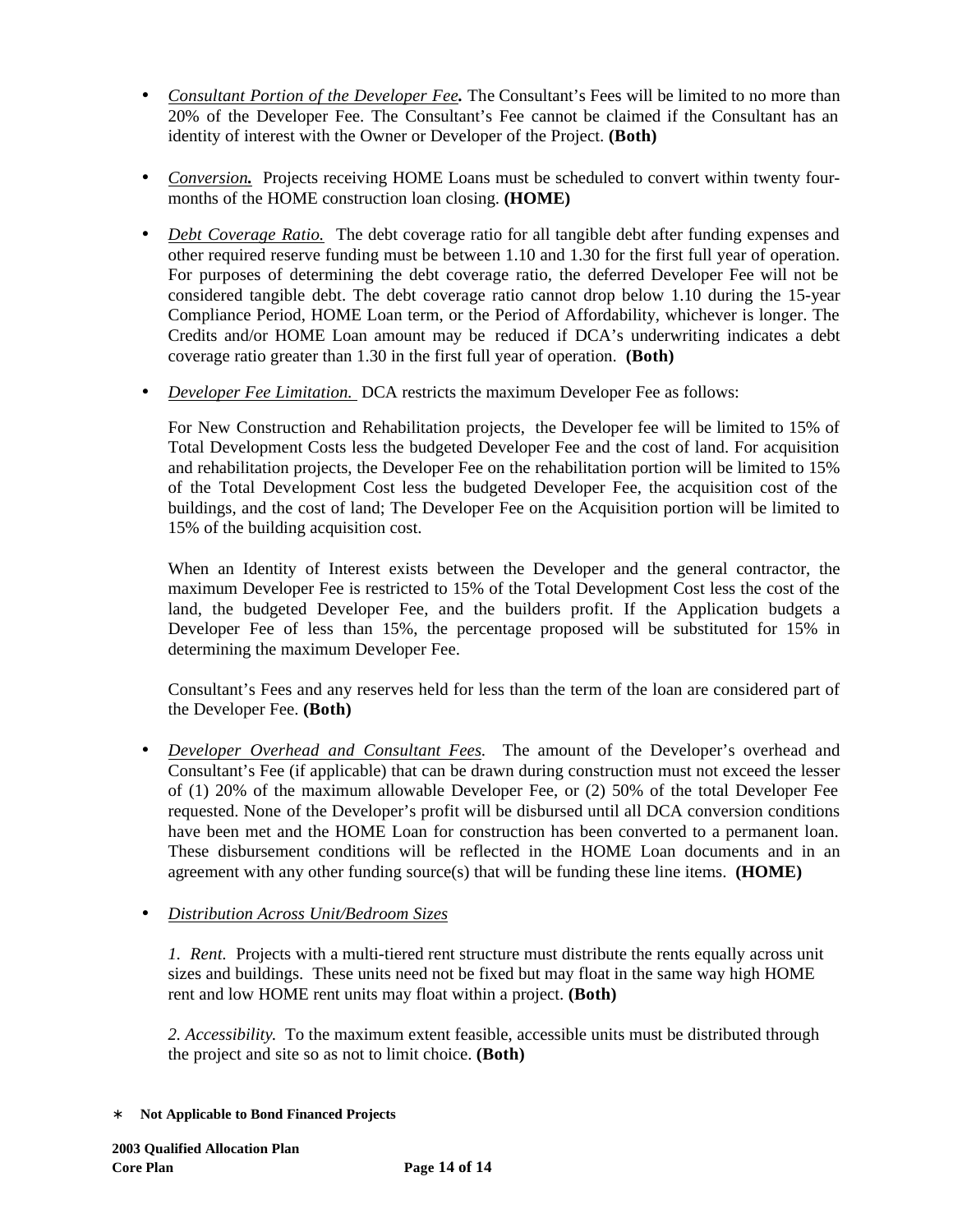- *Consultant Portion of the Developer Fee.* The Consultant's Fees will be limited to no more than 20% of the Developer Fee. The Consultant's Fee cannot be claimed if the Consultant has an identity of interest with the Owner or Developer of the Project. **(Both)**

- *Conversion.* Projects receiving HOME Loans must be scheduled to convert within twenty four-months of the HOME construction loan closing. **(HOME)**

- *Debt Coverage Ratio.* The debt coverage ratio for all tangible debt after funding expenses and other required reserve funding must be between 1.10 and 1.30 for the first full year of operation. For purposes of determining the debt coverage ratio, the deferred Developer Fee will not be considered tangible debt. The debt coverage ratio cannot drop below 1.10 during the 15-year Compliance Period, HOME Loan term, or the Period of Affordability, whichever is longer. The Credits and/or HOME Loan amount may be reduced if DCA's underwriting indicates a debt coverage ratio greater than 1.30 in the first full year of operation. **(Both)**

- *Developer Fee Limitation.* DCA restricts the maximum Developer Fee as follows:

  For New Construction and Rehabilitation projects, the Developer fee will be limited to 15% of Total Development Costs less the budgeted Developer Fee and the cost of land. For acquisition and rehabilitation projects, the Developer Fee on the rehabilitation portion will be limited to 15% of the Total Development Cost less the budgeted Developer Fee, the acquisition cost of the buildings, and the cost of land; The Developer Fee on the Acquisition portion will be limited to 15% of the building acquisition cost.

  When an Identity of Interest exists between the Developer and the general contractor, the maximum Developer Fee is restricted to 15% of the Total Development Cost less the cost of the land, the budgeted Developer Fee, and the builders profit. If the Application budgets a Developer Fee of less than 15%, the percentage proposed will be substituted for 15% in determining the maximum Developer Fee.

  Consultant's Fees and any reserves held for less than the term of the loan are considered part of the Developer Fee. **(Both)**

- *Developer Overhead and Consultant Fees.* The amount of the Developer's overhead and Consultant's Fee (if applicable) that can be drawn during construction must not exceed the lesser of (1) 20% of the maximum allowable Developer Fee, or (2) 50% of the total Developer Fee requested. None of the Developer's profit will be disbursed until all DCA conversion conditions have been met and the HOME Loan for construction has been converted to a permanent loan. These disbursement conditions will be reflected in the HOME Loan documents and in an agreement with any other funding source(s) that will be funding these line items. **(HOME)**

- *Distribution Across Unit/Bedroom Sizes*

  *1. Rent.* Projects with a multi-tiered rent structure must distribute the rents equally across unit sizes and buildings. These units need not be fixed but may float in the same way high HOME rent and low HOME rent units may float within a project. **(Both)**

  *2. Accessibility.* To the maximum extent feasible, accessible units must be distributed through the project and site so as not to limit choice. **(Both)**

∗ **Not Applicable to Bond Financed Projects**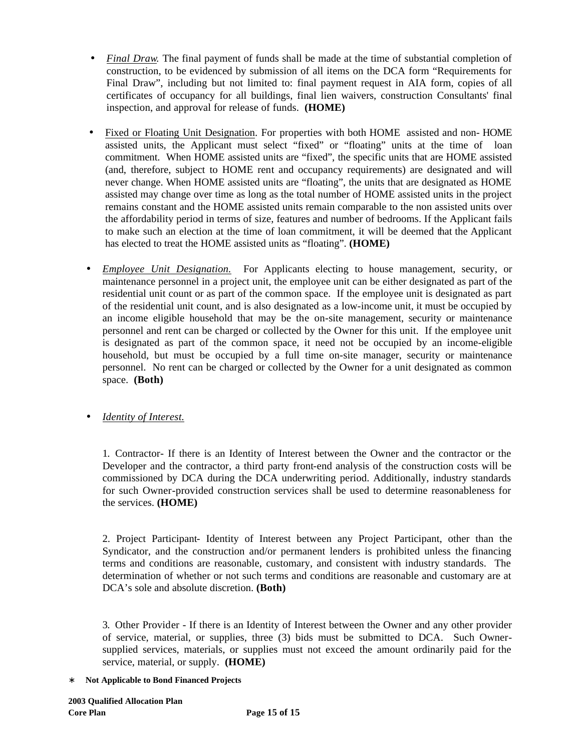- *Final Draw*. The final payment of funds shall be made at the time of substantial completion of construction, to be evidenced by submission of all items on the DCA form "Requirements for Final Draw", including but not limited to: final payment request in AIA form, copies of all certificates of occupancy for all buildings, final lien waivers, construction Consultants' final inspection, and approval for release of funds. **(HOME)**

- Fixed or Floating Unit Designation. For properties with both HOME assisted and non- HOME assisted units, the Applicant must select "fixed" or "floating" units at the time of loan commitment. When HOME assisted units are "fixed", the specific units that are HOME assisted (and, therefore, subject to HOME rent and occupancy requirements) are designated and will never change. When HOME assisted units are "floating", the units that are designated as HOME assisted may change over time as long as the total number of HOME assisted units in the project remains constant and the HOME assisted units remain comparable to the non assisted units over the affordability period in terms of size, features and number of bedrooms. If the Applicant fails to make such an election at the time of loan commitment, it will be deemed that the Applicant has elected to treat the HOME assisted units as "floating". **(HOME)**

- *Employee Unit Designation.* For Applicants electing to house management, security, or maintenance personnel in a project unit, the employee unit can be either designated as part of the residential unit count or as part of the common space. If the employee unit is designated as part of the residential unit count, and is also designated as a low-income unit, it must be occupied by an income eligible household that may be the on-site management, security or maintenance personnel and rent can be charged or collected by the Owner for this unit. If the employee unit is designated as part of the common space, it need not be occupied by an income-eligible household, but must be occupied by a full time on-site manager, security or maintenance personnel. No rent can be charged or collected by the Owner for a unit designated as common space. **(Both)**

- *Identity of Interest.*

  1. Contractor- If there is an Identity of Interest between the Owner and the contractor or the Developer and the contractor, a third party front-end analysis of the construction costs will be commissioned by DCA during the DCA underwriting period. Additionally, industry standards for such Owner-provided construction services shall be used to determine reasonableness for the services. **(HOME)**

  2. Project Participant- Identity of Interest between any Project Participant, other than the Syndicator, and the construction and/or permanent lenders is prohibited unless the financing terms and conditions are reasonable, customary, and consistent with industry standards. The determination of whether or not such terms and conditions are reasonable and customary are at DCA's sole and absolute discretion. **(Both)**

  3. Other Provider - If there is an Identity of Interest between the Owner and any other provider of service, material, or supplies, three (3) bids must be submitted to DCA. Such Owner-supplied services, materials, or supplies must not exceed the amount ordinarily paid for the service, material, or supply. **(HOME)**

∗ **Not Applicable to Bond Financed Projects**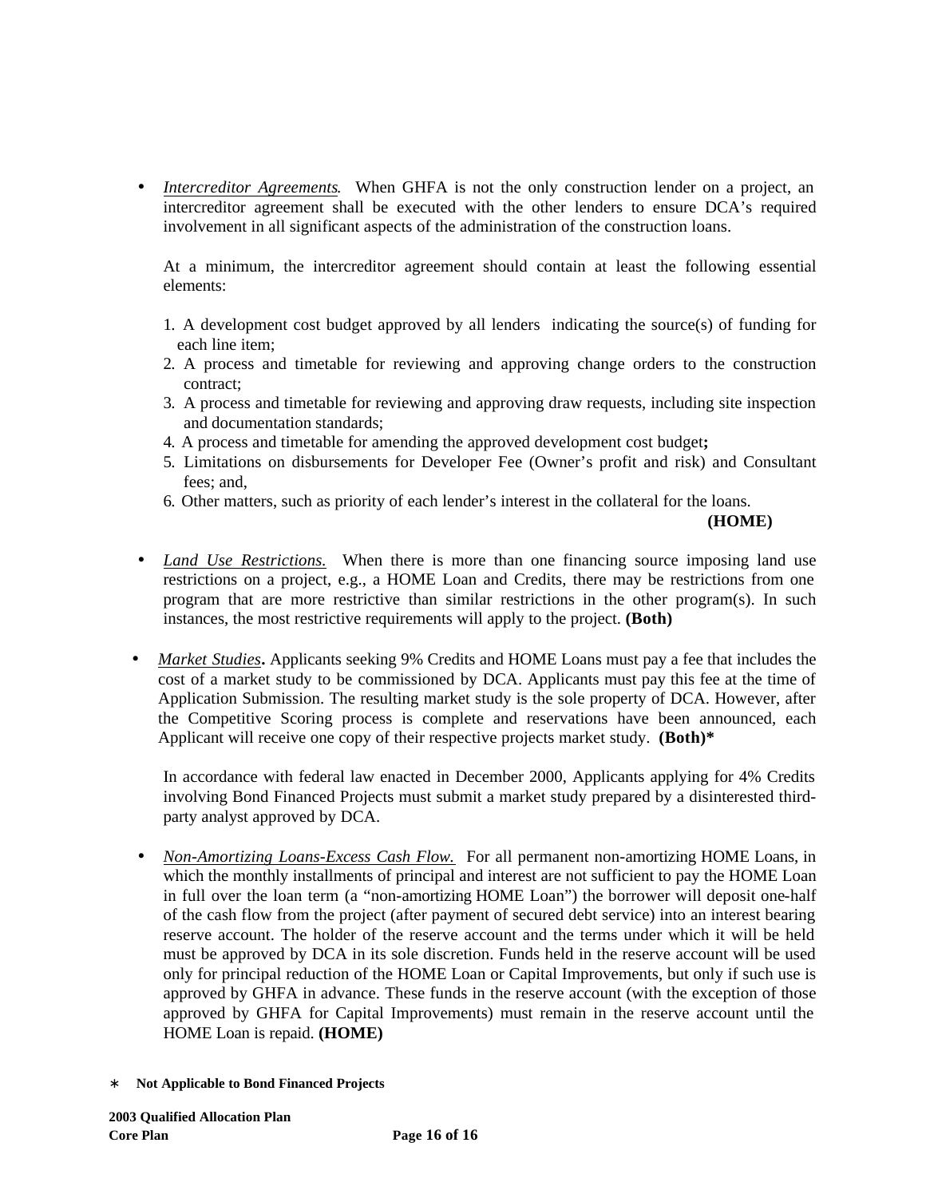- *Intercreditor Agreements*. When GHFA is not the only construction lender on a project, an intercreditor agreement shall be executed with the other lenders to ensure DCA's required involvement in all significant aspects of the administration of the construction loans.

  At a minimum, the intercreditor agreement should contain at least the following essential elements:

  1. A development cost budget approved by all lenders indicating the source(s) of funding for each line item;
  2. A process and timetable for reviewing and approving change orders to the construction contract;
  3. A process and timetable for reviewing and approving draw requests, including site inspection and documentation standards;
  4. A process and timetable for amending the approved development cost budget**;**
  5. Limitations on disbursements for Developer Fee (Owner's profit and risk) and Consultant fees; and,
  6. Other matters, such as priority of each lender's interest in the collateral for the loans.

  **(HOME)**

- *Land Use Restrictions.* When there is more than one financing source imposing land use restrictions on a project, e.g., a HOME Loan and Credits, there may be restrictions from one program that are more restrictive than similar restrictions in the other program(s). In such instances, the most restrictive requirements will apply to the project. **(Both)**

- *Market Studies***.** Applicants seeking 9% Credits and HOME Loans must pay a fee that includes the cost of a market study to be commissioned by DCA. Applicants must pay this fee at the time of Application Submission. The resulting market study is the sole property of DCA. However, after the Competitive Scoring process is complete and reservations have been announced, each Applicant will receive one copy of their respective projects market study. **(Both)***

  In accordance with federal law enacted in December 2000, Applicants applying for 4% Credits involving Bond Financed Projects must submit a market study prepared by a disinterested third-party analyst approved by DCA.

- *Non-Amortizing Loans-Excess Cash Flow.* For all permanent non-amortizing HOME Loans, in which the monthly installments of principal and interest are not sufficient to pay the HOME Loan in full over the loan term (a "non-amortizing HOME Loan") the borrower will deposit one-half of the cash flow from the project (after payment of secured debt service) into an interest bearing reserve account. The holder of the reserve account and the terms under which it will be held must be approved by DCA in its sole discretion. Funds held in the reserve account will be used only for principal reduction of the HOME Loan or Capital Improvements, but only if such use is approved by GHFA in advance. These funds in the reserve account (with the exception of those approved by GHFA for Capital Improvements) must remain in the reserve account until the HOME Loan is repaid. **(HOME)**

\* **Not Applicable to Bond Financed Projects**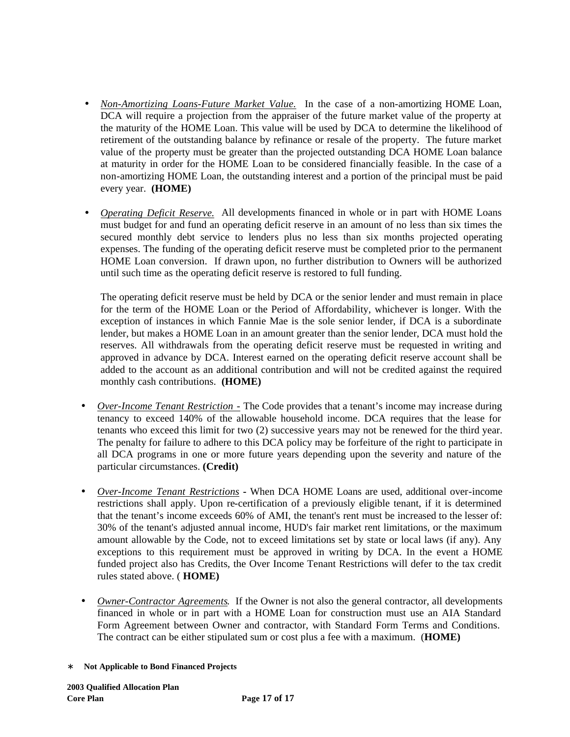- *Non-Amortizing Loans-Future Market Value.* In the case of a non-amortizing HOME Loan, DCA will require a projection from the appraiser of the future market value of the property at the maturity of the HOME Loan. This value will be used by DCA to determine the likelihood of retirement of the outstanding balance by refinance or resale of the property. The future market value of the property must be greater than the projected outstanding DCA HOME Loan balance at maturity in order for the HOME Loan to be considered financially feasible. In the case of a non-amortizing HOME Loan, the outstanding interest and a portion of the principal must be paid every year. **(HOME)**

- *Operating Deficit Reserve.* All developments financed in whole or in part with HOME Loans must budget for and fund an operating deficit reserve in an amount of no less than six times the secured monthly debt service to lenders plus no less than six months projected operating expenses. The funding of the operating deficit reserve must be completed prior to the permanent HOME Loan conversion. If drawn upon, no further distribution to Owners will be authorized until such time as the operating deficit reserve is restored to full funding.

  The operating deficit reserve must be held by DCA or the senior lender and must remain in place for the term of the HOME Loan or the Period of Affordability, whichever is longer. With the exception of instances in which Fannie Mae is the sole senior lender, if DCA is a subordinate lender, but makes a HOME Loan in an amount greater than the senior lender, DCA must hold the reserves. All withdrawals from the operating deficit reserve must be requested in writing and approved in advance by DCA. Interest earned on the operating deficit reserve account shall be added to the account as an additional contribution and will not be credited against the required monthly cash contributions. **(HOME)**

- *Over-Income Tenant Restriction -* The Code provides that a tenant's income may increase during tenancy to exceed 140% of the allowable household income. DCA requires that the lease for tenants who exceed this limit for two (2) successive years may not be renewed for the third year. The penalty for failure to adhere to this DCA policy may be forfeiture of the right to participate in all DCA programs in one or more future years depending upon the severity and nature of the particular circumstances. **(Credit)**

- *Over-Income Tenant Restrictions* - When DCA HOME Loans are used, additional over-income restrictions shall apply. Upon re-certification of a previously eligible tenant, if it is determined that the tenant's income exceeds 60% of AMI, the tenant's rent must be increased to the lesser of: 30% of the tenant's adjusted annual income, HUD's fair market rent limitations, or the maximum amount allowable by the Code, not to exceed limitations set by state or local laws (if any). Any exceptions to this requirement must be approved in writing by DCA. In the event a HOME funded project also has Credits, the Over Income Tenant Restrictions will defer to the tax credit rules stated above. ( **HOME)**

- *Owner-Contractor Agreements.* If the Owner is not also the general contractor, all developments financed in whole or in part with a HOME Loan for construction must use an AIA Standard Form Agreement between Owner and contractor, with Standard Form Terms and Conditions. The contract can be either stipulated sum or cost plus a fee with a maximum. (**HOME)**

∗ **Not Applicable to Bond Financed Projects**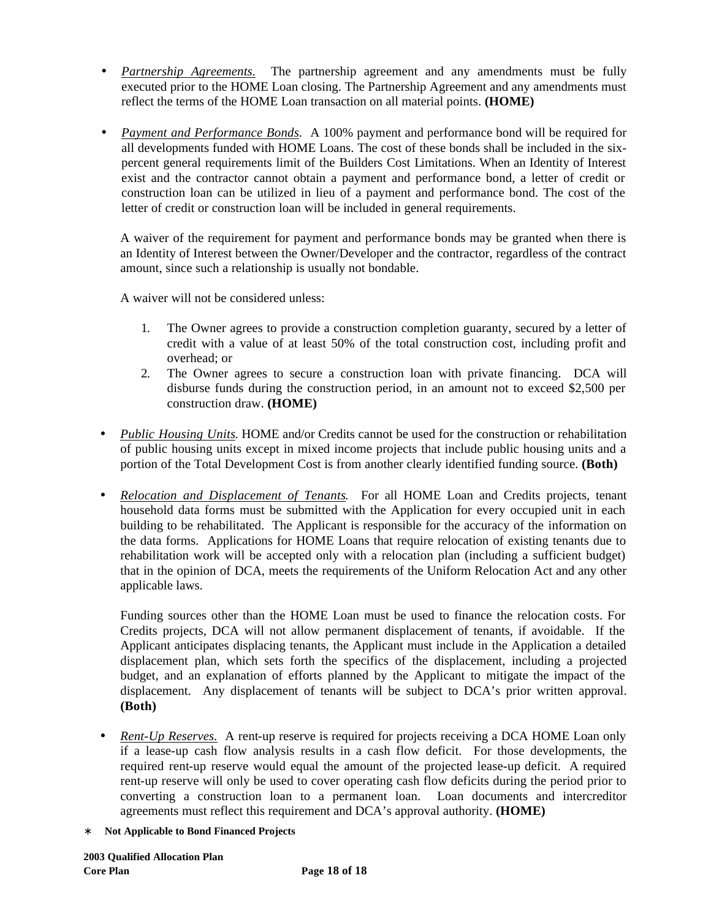- *Partnership Agreements.* The partnership agreement and any amendments must be fully executed prior to the HOME Loan closing. The Partnership Agreement and any amendments must reflect the terms of the HOME Loan transaction on all material points. **(HOME)**

- *Payment and Performance Bonds.* A 100% payment and performance bond will be required for all developments funded with HOME Loans. The cost of these bonds shall be included in the six-percent general requirements limit of the Builders Cost Limitations. When an Identity of Interest exist and the contractor cannot obtain a payment and performance bond, a letter of credit or construction loan can be utilized in lieu of a payment and performance bond. The cost of the letter of credit or construction loan will be included in general requirements.

  A waiver of the requirement for payment and performance bonds may be granted when there is an Identity of Interest between the Owner/Developer and the contractor, regardless of the contract amount, since such a relationship is usually not bondable.

  A waiver will not be considered unless:

  1. The Owner agrees to provide a construction completion guaranty, secured by a letter of credit with a value of at least 50% of the total construction cost, including profit and overhead; or
  2. The Owner agrees to secure a construction loan with private financing. DCA will disburse funds during the construction period, in an amount not to exceed $2,500 per construction draw. **(HOME)**

- *Public Housing Units.* HOME and/or Credits cannot be used for the construction or rehabilitation of public housing units except in mixed income projects that include public housing units and a portion of the Total Development Cost is from another clearly identified funding source. **(Both)**

- *Relocation and Displacement of Tenants.* For all HOME Loan and Credits projects, tenant household data forms must be submitted with the Application for every occupied unit in each building to be rehabilitated. The Applicant is responsible for the accuracy of the information on the data forms. Applications for HOME Loans that require relocation of existing tenants due to rehabilitation work will be accepted only with a relocation plan (including a sufficient budget) that in the opinion of DCA, meets the requirements of the Uniform Relocation Act and any other applicable laws.

  Funding sources other than the HOME Loan must be used to finance the relocation costs. For Credits projects, DCA will not allow permanent displacement of tenants, if avoidable. If the Applicant anticipates displacing tenants, the Applicant must include in the Application a detailed displacement plan, which sets forth the specifics of the displacement, including a projected budget, and an explanation of efforts planned by the Applicant to mitigate the impact of the displacement. Any displacement of tenants will be subject to DCA's prior written approval. **(Both)**

- *Rent-Up Reserves.* A rent-up reserve is required for projects receiving a DCA HOME Loan only if a lease-up cash flow analysis results in a cash flow deficit. For those developments, the required rent-up reserve would equal the amount of the projected lease-up deficit. A required rent-up reserve will only be used to cover operating cash flow deficits during the period prior to converting a construction loan to a permanent loan. Loan documents and intercreditor agreements must reflect this requirement and DCA's approval authority. **(HOME)**

∗ **Not Applicable to Bond Financed Projects**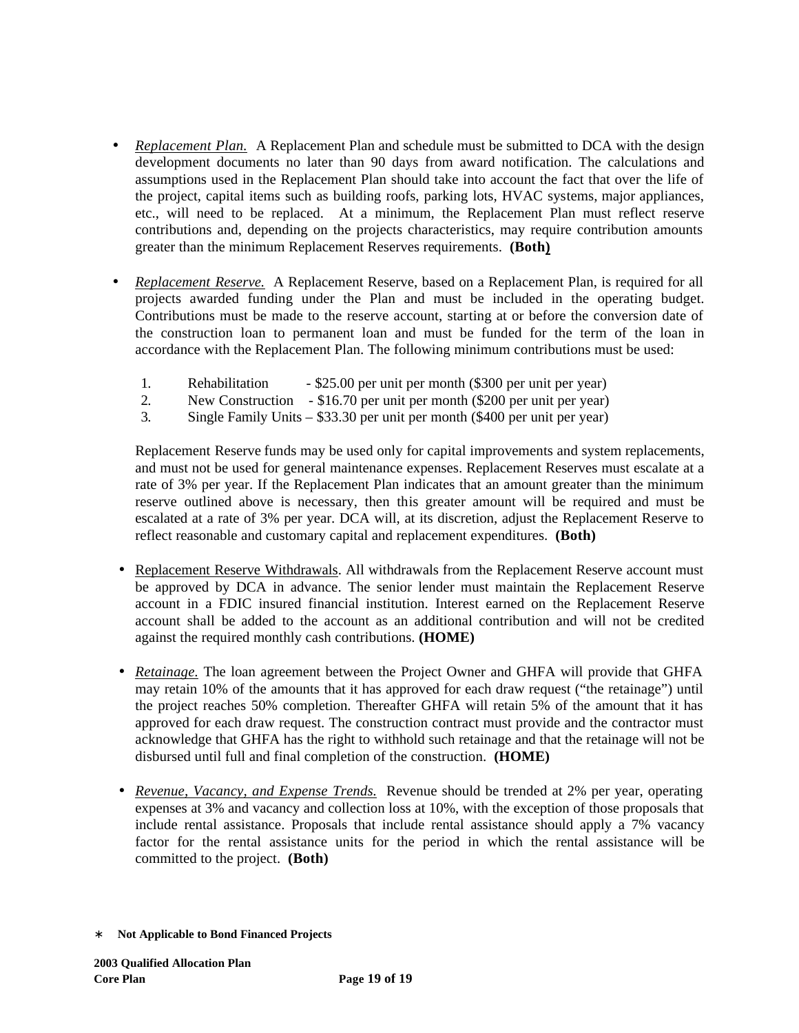- *Replacement Plan.* A Replacement Plan and schedule must be submitted to DCA with the design development documents no later than 90 days from award notification. The calculations and assumptions used in the Replacement Plan should take into account the fact that over the life of the project, capital items such as building roofs, parking lots, HVAC systems, major appliances, etc., will need to be replaced. At a minimum, the Replacement Plan must reflect reserve contributions and, depending on the projects characteristics, may require contribution amounts greater than the minimum Replacement Reserves requirements. **(Both)**

- *Replacement Reserve.* A Replacement Reserve, based on a Replacement Plan, is required for all projects awarded funding under the Plan and must be included in the operating budget. Contributions must be made to the reserve account, starting at or before the conversion date of the construction loan to permanent loan and must be funded for the term of the loan in accordance with the Replacement Plan. The following minimum contributions must be used:

  1. Rehabilitation - $25.00 per unit per month ($300 per unit per year)
  2. New Construction - $16.70 per unit per month ($200 per unit per year)
  3. Single Family Units – $33.30 per unit per month ($400 per unit per year)

  Replacement Reserve funds may be used only for capital improvements and system replacements, and must not be used for general maintenance expenses. Replacement Reserves must escalate at a rate of 3% per year. If the Replacement Plan indicates that an amount greater than the minimum reserve outlined above is necessary, then this greater amount will be required and must be escalated at a rate of 3% per year. DCA will, at its discretion, adjust the Replacement Reserve to reflect reasonable and customary capital and replacement expenditures. **(Both)**

- Replacement Reserve Withdrawals. All withdrawals from the Replacement Reserve account must be approved by DCA in advance. The senior lender must maintain the Replacement Reserve account in a FDIC insured financial institution. Interest earned on the Replacement Reserve account shall be added to the account as an additional contribution and will not be credited against the required monthly cash contributions. **(HOME)**

- *Retainage.* The loan agreement between the Project Owner and GHFA will provide that GHFA may retain 10% of the amounts that it has approved for each draw request ("the retainage") until the project reaches 50% completion. Thereafter GHFA will retain 5% of the amount that it has approved for each draw request. The construction contract must provide and the contractor must acknowledge that GHFA has the right to withhold such retainage and that the retainage will not be disbursed until full and final completion of the construction. **(HOME)**

- *Revenue, Vacancy, and Expense Trends.* Revenue should be trended at 2% per year, operating expenses at 3% and vacancy and collection loss at 10%, with the exception of those proposals that include rental assistance. Proposals that include rental assistance should apply a 7% vacancy factor for the rental assistance units for the period in which the rental assistance will be committed to the project. **(Both)**

∗ **Not Applicable to Bond Financed Projects**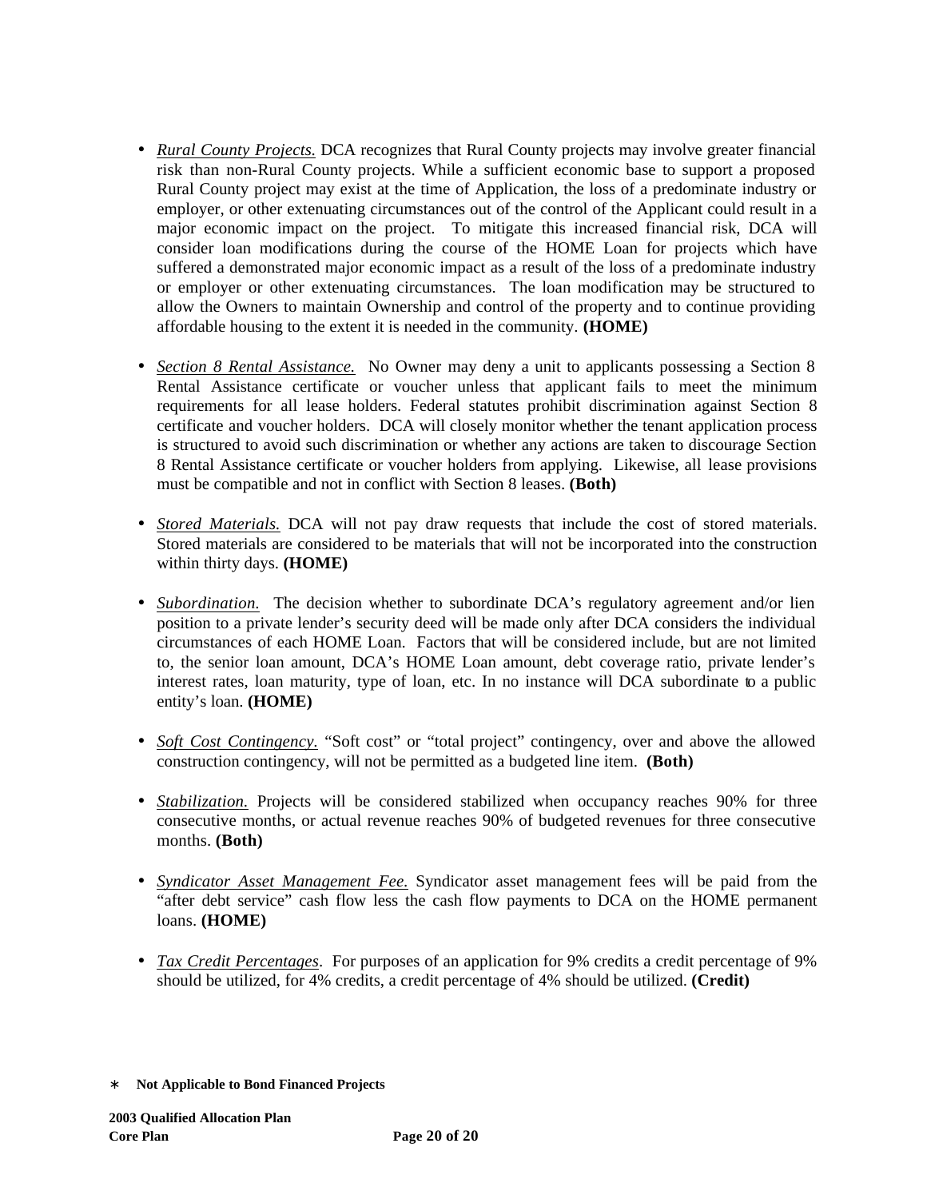- *Rural County Projects.* DCA recognizes that Rural County projects may involve greater financial risk than non-Rural County projects. While a sufficient economic base to support a proposed Rural County project may exist at the time of Application, the loss of a predominate industry or employer, or other extenuating circumstances out of the control of the Applicant could result in a major economic impact on the project. To mitigate this increased financial risk, DCA will consider loan modifications during the course of the HOME Loan for projects which have suffered a demonstrated major economic impact as a result of the loss of a predominate industry or employer or other extenuating circumstances. The loan modification may be structured to allow the Owners to maintain Ownership and control of the property and to continue providing affordable housing to the extent it is needed in the community. **(HOME)**

- *Section 8 Rental Assistance.* No Owner may deny a unit to applicants possessing a Section 8 Rental Assistance certificate or voucher unless that applicant fails to meet the minimum requirements for all lease holders. Federal statutes prohibit discrimination against Section 8 certificate and voucher holders. DCA will closely monitor whether the tenant application process is structured to avoid such discrimination or whether any actions are taken to discourage Section 8 Rental Assistance certificate or voucher holders from applying. Likewise, all lease provisions must be compatible and not in conflict with Section 8 leases. **(Both)**

- *Stored Materials.* DCA will not pay draw requests that include the cost of stored materials. Stored materials are considered to be materials that will not be incorporated into the construction within thirty days. **(HOME)**

- *Subordination.* The decision whether to subordinate DCA's regulatory agreement and/or lien position to a private lender's security deed will be made only after DCA considers the individual circumstances of each HOME Loan. Factors that will be considered include, but are not limited to, the senior loan amount, DCA's HOME Loan amount, debt coverage ratio, private lender's interest rates, loan maturity, type of loan, etc. In no instance will DCA subordinate to a public entity's loan. **(HOME)**

- *Soft Cost Contingency.* "Soft cost" or "total project" contingency, over and above the allowed construction contingency, will not be permitted as a budgeted line item. **(Both)**

- *Stabilization.* Projects will be considered stabilized when occupancy reaches 90% for three consecutive months, or actual revenue reaches 90% of budgeted revenues for three consecutive months. **(Both)**

- *Syndicator Asset Management Fee.* Syndicator asset management fees will be paid from the "after debt service" cash flow less the cash flow payments to DCA on the HOME permanent loans. **(HOME)**

- *Tax Credit Percentages*. For purposes of an application for 9% credits a credit percentage of 9% should be utilized, for 4% credits, a credit percentage of 4% should be utilized. **(Credit)**

∗ **Not Applicable to Bond Financed Projects**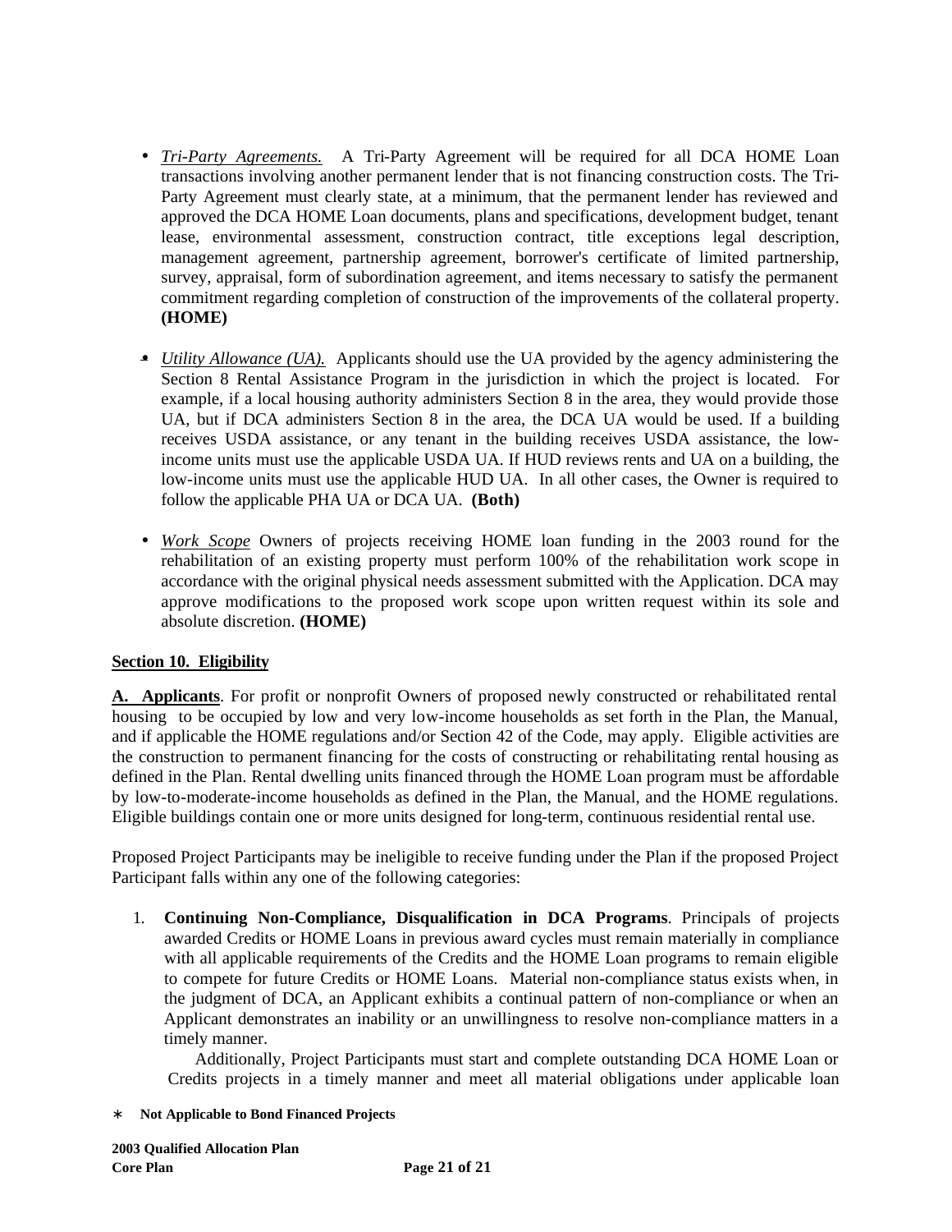- *Tri-Party Agreements.* A Tri-Party Agreement will be required for all DCA HOME Loan transactions involving another permanent lender that is not financing construction costs. The Tri-Party Agreement must clearly state, at a minimum, that the permanent lender has reviewed and approved the DCA HOME Loan documents, plans and specifications, development budget, tenant lease, environmental assessment, construction contract, title exceptions legal description, management agreement, partnership agreement, borrower's certificate of limited partnership, survey, appraisal, form of subordination agreement, and items necessary to satisfy the permanent commitment regarding completion of construction of the improvements of the collateral property. **(HOME)**

- *Utility Allowance (UA).* Applicants should use the UA provided by the agency administering the Section 8 Rental Assistance Program in the jurisdiction in which the project is located. For example, if a local housing authority administers Section 8 in the area, they would provide those UA, but if DCA administers Section 8 in the area, the DCA UA would be used. If a building receives USDA assistance, or any tenant in the building receives USDA assistance, the low-income units must use the applicable USDA UA. If HUD reviews rents and UA on a building, the low-income units must use the applicable HUD UA. In all other cases, the Owner is required to follow the applicable PHA UA or DCA UA. **(Both)**

- *Work Scope* Owners of projects receiving HOME loan funding in the 2003 round for the rehabilitation of an existing property must perform 100% of the rehabilitation work scope in accordance with the original physical needs assessment submitted with the Application. DCA may approve modifications to the proposed work scope upon written request within its sole and absolute discretion. **(HOME)**

## Section 10. Eligibility

**A. Applicants**. For profit or nonprofit Owners of proposed newly constructed or rehabilitated rental housing to be occupied by low and very low-income households as set forth in the Plan, the Manual, and if applicable the HOME regulations and/or Section 42 of the Code, may apply. Eligible activities are the construction to permanent financing for the costs of constructing or rehabilitating rental housing as defined in the Plan. Rental dwelling units financed through the HOME Loan program must be affordable by low-to-moderate-income households as defined in the Plan, the Manual, and the HOME regulations. Eligible buildings contain one or more units designed for long-term, continuous residential rental use.

Proposed Project Participants may be ineligible to receive funding under the Plan if the proposed Project Participant falls within any one of the following categories:

1. **Continuing Non-Compliance, Disqualification in DCA Programs**. Principals of projects awarded Credits or HOME Loans in previous award cycles must remain materially in compliance with all applicable requirements of the Credits and the HOME Loan programs to remain eligible to compete for future Credits or HOME Loans. Material non-compliance status exists when, in the judgment of DCA, an Applicant exhibits a continual pattern of non-compliance or when an Applicant demonstrates an inability or an unwillingness to resolve non-compliance matters in a timely manner.

   Additionally, Project Participants must start and complete outstanding DCA HOME Loan or Credits projects in a timely manner and meet all material obligations under applicable loan

∗ **Not Applicable to Bond Financed Projects**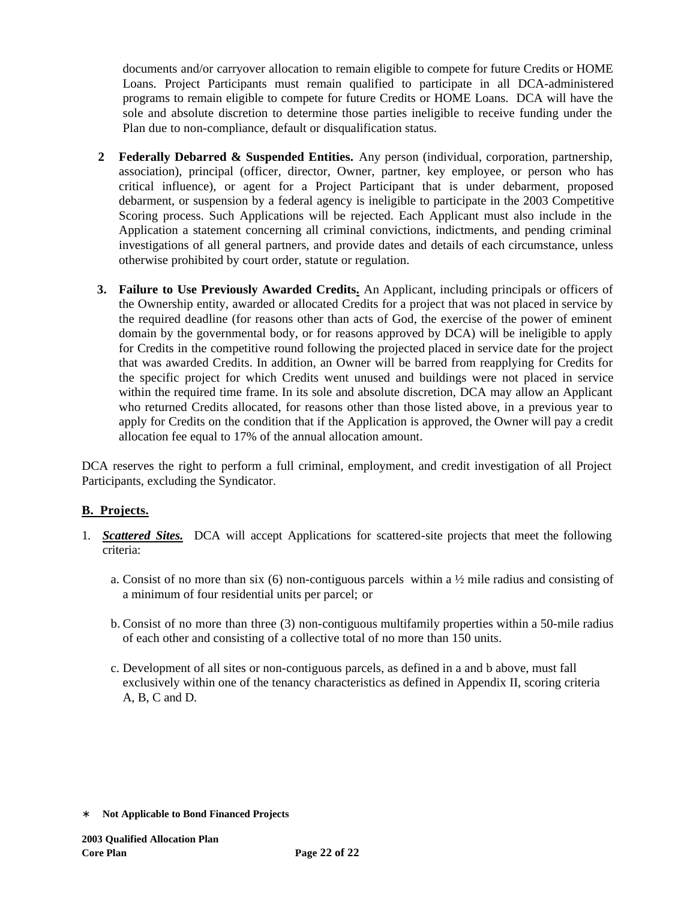documents and/or carryover allocation to remain eligible to compete for future Credits or HOME Loans. Project Participants must remain qualified to participate in all DCA-administered programs to remain eligible to compete for future Credits or HOME Loans. DCA will have the sole and absolute discretion to determine those parties ineligible to receive funding under the Plan due to non-compliance, default or disqualification status.

2 **Federally Debarred & Suspended Entities.** Any person (individual, corporation, partnership, association), principal (officer, director, Owner, partner, key employee, or person who has critical influence), or agent for a Project Participant that is under debarment, proposed debarment, or suspension by a federal agency is ineligible to participate in the 2003 Competitive Scoring process. Such Applications will be rejected. Each Applicant must also include in the Application a statement concerning all criminal convictions, indictments, and pending criminal investigations of all general partners, and provide dates and details of each circumstance, unless otherwise prohibited by court order, statute or regulation.

3. **Failure to Use Previously Awarded Credits.** An Applicant, including principals or officers of the Ownership entity, awarded or allocated Credits for a project that was not placed in service by the required deadline (for reasons other than acts of God, the exercise of the power of eminent domain by the governmental body, or for reasons approved by DCA) will be ineligible to apply for Credits in the competitive round following the projected placed in service date for the project that was awarded Credits. In addition, an Owner will be barred from reapplying for Credits for the specific project for which Credits went unused and buildings were not placed in service within the required time frame. In its sole and absolute discretion, DCA may allow an Applicant who returned Credits allocated, for reasons other than those listed above, in a previous year to apply for Credits on the condition that if the Application is approved, the Owner will pay a credit allocation fee equal to 17% of the annual allocation amount.

DCA reserves the right to perform a full criminal, employment, and credit investigation of all Project Participants, excluding the Syndicator.

## B. Projects.

1. ***Scattered Sites.*** DCA will accept Applications for scattered-site projects that meet the following criteria:

   a. Consist of no more than six (6) non-contiguous parcels within a ½ mile radius and consisting of a minimum of four residential units per parcel; or

   b. Consist of no more than three (3) non-contiguous multifamily properties within a 50-mile radius of each other and consisting of a collective total of no more than 150 units.

   c. Development of all sites or non-contiguous parcels, as defined in a and b above, must fall exclusively within one of the tenancy characteristics as defined in Appendix II, scoring criteria A, B, C and D.

∗ **Not Applicable to Bond Financed Projects**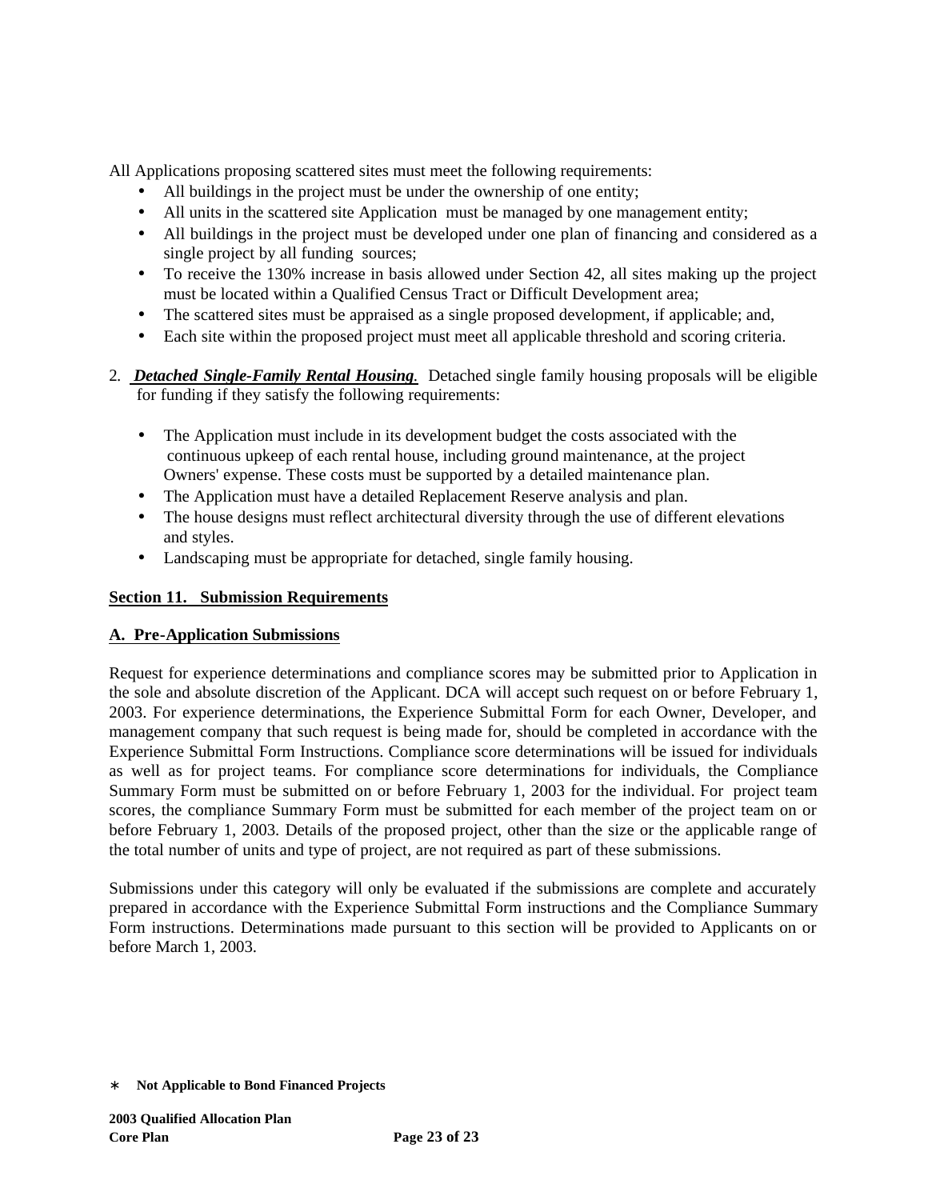All Applications proposing scattered sites must meet the following requirements:

- All buildings in the project must be under the ownership of one entity;
- All units in the scattered site Application must be managed by one management entity;
- All buildings in the project must be developed under one plan of financing and considered as a single project by all funding sources;
- To receive the 130% increase in basis allowed under Section 42, all sites making up the project must be located within a Qualified Census Tract or Difficult Development area;
- The scattered sites must be appraised as a single proposed development, if applicable; and,
- Each site within the proposed project must meet all applicable threshold and scoring criteria.

2. ***Detached Single-Family Rental Housing.*** Detached single family housing proposals will be eligible for funding if they satisfy the following requirements:

- The Application must include in its development budget the costs associated with the continuous upkeep of each rental house, including ground maintenance, at the project Owners' expense. These costs must be supported by a detailed maintenance plan.
- The Application must have a detailed Replacement Reserve analysis and plan.
- The house designs must reflect architectural diversity through the use of different elevations and styles.
- Landscaping must be appropriate for detached, single family housing.

## Section 11. Submission Requirements

### A. Pre-Application Submissions

Request for experience determinations and compliance scores may be submitted prior to Application in the sole and absolute discretion of the Applicant. DCA will accept such request on or before February 1, 2003. For experience determinations, the Experience Submittal Form for each Owner, Developer, and management company that such request is being made for, should be completed in accordance with the Experience Submittal Form Instructions. Compliance score determinations will be issued for individuals as well as for project teams. For compliance score determinations for individuals, the Compliance Summary Form must be submitted on or before February 1, 2003 for the individual. For project team scores, the compliance Summary Form must be submitted for each member of the project team on or before February 1, 2003. Details of the proposed project, other than the size or the applicable range of the total number of units and type of project, are not required as part of these submissions.

Submissions under this category will only be evaluated if the submissions are complete and accurately prepared in accordance with the Experience Submittal Form instructions and the Compliance Summary Form instructions. Determinations made pursuant to this section will be provided to Applicants on or before March 1, 2003.

∗ **Not Applicable to Bond Financed Projects**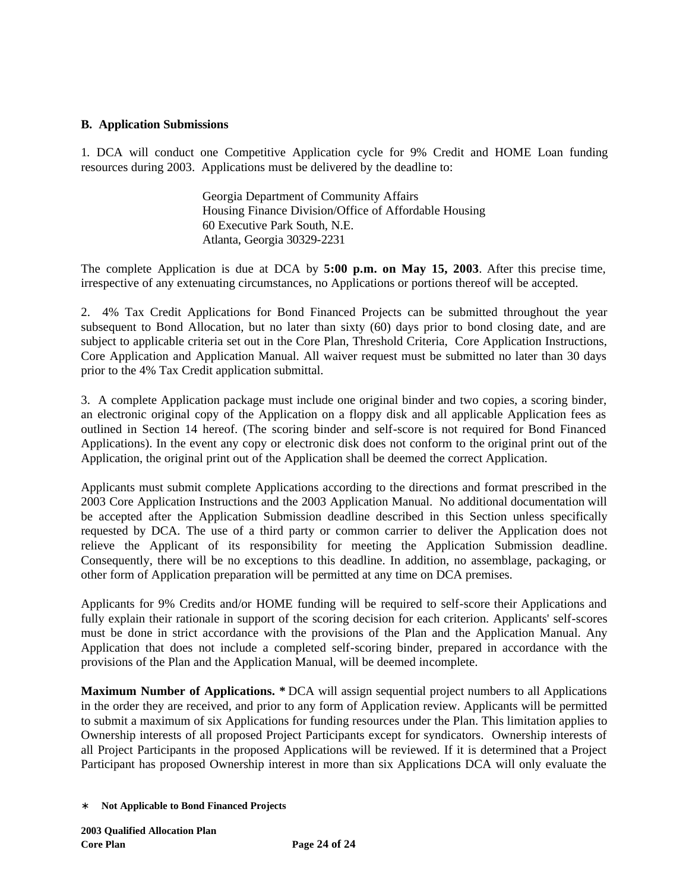**B. Application Submissions**

1. DCA will conduct one Competitive Application cycle for 9% Credit and HOME Loan funding resources during 2003. Applications must be delivered by the deadline to:

> Georgia Department of Community Affairs
> Housing Finance Division/Office of Affordable Housing
> 60 Executive Park South, N.E.
> Atlanta, Georgia 30329-2231

The complete Application is due at DCA by **5:00 p.m. on May 15, 2003**. After this precise time, irrespective of any extenuating circumstances, no Applications or portions thereof will be accepted.

2. 4% Tax Credit Applications for Bond Financed Projects can be submitted throughout the year subsequent to Bond Allocation, but no later than sixty (60) days prior to bond closing date, and are subject to applicable criteria set out in the Core Plan, Threshold Criteria, Core Application Instructions, Core Application and Application Manual. All waiver request must be submitted no later than 30 days prior to the 4% Tax Credit application submittal.

3. A complete Application package must include one original binder and two copies, a scoring binder, an electronic original copy of the Application on a floppy disk and all applicable Application fees as outlined in Section 14 hereof. (The scoring binder and self-score is not required for Bond Financed Applications). In the event any copy or electronic disk does not conform to the original print out of the Application, the original print out of the Application shall be deemed the correct Application.

Applicants must submit complete Applications according to the directions and format prescribed in the 2003 Core Application Instructions and the 2003 Application Manual. No additional documentation will be accepted after the Application Submission deadline described in this Section unless specifically requested by DCA. The use of a third party or common carrier to deliver the Application does not relieve the Applicant of its responsibility for meeting the Application Submission deadline. Consequently, there will be no exceptions to this deadline. In addition, no assemblage, packaging, or other form of Application preparation will be permitted at any time on DCA premises.

Applicants for 9% Credits and/or HOME funding will be required to self-score their Applications and fully explain their rationale in support of the scoring decision for each criterion. Applicants' self-scores must be done in strict accordance with the provisions of the Plan and the Application Manual. Any Application that does not include a completed self-scoring binder, prepared in accordance with the provisions of the Plan and the Application Manual, will be deemed incomplete.

**Maximum Number of Applications. *** DCA will assign sequential project numbers to all Applications in the order they are received, and prior to any form of Application review. Applicants will be permitted to submit a maximum of six Applications for funding resources under the Plan. This limitation applies to Ownership interests of all proposed Project Participants except for syndicators. Ownership interests of all Project Participants in the proposed Applications will be reviewed. If it is determined that a Project Participant has proposed Ownership interest in more than six Applications DCA will only evaluate the

∗ **Not Applicable to Bond Financed Projects**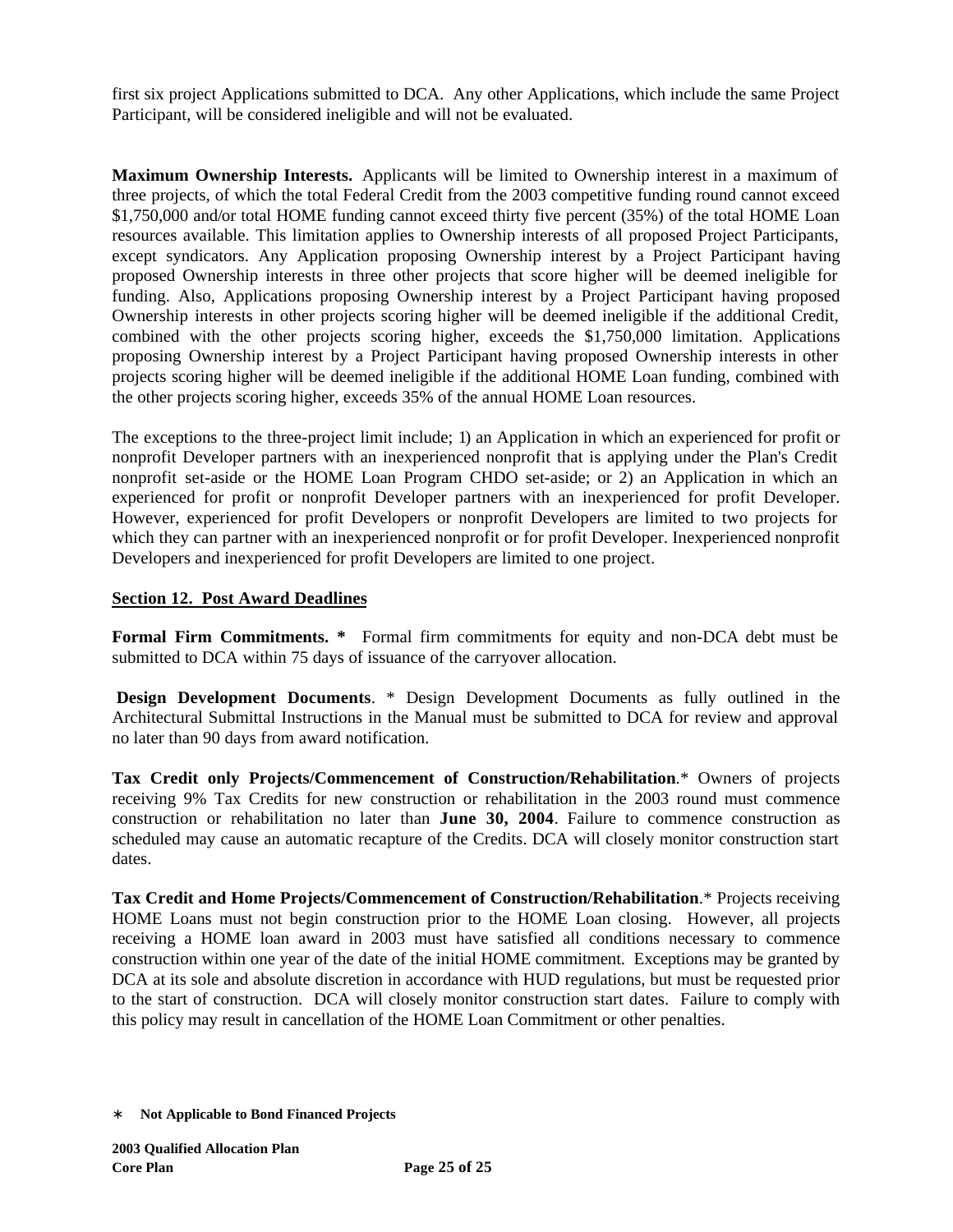first six project Applications submitted to DCA. Any other Applications, which include the same Project Participant, will be considered ineligible and will not be evaluated.

**Maximum Ownership Interests.** Applicants will be limited to Ownership interest in a maximum of three projects, of which the total Federal Credit from the 2003 competitive funding round cannot exceed $1,750,000 and/or total HOME funding cannot exceed thirty five percent (35%) of the total HOME Loan resources available. This limitation applies to Ownership interests of all proposed Project Participants, except syndicators. Any Application proposing Ownership interest by a Project Participant having proposed Ownership interests in three other projects that score higher will be deemed ineligible for funding. Also, Applications proposing Ownership interest by a Project Participant having proposed Ownership interests in other projects scoring higher will be deemed ineligible if the additional Credit, combined with the other projects scoring higher, exceeds the $1,750,000 limitation. Applications proposing Ownership interest by a Project Participant having proposed Ownership interests in other projects scoring higher will be deemed ineligible if the additional HOME Loan funding, combined with the other projects scoring higher, exceeds 35% of the annual HOME Loan resources.

The exceptions to the three-project limit include; 1) an Application in which an experienced for profit or nonprofit Developer partners with an inexperienced nonprofit that is applying under the Plan's Credit nonprofit set-aside or the HOME Loan Program CHDO set-aside; or 2) an Application in which an experienced for profit or nonprofit Developer partners with an inexperienced for profit Developer. However, experienced for profit Developers or nonprofit Developers are limited to two projects for which they can partner with an inexperienced nonprofit or for profit Developer. Inexperienced nonprofit Developers and inexperienced for profit Developers are limited to one project.

## Section 12. Post Award Deadlines

**Formal Firm Commitments. *** Formal firm commitments for equity and non-DCA debt must be submitted to DCA within 75 days of issuance of the carryover allocation.

**Design Development Documents**. * Design Development Documents as fully outlined in the Architectural Submittal Instructions in the Manual must be submitted to DCA for review and approval no later than 90 days from award notification.

**Tax Credit only Projects/Commencement of Construction/Rehabilitation**.* Owners of projects receiving 9% Tax Credits for new construction or rehabilitation in the 2003 round must commence construction or rehabilitation no later than **June 30, 2004**. Failure to commence construction as scheduled may cause an automatic recapture of the Credits. DCA will closely monitor construction start dates.

**Tax Credit and Home Projects/Commencement of Construction/Rehabilitation**.* Projects receiving HOME Loans must not begin construction prior to the HOME Loan closing. However, all projects receiving a HOME loan award in 2003 must have satisfied all conditions necessary to commence construction within one year of the date of the initial HOME commitment. Exceptions may be granted by DCA at its sole and absolute discretion in accordance with HUD regulations, but must be requested prior to the start of construction. DCA will closely monitor construction start dates. Failure to comply with this policy may result in cancellation of the HOME Loan Commitment or other penalties.

\* **Not Applicable to Bond Financed Projects**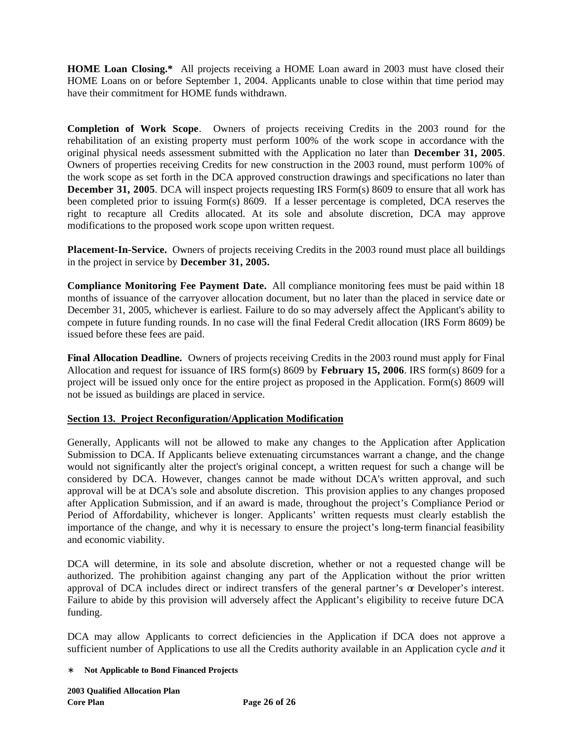**HOME Loan Closing.*** All projects receiving a HOME Loan award in 2003 must have closed their HOME Loans on or before September 1, 2004. Applicants unable to close within that time period may have their commitment for HOME funds withdrawn.

**Completion of Work Scope**. Owners of projects receiving Credits in the 2003 round for the rehabilitation of an existing property must perform 100% of the work scope in accordance with the original physical needs assessment submitted with the Application no later than **December 31, 2005**. Owners of properties receiving Credits for new construction in the 2003 round, must perform 100% of the work scope as set forth in the DCA approved construction drawings and specifications no later than **December 31, 2005**. DCA will inspect projects requesting IRS Form(s) 8609 to ensure that all work has been completed prior to issuing Form(s) 8609. If a lesser percentage is completed, DCA reserves the right to recapture all Credits allocated. At its sole and absolute discretion, DCA may approve modifications to the proposed work scope upon written request.

**Placement-In-Service.** Owners of projects receiving Credits in the 2003 round must place all buildings in the project in service by **December 31, 2005.**

**Compliance Monitoring Fee Payment Date.** All compliance monitoring fees must be paid within 18 months of issuance of the carryover allocation document, but no later than the placed in service date or December 31, 2005, whichever is earliest. Failure to do so may adversely affect the Applicant's ability to compete in future funding rounds. In no case will the final Federal Credit allocation (IRS Form 8609) be issued before these fees are paid.

**Final Allocation Deadline.** Owners of projects receiving Credits in the 2003 round must apply for Final Allocation and request for issuance of IRS form(s) 8609 by **February 15, 2006**. IRS form(s) 8609 for a project will be issued only once for the entire project as proposed in the Application. Form(s) 8609 will not be issued as buildings are placed in service.

**Section 13. Project Reconfiguration/Application Modification**

Generally, Applicants will not be allowed to make any changes to the Application after Application Submission to DCA. If Applicants believe extenuating circumstances warrant a change, and the change would not significantly alter the project's original concept, a written request for such a change will be considered by DCA. However, changes cannot be made without DCA's written approval, and such approval will be at DCA's sole and absolute discretion. This provision applies to any changes proposed after Application Submission, and if an award is made, throughout the project's Compliance Period or Period of Affordability, whichever is longer. Applicants' written requests must clearly establish the importance of the change, and why it is necessary to ensure the project's long-term financial feasibility and economic viability.

DCA will determine, in its sole and absolute discretion, whether or not a requested change will be authorized. The prohibition against changing any part of the Application without the prior written approval of DCA includes direct or indirect transfers of the general partner's or Developer's interest. Failure to abide by this provision will adversely affect the Applicant's eligibility to receive future DCA funding.

DCA may allow Applicants to correct deficiencies in the Application if DCA does not approve a sufficient number of Applications to use all the Credits authority available in an Application cycle *and* it

\* **Not Applicable to Bond Financed Projects**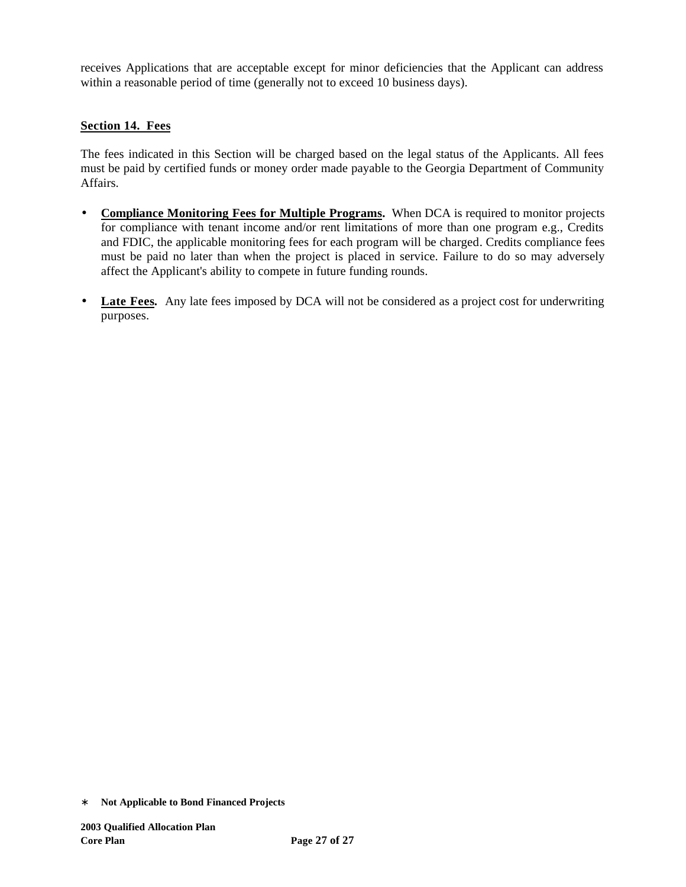receives Applications that are acceptable except for minor deficiencies that the Applicant can address within a reasonable period of time (generally not to exceed 10 business days).

## Section 14. Fees

The fees indicated in this Section will be charged based on the legal status of the Applicants. All fees must be paid by certified funds or money order made payable to the Georgia Department of Community Affairs.

- **Compliance Monitoring Fees for Multiple Programs.** When DCA is required to monitor projects for compliance with tenant income and/or rent limitations of more than one program e.g., Credits and FDIC, the applicable monitoring fees for each program will be charged. Credits compliance fees must be paid no later than when the project is placed in service. Failure to do so may adversely affect the Applicant's ability to compete in future funding rounds.

- **Late Fees.** Any late fees imposed by DCA will not be considered as a project cost for underwriting purposes.

∗ **Not Applicable to Bond Financed Projects**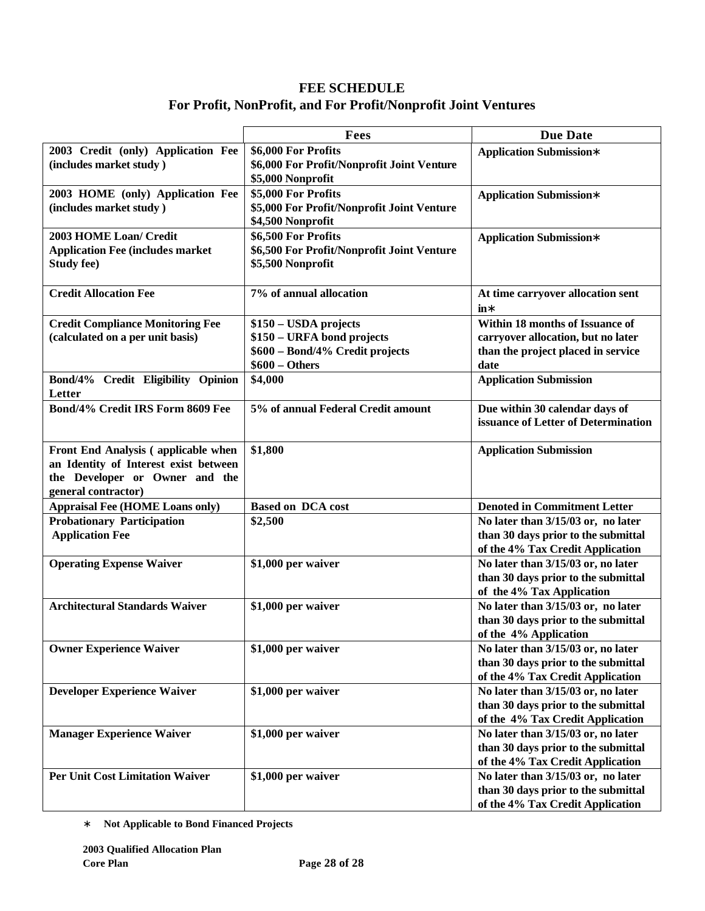## FEE SCHEDULE

### For Profit, NonProfit, and For Profit/Nonprofit Joint Ventures

| | Fees | Due Date |
|---|---|---|
| **2003 Credit (only) Application Fee (includes market study )** | **$6,000 For Profits<br>$6,000 For Profit/Nonprofit Joint Venture<br>$5,000 Nonprofit** | **Application Submission∗** |
| **2003 HOME (only) Application Fee (includes market study )** | **$5,000 For Profits<br>$5,000 For Profit/Nonprofit Joint Venture<br>$4,500 Nonprofit** | **Application Submission∗** |
| **2003 HOME Loan/ Credit Application Fee (includes market Study fee)** | **$6,500 For Profits<br>$6,500 For Profit/Nonprofit Joint Venture<br>$5,500 Nonprofit** | **Application Submission∗** |
| **Credit Allocation Fee** | **7% of annual allocation** | **At time carryover allocation sent in∗** |
| **Credit Compliance Monitoring Fee (calculated on a per unit basis)** | **$150 – USDA projects<br>$150 – URFA bond projects<br>$600 – Bond/4% Credit projects<br>$600 – Others** | **Within 18 months of Issuance of carryover allocation, but no later than the project placed in service date** |
| **Bond/4% Credit Eligibility Opinion Letter** | **$4,000** | **Application Submission** |
| **Bond/4% Credit IRS Form 8609 Fee** | **5% of annual Federal Credit amount** | **Due within 30 calendar days of issuance of Letter of Determination** |
| **Front End Analysis ( applicable when an Identity of Interest exist between the Developer or Owner and the general contractor)** | **$1,800** | **Application Submission** |
| **Appraisal Fee (HOME Loans only)** | **Based on DCA cost** | **Denoted in Commitment Letter** |
| **Probationary Participation Application Fee** | **$2,500** | **No later than 3/15/03 or, no later than 30 days prior to the submittal of the 4% Tax Credit Application** |
| **Operating Expense Waiver** | **$1,000 per waiver** | **No later than 3/15/03 or, no later than 30 days prior to the submittal of the 4% Tax Application** |
| **Architectural Standards Waiver** | **$1,000 per waiver** | **No later than 3/15/03 or, no later than 30 days prior to the submittal of the 4% Application** |
| **Owner Experience Waiver** | **$1,000 per waiver** | **No later than 3/15/03 or, no later than 30 days prior to the submittal of the 4% Tax Credit Application** |
| **Developer Experience Waiver** | **$1,000 per waiver** | **No later than 3/15/03 or, no later than 30 days prior to the submittal of the 4% Tax Credit Application** |
| **Manager Experience Waiver** | **$1,000 per waiver** | **No later than 3/15/03 or, no later than 30 days prior to the submittal of the 4% Tax Credit Application** |
| **Per Unit Cost Limitation Waiver** | **$1,000 per waiver** | **No later than 3/15/03 or, no later than 30 days prior to the submittal of the 4% Tax Credit Application** |

∗ **Not Applicable to Bond Financed Projects**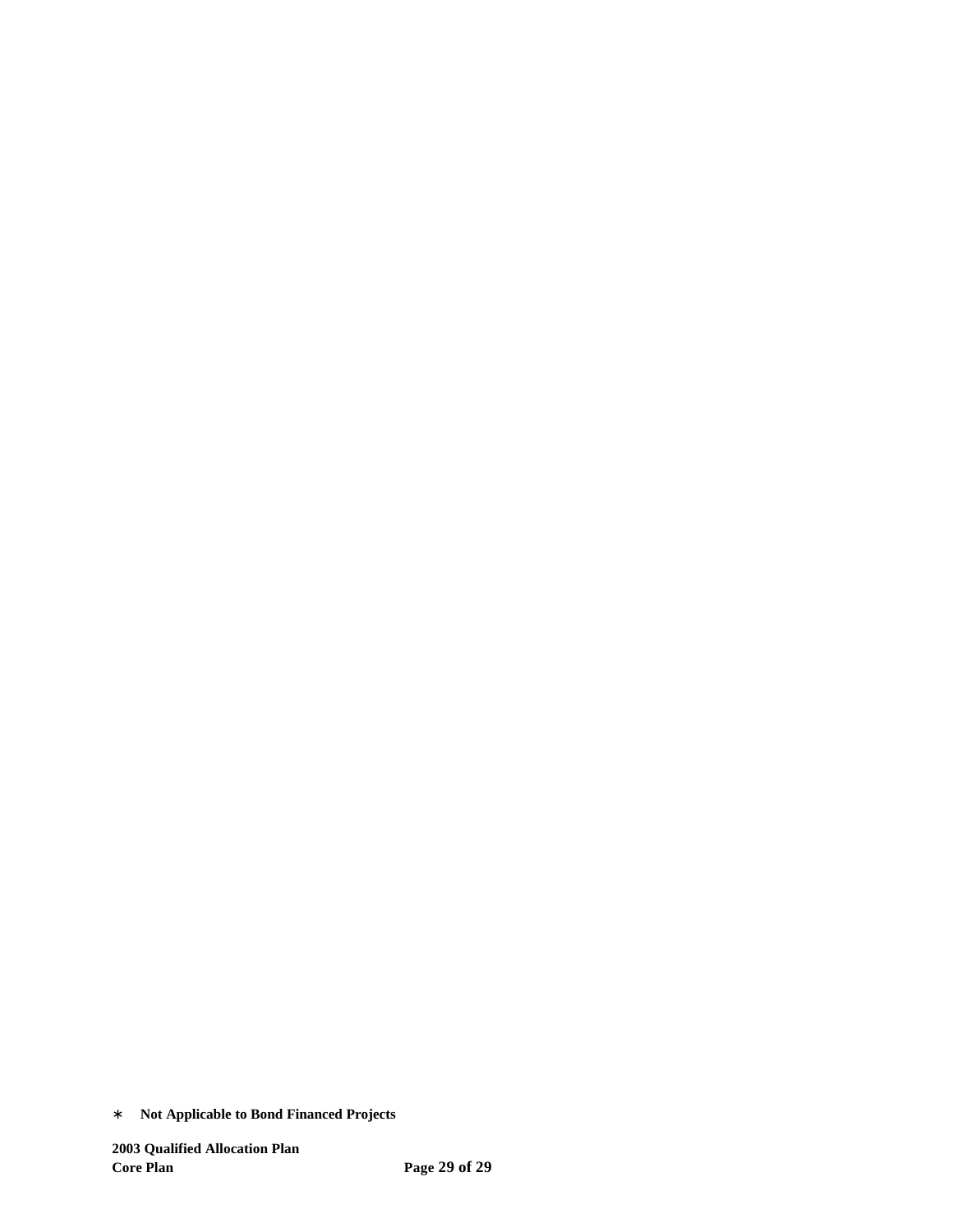* Not Applicable to Bond Financed Projects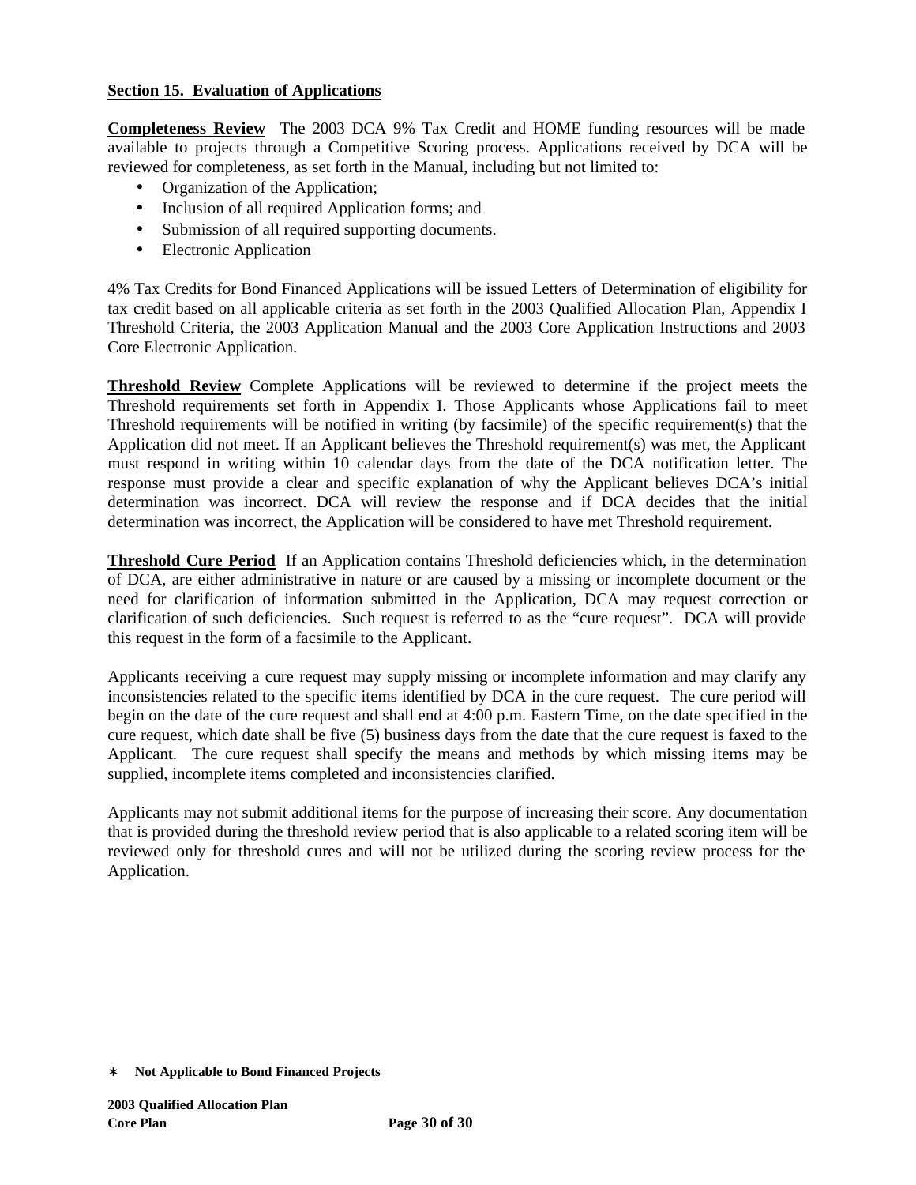**Section 15. Evaluation of Applications**

**Completeness Review** The 2003 DCA 9% Tax Credit and HOME funding resources will be made available to projects through a Competitive Scoring process. Applications received by DCA will be reviewed for completeness, as set forth in the Manual, including but not limited to:

- Organization of the Application;
- Inclusion of all required Application forms; and
- Submission of all required supporting documents.
- Electronic Application

4% Tax Credits for Bond Financed Applications will be issued Letters of Determination of eligibility for tax credit based on all applicable criteria as set forth in the 2003 Qualified Allocation Plan, Appendix I Threshold Criteria, the 2003 Application Manual and the 2003 Core Application Instructions and 2003 Core Electronic Application.

**Threshold Review** Complete Applications will be reviewed to determine if the project meets the Threshold requirements set forth in Appendix I. Those Applicants whose Applications fail to meet Threshold requirements will be notified in writing (by facsimile) of the specific requirement(s) that the Application did not meet. If an Applicant believes the Threshold requirement(s) was met, the Applicant must respond in writing within 10 calendar days from the date of the DCA notification letter. The response must provide a clear and specific explanation of why the Applicant believes DCA's initial determination was incorrect. DCA will review the response and if DCA decides that the initial determination was incorrect, the Application will be considered to have met Threshold requirement.

**Threshold Cure Period** If an Application contains Threshold deficiencies which, in the determination of DCA, are either administrative in nature or are caused by a missing or incomplete document or the need for clarification of information submitted in the Application, DCA may request correction or clarification of such deficiencies. Such request is referred to as the "cure request". DCA will provide this request in the form of a facsimile to the Applicant.

Applicants receiving a cure request may supply missing or incomplete information and may clarify any inconsistencies related to the specific items identified by DCA in the cure request. The cure period will begin on the date of the cure request and shall end at 4:00 p.m. Eastern Time, on the date specified in the cure request, which date shall be five (5) business days from the date that the cure request is faxed to the Applicant. The cure request shall specify the means and methods by which missing items may be supplied, incomplete items completed and inconsistencies clarified.

Applicants may not submit additional items for the purpose of increasing their score. Any documentation that is provided during the threshold review period that is also applicable to a related scoring item will be reviewed only for threshold cures and will not be utilized during the scoring review process for the Application.

∗ **Not Applicable to Bond Financed Projects**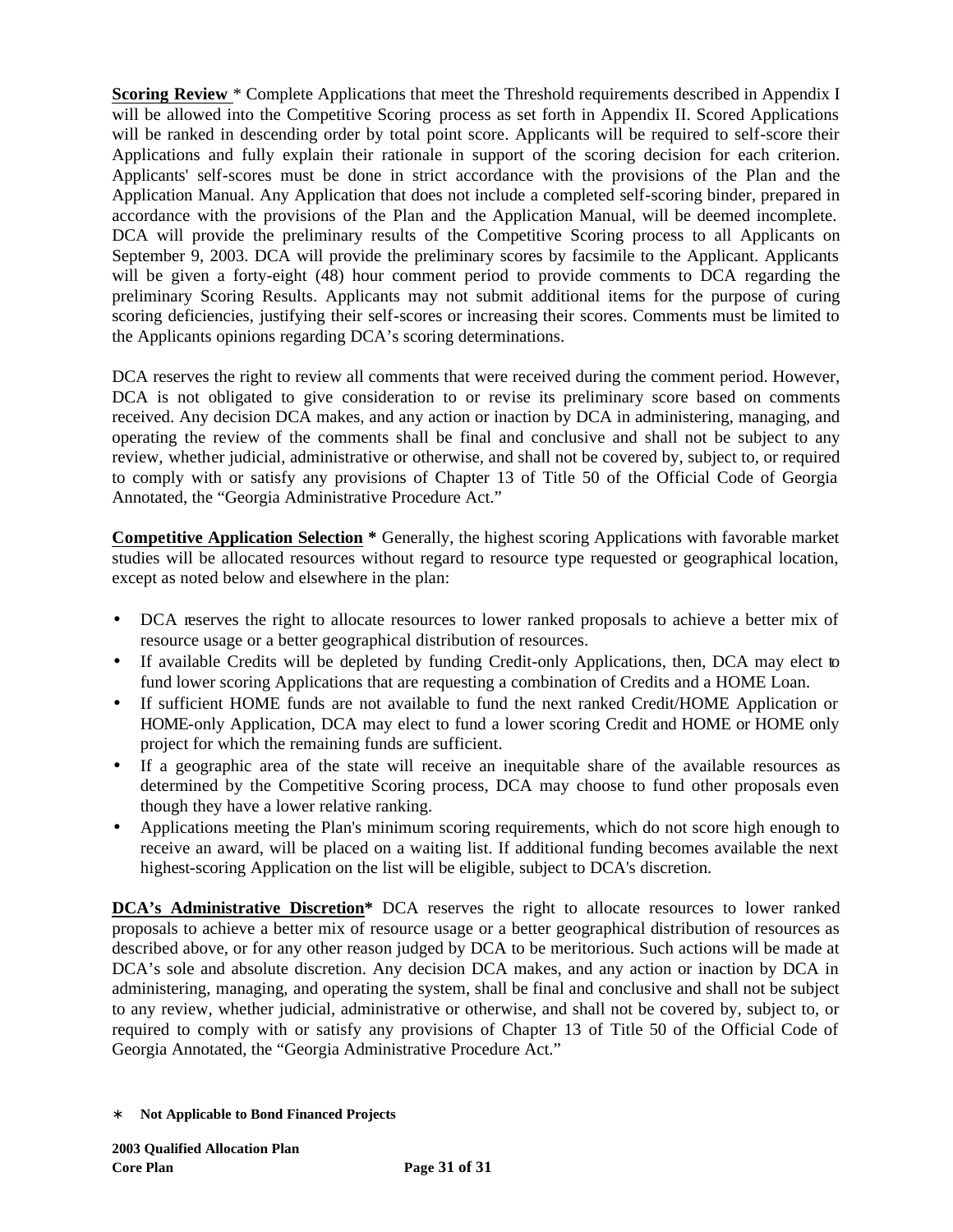**Scoring Review** * Complete Applications that meet the Threshold requirements described in Appendix I will be allowed into the Competitive Scoring process as set forth in Appendix II. Scored Applications will be ranked in descending order by total point score. Applicants will be required to self-score their Applications and fully explain their rationale in support of the scoring decision for each criterion. Applicants' self-scores must be done in strict accordance with the provisions of the Plan and the Application Manual. Any Application that does not include a completed self-scoring binder, prepared in accordance with the provisions of the Plan and the Application Manual, will be deemed incomplete. DCA will provide the preliminary results of the Competitive Scoring process to all Applicants on September 9, 2003. DCA will provide the preliminary scores by facsimile to the Applicant. Applicants will be given a forty-eight (48) hour comment period to provide comments to DCA regarding the preliminary Scoring Results. Applicants may not submit additional items for the purpose of curing scoring deficiencies, justifying their self-scores or increasing their scores. Comments must be limited to the Applicants opinions regarding DCA's scoring determinations.

DCA reserves the right to review all comments that were received during the comment period. However, DCA is not obligated to give consideration to or revise its preliminary score based on comments received. Any decision DCA makes, and any action or inaction by DCA in administering, managing, and operating the review of the comments shall be final and conclusive and shall not be subject to any review, whether judicial, administrative or otherwise, and shall not be covered by, subject to, or required to comply with or satisfy any provisions of Chapter 13 of Title 50 of the Official Code of Georgia Annotated, the "Georgia Administrative Procedure Act."

**Competitive Application Selection** * Generally, the highest scoring Applications with favorable market studies will be allocated resources without regard to resource type requested or geographical location, except as noted below and elsewhere in the plan:

- DCA reserves the right to allocate resources to lower ranked proposals to achieve a better mix of resource usage or a better geographical distribution of resources.
- If available Credits will be depleted by funding Credit-only Applications, then, DCA may elect to fund lower scoring Applications that are requesting a combination of Credits and a HOME Loan.
- If sufficient HOME funds are not available to fund the next ranked Credit/HOME Application or HOME-only Application, DCA may elect to fund a lower scoring Credit and HOME or HOME only project for which the remaining funds are sufficient.
- If a geographic area of the state will receive an inequitable share of the available resources as determined by the Competitive Scoring process, DCA may choose to fund other proposals even though they have a lower relative ranking.
- Applications meeting the Plan's minimum scoring requirements, which do not score high enough to receive an award, will be placed on a waiting list. If additional funding becomes available the next highest-scoring Application on the list will be eligible, subject to DCA's discretion.

**DCA's Administrative Discretion*** DCA reserves the right to allocate resources to lower ranked proposals to achieve a better mix of resource usage or a better geographical distribution of resources as described above, or for any other reason judged by DCA to be meritorious. Such actions will be made at DCA's sole and absolute discretion. Any decision DCA makes, and any action or inaction by DCA in administering, managing, and operating the system, shall be final and conclusive and shall not be subject to any review, whether judicial, administrative or otherwise, and shall not be covered by, subject to, or required to comply with or satisfy any provisions of Chapter 13 of Title 50 of the Official Code of Georgia Annotated, the "Georgia Administrative Procedure Act."

* **Not Applicable to Bond Financed Projects**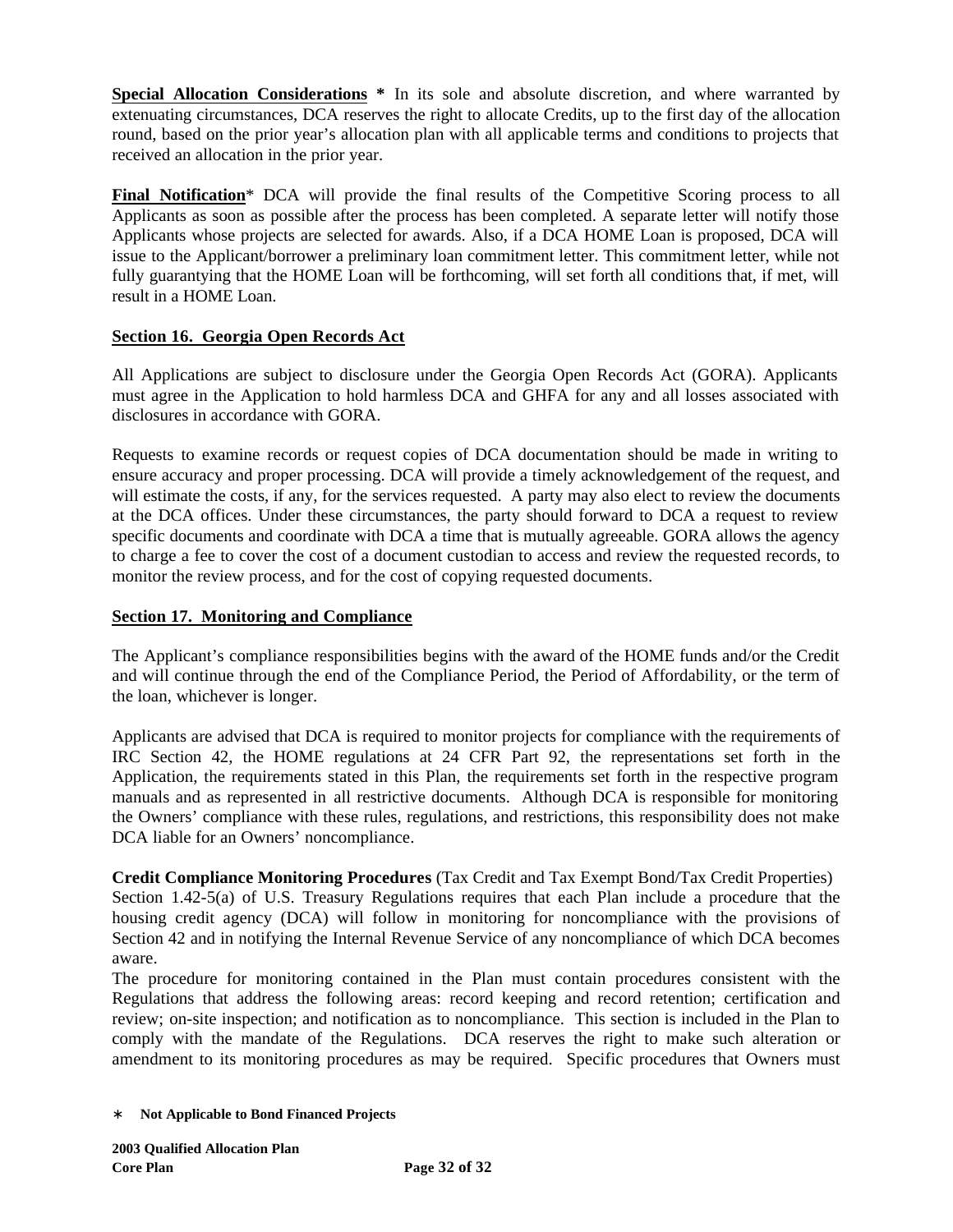**Special Allocation Considerations *** In its sole and absolute discretion, and where warranted by extenuating circumstances, DCA reserves the right to allocate Credits, up to the first day of the allocation round, based on the prior year's allocation plan with all applicable terms and conditions to projects that received an allocation in the prior year.

**Final Notification*** DCA will provide the final results of the Competitive Scoring process to all Applicants as soon as possible after the process has been completed. A separate letter will notify those Applicants whose projects are selected for awards. Also, if a DCA HOME Loan is proposed, DCA will issue to the Applicant/borrower a preliminary loan commitment letter. This commitment letter, while not fully guarantying that the HOME Loan will be forthcoming, will set forth all conditions that, if met, will result in a HOME Loan.

## Section 16. Georgia Open Records Act

All Applications are subject to disclosure under the Georgia Open Records Act (GORA). Applicants must agree in the Application to hold harmless DCA and GHFA for any and all losses associated with disclosures in accordance with GORA.

Requests to examine records or request copies of DCA documentation should be made in writing to ensure accuracy and proper processing. DCA will provide a timely acknowledgement of the request, and will estimate the costs, if any, for the services requested. A party may also elect to review the documents at the DCA offices. Under these circumstances, the party should forward to DCA a request to review specific documents and coordinate with DCA a time that is mutually agreeable. GORA allows the agency to charge a fee to cover the cost of a document custodian to access and review the requested records, to monitor the review process, and for the cost of copying requested documents.

## Section 17. Monitoring and Compliance

The Applicant's compliance responsibilities begins with the award of the HOME funds and/or the Credit and will continue through the end of the Compliance Period, the Period of Affordability, or the term of the loan, whichever is longer.

Applicants are advised that DCA is required to monitor projects for compliance with the requirements of IRC Section 42, the HOME regulations at 24 CFR Part 92, the representations set forth in the Application, the requirements stated in this Plan, the requirements set forth in the respective program manuals and as represented in all restrictive documents. Although DCA is responsible for monitoring the Owners' compliance with these rules, regulations, and restrictions, this responsibility does not make DCA liable for an Owners' noncompliance.

**Credit Compliance Monitoring Procedures** (Tax Credit and Tax Exempt Bond/Tax Credit Properties)
Section 1.42-5(a) of U.S. Treasury Regulations requires that each Plan include a procedure that the housing credit agency (DCA) will follow in monitoring for noncompliance with the provisions of Section 42 and in notifying the Internal Revenue Service of any noncompliance of which DCA becomes aware.
The procedure for monitoring contained in the Plan must contain procedures consistent with the Regulations that address the following areas: record keeping and record retention; certification and review; on-site inspection; and notification as to noncompliance. This section is included in the Plan to comply with the mandate of the Regulations. DCA reserves the right to make such alteration or amendment to its monitoring procedures as may be required. Specific procedures that Owners must

* **Not Applicable to Bond Financed Projects**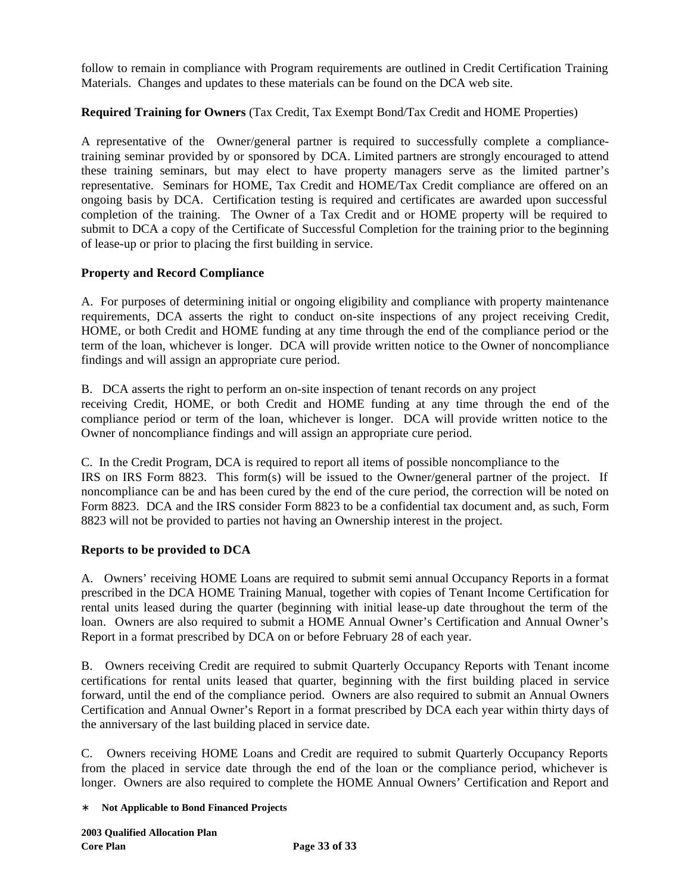follow to remain in compliance with Program requirements are outlined in Credit Certification Training Materials. Changes and updates to these materials can be found on the DCA web site.

**Required Training for Owners** (Tax Credit, Tax Exempt Bond/Tax Credit and HOME Properties)

A representative of the Owner/general partner is required to successfully complete a compliance-training seminar provided by or sponsored by DCA. Limited partners are strongly encouraged to attend these training seminars, but may elect to have property managers serve as the limited partner's representative. Seminars for HOME, Tax Credit and HOME/Tax Credit compliance are offered on an ongoing basis by DCA. Certification testing is required and certificates are awarded upon successful completion of the training. The Owner of a Tax Credit and or HOME property will be required to submit to DCA a copy of the Certificate of Successful Completion for the training prior to the beginning of lease-up or prior to placing the first building in service.

**Property and Record Compliance**

A. For purposes of determining initial or ongoing eligibility and compliance with property maintenance requirements, DCA asserts the right to conduct on-site inspections of any project receiving Credit, HOME, or both Credit and HOME funding at any time through the end of the compliance period or the term of the loan, whichever is longer. DCA will provide written notice to the Owner of noncompliance findings and will assign an appropriate cure period.

B. DCA asserts the right to perform an on-site inspection of tenant records on any project receiving Credit, HOME, or both Credit and HOME funding at any time through the end of the compliance period or term of the loan, whichever is longer. DCA will provide written notice to the Owner of noncompliance findings and will assign an appropriate cure period.

C. In the Credit Program, DCA is required to report all items of possible noncompliance to the IRS on IRS Form 8823. This form(s) will be issued to the Owner/general partner of the project. If noncompliance can be and has been cured by the end of the cure period, the correction will be noted on Form 8823. DCA and the IRS consider Form 8823 to be a confidential tax document and, as such, Form 8823 will not be provided to parties not having an Ownership interest in the project.

**Reports to be provided to DCA**

A. Owners' receiving HOME Loans are required to submit semi annual Occupancy Reports in a format prescribed in the DCA HOME Training Manual, together with copies of Tenant Income Certification for rental units leased during the quarter (beginning with initial lease-up date throughout the term of the loan. Owners are also required to submit a HOME Annual Owner's Certification and Annual Owner's Report in a format prescribed by DCA on or before February 28 of each year.

B. Owners receiving Credit are required to submit Quarterly Occupancy Reports with Tenant income certifications for rental units leased that quarter, beginning with the first building placed in service forward, until the end of the compliance period. Owners are also required to submit an Annual Owners Certification and Annual Owner's Report in a format prescribed by DCA each year within thirty days of the anniversary of the last building placed in service date.

C. Owners receiving HOME Loans and Credit are required to submit Quarterly Occupancy Reports from the placed in service date through the end of the loan or the compliance period, whichever is longer. Owners are also required to complete the HOME Annual Owners' Certification and Report and

∗ **Not Applicable to Bond Financed Projects**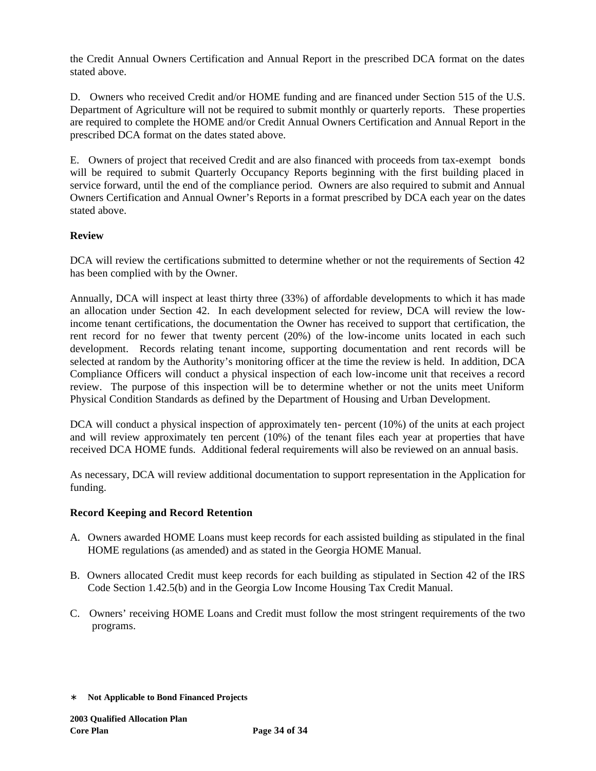the Credit Annual Owners Certification and Annual Report in the prescribed DCA format on the dates stated above.

D. Owners who received Credit and/or HOME funding and are financed under Section 515 of the U.S. Department of Agriculture will not be required to submit monthly or quarterly reports. These properties are required to complete the HOME and/or Credit Annual Owners Certification and Annual Report in the prescribed DCA format on the dates stated above.

E. Owners of project that received Credit and are also financed with proceeds from tax-exempt bonds will be required to submit Quarterly Occupancy Reports beginning with the first building placed in service forward, until the end of the compliance period. Owners are also required to submit and Annual Owners Certification and Annual Owner's Reports in a format prescribed by DCA each year on the dates stated above.

**Review**

DCA will review the certifications submitted to determine whether or not the requirements of Section 42 has been complied with by the Owner.

Annually, DCA will inspect at least thirty three (33%) of affordable developments to which it has made an allocation under Section 42. In each development selected for review, DCA will review the low-income tenant certifications, the documentation the Owner has received to support that certification, the rent record for no fewer that twenty percent (20%) of the low-income units located in each such development. Records relating tenant income, supporting documentation and rent records will be selected at random by the Authority's monitoring officer at the time the review is held. In addition, DCA Compliance Officers will conduct a physical inspection of each low-income unit that receives a record review. The purpose of this inspection will be to determine whether or not the units meet Uniform Physical Condition Standards as defined by the Department of Housing and Urban Development.

DCA will conduct a physical inspection of approximately ten- percent (10%) of the units at each project and will review approximately ten percent (10%) of the tenant files each year at properties that have received DCA HOME funds. Additional federal requirements will also be reviewed on an annual basis.

As necessary, DCA will review additional documentation to support representation in the Application for funding.

**Record Keeping and Record Retention**

A. Owners awarded HOME Loans must keep records for each assisted building as stipulated in the final HOME regulations (as amended) and as stated in the Georgia HOME Manual.

B. Owners allocated Credit must keep records for each building as stipulated in Section 42 of the IRS Code Section 1.42.5(b) and in the Georgia Low Income Housing Tax Credit Manual.

C. Owners' receiving HOME Loans and Credit must follow the most stringent requirements of the two programs.

∗ **Not Applicable to Bond Financed Projects**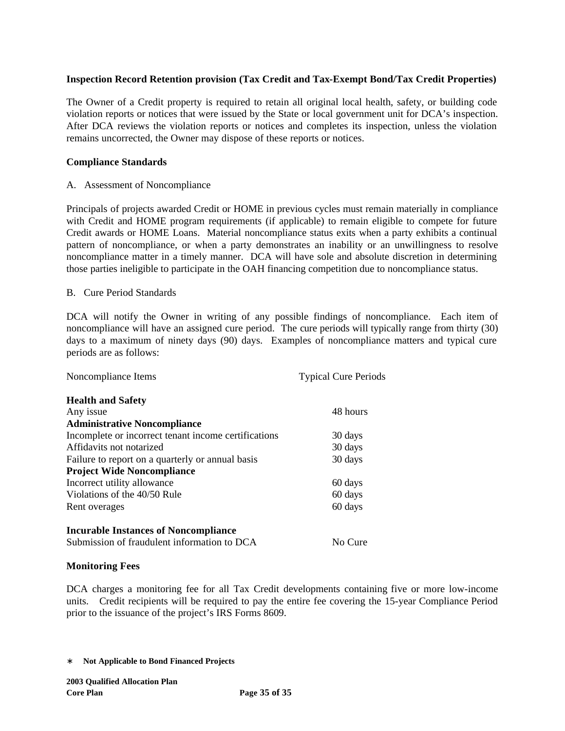**Inspection Record Retention provision (Tax Credit and Tax-Exempt Bond/Tax Credit Properties)**

The Owner of a Credit property is required to retain all original local health, safety, or building code violation reports or notices that were issued by the State or local government unit for DCA's inspection. After DCA reviews the violation reports or notices and completes its inspection, unless the violation remains uncorrected, the Owner may dispose of these reports or notices.

**Compliance Standards**

A. Assessment of Noncompliance

Principals of projects awarded Credit or HOME in previous cycles must remain materially in compliance with Credit and HOME program requirements (if applicable) to remain eligible to compete for future Credit awards or HOME Loans. Material noncompliance status exits when a party exhibits a continual pattern of noncompliance, or when a party demonstrates an inability or an unwillingness to resolve noncompliance matter in a timely manner. DCA will have sole and absolute discretion in determining those parties ineligible to participate in the OAH financing competition due to noncompliance status.

B. Cure Period Standards

DCA will notify the Owner in writing of any possible findings of noncompliance. Each item of noncompliance will have an assigned cure period. The cure periods will typically range from thirty (30) days to a maximum of ninety days (90) days. Examples of noncompliance matters and typical cure periods are as follows:

| Noncompliance Items | Typical Cure Periods |
|---|---|
| **Health and Safety** | |
| Any issue | 48 hours |
| **Administrative Noncompliance** | |
| Incomplete or incorrect tenant income certifications | 30 days |
| Affidavits not notarized | 30 days |
| Failure to report on a quarterly or annual basis | 30 days |
| **Project Wide Noncompliance** | |
| Incorrect utility allowance | 60 days |
| Violations of the 40/50 Rule | 60 days |
| Rent overages | 60 days |
| **Incurable Instances of Noncompliance** | |
| Submission of fraudulent information to DCA | No Cure |

**Monitoring Fees**

DCA charges a monitoring fee for all Tax Credit developments containing five or more low-income units. Credit recipients will be required to pay the entire fee covering the 15-year Compliance Period prior to the issuance of the project's IRS Forms 8609.

∗ **Not Applicable to Bond Financed Projects**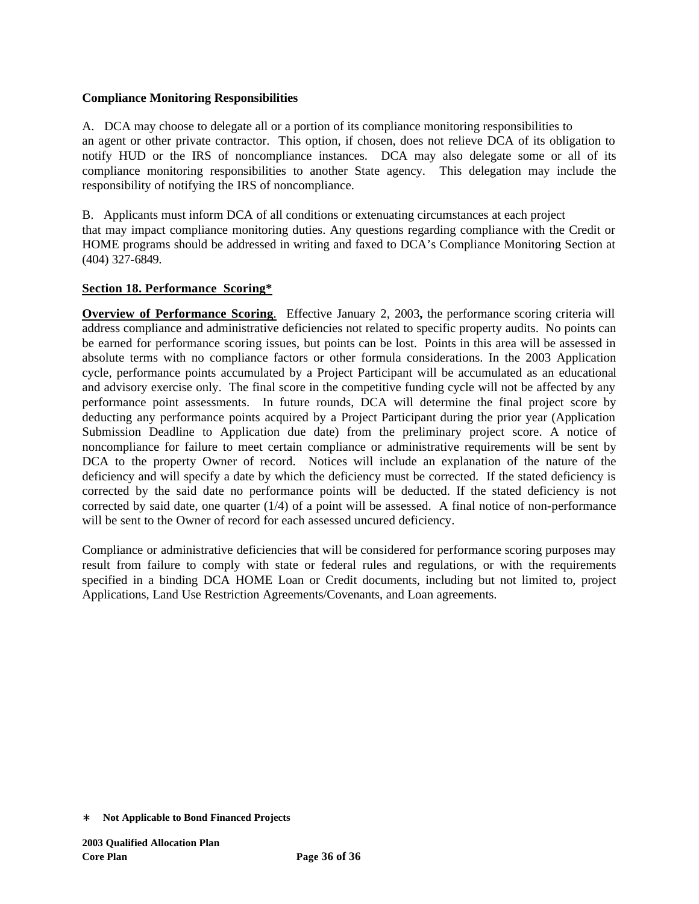**Compliance Monitoring Responsibilities**

A. DCA may choose to delegate all or a portion of its compliance monitoring responsibilities to an agent or other private contractor. This option, if chosen, does not relieve DCA of its obligation to notify HUD or the IRS of noncompliance instances. DCA may also delegate some or all of its compliance monitoring responsibilities to another State agency. This delegation may include the responsibility of notifying the IRS of noncompliance.

B. Applicants must inform DCA of all conditions or extenuating circumstances at each project that may impact compliance monitoring duties. Any questions regarding compliance with the Credit or HOME programs should be addressed in writing and faxed to DCA's Compliance Monitoring Section at (404) 327-6849.

## Section 18. Performance Scoring*

**Overview of Performance Scoring**. Effective January 2, 2003**,** the performance scoring criteria will address compliance and administrative deficiencies not related to specific property audits. No points can be earned for performance scoring issues, but points can be lost. Points in this area will be assessed in absolute terms with no compliance factors or other formula considerations. In the 2003 Application cycle, performance points accumulated by a Project Participant will be accumulated as an educational and advisory exercise only. The final score in the competitive funding cycle will not be affected by any performance point assessments. In future rounds, DCA will determine the final project score by deducting any performance points acquired by a Project Participant during the prior year (Application Submission Deadline to Application due date) from the preliminary project score. A notice of noncompliance for failure to meet certain compliance or administrative requirements will be sent by DCA to the property Owner of record. Notices will include an explanation of the nature of the deficiency and will specify a date by which the deficiency must be corrected. If the stated deficiency is corrected by the said date no performance points will be deducted. If the stated deficiency is not corrected by said date, one quarter (1/4) of a point will be assessed. A final notice of non-performance will be sent to the Owner of record for each assessed uncured deficiency.

Compliance or administrative deficiencies that will be considered for performance scoring purposes may result from failure to comply with state or federal rules and regulations, or with the requirements specified in a binding DCA HOME Loan or Credit documents, including but not limited to, project Applications, Land Use Restriction Agreements/Covenants, and Loan agreements.

* **Not Applicable to Bond Financed Projects**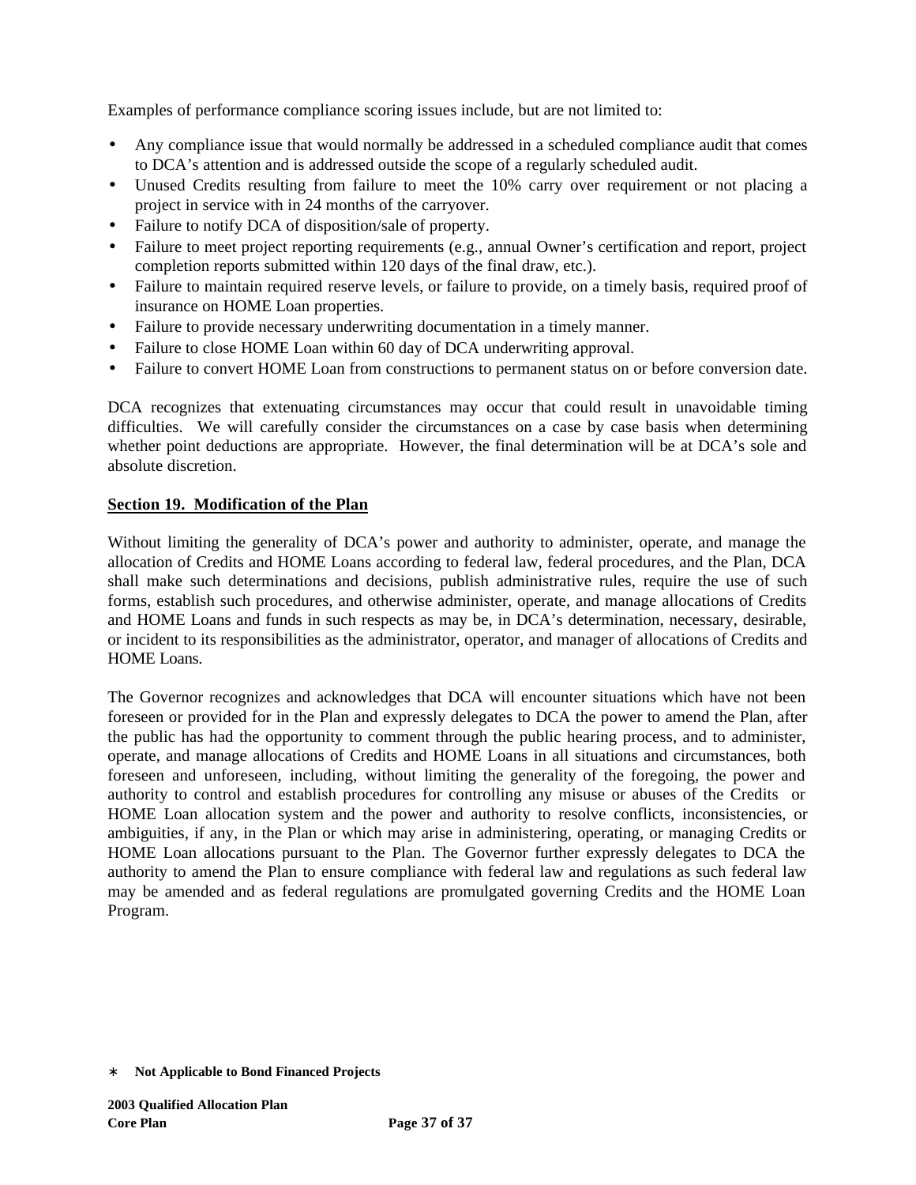Examples of performance compliance scoring issues include, but are not limited to:

- Any compliance issue that would normally be addressed in a scheduled compliance audit that comes to DCA's attention and is addressed outside the scope of a regularly scheduled audit.
- Unused Credits resulting from failure to meet the 10% carry over requirement or not placing a project in service with in 24 months of the carryover.
- Failure to notify DCA of disposition/sale of property.
- Failure to meet project reporting requirements (e.g., annual Owner's certification and report, project completion reports submitted within 120 days of the final draw, etc.).
- Failure to maintain required reserve levels, or failure to provide, on a timely basis, required proof of insurance on HOME Loan properties.
- Failure to provide necessary underwriting documentation in a timely manner.
- Failure to close HOME Loan within 60 day of DCA underwriting approval.
- Failure to convert HOME Loan from constructions to permanent status on or before conversion date.

DCA recognizes that extenuating circumstances may occur that could result in unavoidable timing difficulties. We will carefully consider the circumstances on a case by case basis when determining whether point deductions are appropriate. However, the final determination will be at DCA's sole and absolute discretion.

## Section 19. Modification of the Plan

Without limiting the generality of DCA's power and authority to administer, operate, and manage the allocation of Credits and HOME Loans according to federal law, federal procedures, and the Plan, DCA shall make such determinations and decisions, publish administrative rules, require the use of such forms, establish such procedures, and otherwise administer, operate, and manage allocations of Credits and HOME Loans and funds in such respects as may be, in DCA's determination, necessary, desirable, or incident to its responsibilities as the administrator, operator, and manager of allocations of Credits and HOME Loans.

The Governor recognizes and acknowledges that DCA will encounter situations which have not been foreseen or provided for in the Plan and expressly delegates to DCA the power to amend the Plan, after the public has had the opportunity to comment through the public hearing process, and to administer, operate, and manage allocations of Credits and HOME Loans in all situations and circumstances, both foreseen and unforeseen, including, without limiting the generality of the foregoing, the power and authority to control and establish procedures for controlling any misuse or abuses of the Credits or HOME Loan allocation system and the power and authority to resolve conflicts, inconsistencies, or ambiguities, if any, in the Plan or which may arise in administering, operating, or managing Credits or HOME Loan allocations pursuant to the Plan. The Governor further expressly delegates to DCA the authority to amend the Plan to ensure compliance with federal law and regulations as such federal law may be amended and as federal regulations are promulgated governing Credits and the HOME Loan Program.

**∗ Not Applicable to Bond Financed Projects**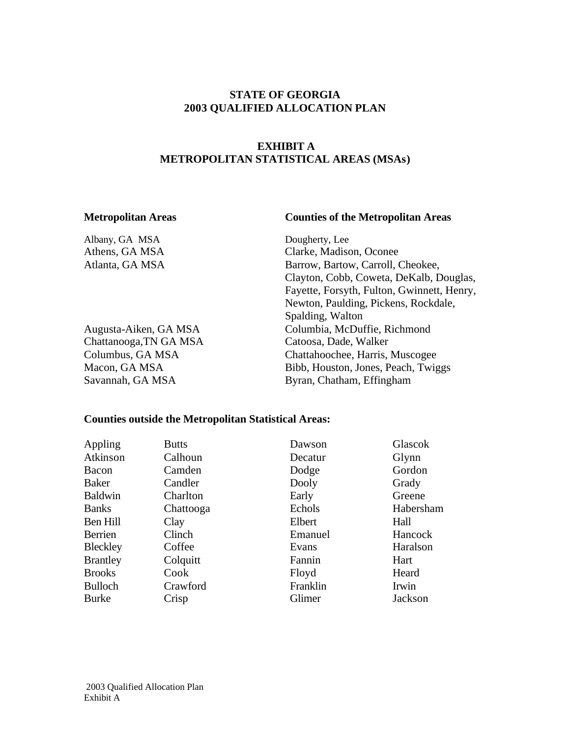# STATE OF GEORGIA
# 2003 QUALIFIED ALLOCATION PLAN

## EXHIBIT A
## METROPOLITAN STATISTICAL AREAS (MSAs)

| Metropolitan Areas | Counties of the Metropolitan Areas |
| --- | --- |
| Albany, GA MSA | Dougherty, Lee |
| Athens, GA MSA | Clarke, Madison, Oconee |
| Atlanta, GA MSA | Barrow, Bartow, Carroll, Cheokee, Clayton, Cobb, Coweta, DeKalb, Douglas, Fayette, Forsyth, Fulton, Gwinnett, Henry, Newton, Paulding, Pickens, Rockdale, Spalding, Walton |
| Augusta-Aiken, GA MSA | Columbia, McDuffie, Richmond |
| Chattanooga,TN GA MSA | Catoosa, Dade, Walker |
| Columbus, GA MSA | Chattahoochee, Harris, Muscogee |
| Macon, GA MSA | Bibb, Houston, Jones, Peach, Twiggs |
| Savannah, GA MSA | Byran, Chatham, Effingham |

**Counties outside the Metropolitan Statistical Areas:**

| | | | |
| --- | --- | --- | --- |
| Appling | Butts | Dawson | Glascok |
| Atkinson | Calhoun | Decatur | Glynn |
| Bacon | Camden | Dodge | Gordon |
| Baker | Candler | Dooly | Grady |
| Baldwin | Charlton | Early | Greene |
| Banks | Chattooga | Echols | Habersham |
| Ben Hill | Clay | Elbert | Hall |
| Berrien | Clinch | Emanuel | Hancock |
| Bleckley | Coffee | Evans | Haralson |
| Brantley | Colquitt | Fannin | Hart |
| Brooks | Cook | Floyd | Heard |
| Bulloch | Crawford | Franklin | Irwin |
| Burke | Crisp | Glimer | Jackson |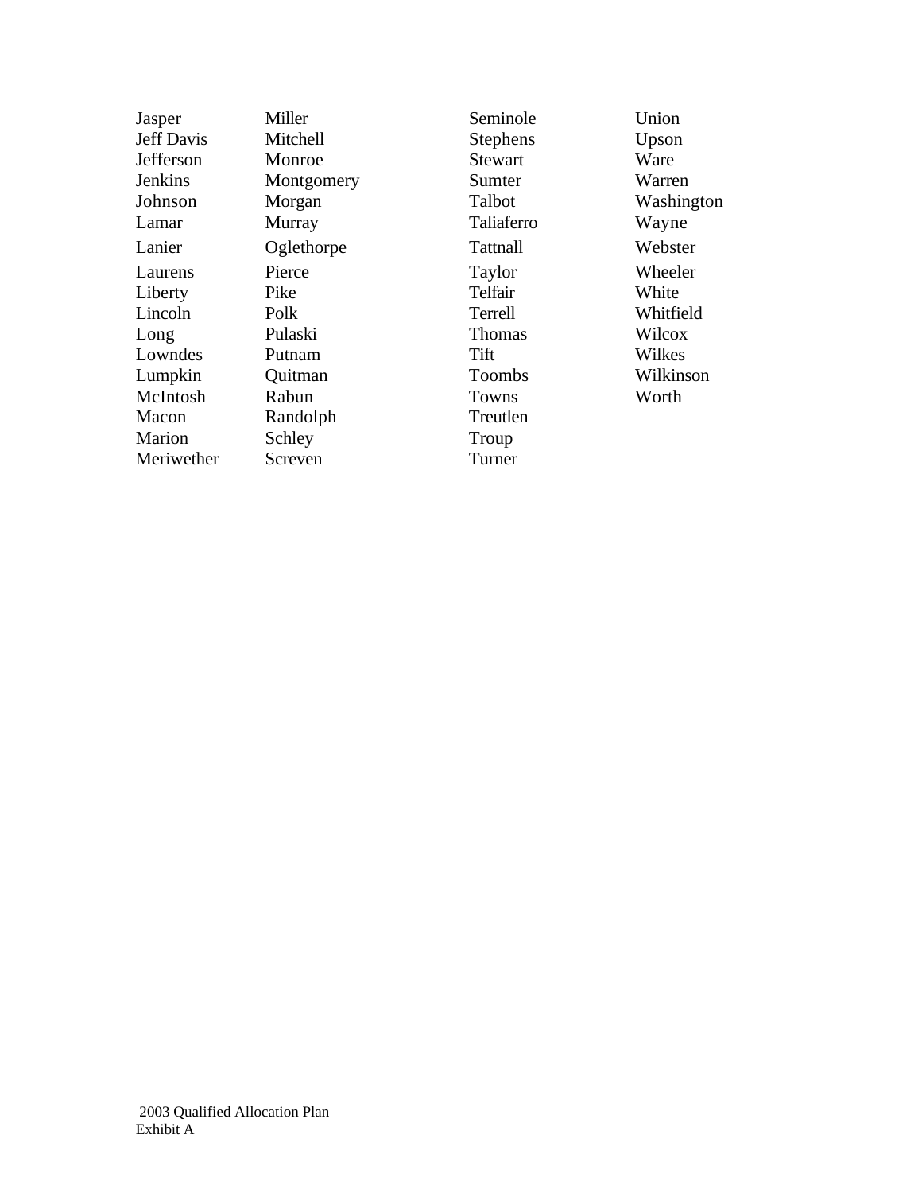Jasper
Jeff Davis
Jefferson
Jenkins
Johnson
Lamar
Lanier
Laurens
Liberty
Lincoln
Long
Lowndes
Lumpkin
McIntosh
Macon
Marion
Meriwether
Miller
Mitchell
Monroe
Montgomery
Morgan
Murray
Oglethorpe
Pierce
Pike
Polk
Pulaski
Putnam
Quitman
Rabun
Randolph
Schley
Screven
Seminole
Stephens
Stewart
Sumter
Talbot
Taliaferro
Tattnall
Taylor
Telfair
Terrell
Thomas
Tift
Toombs
Towns
Treutlen
Troup
Turner
Union
Upson
Ware
Warren
Washington
Wayne
Webster
Wheeler
White
Whitfield
Wilcox
Wilkes
Wilkinson
Worth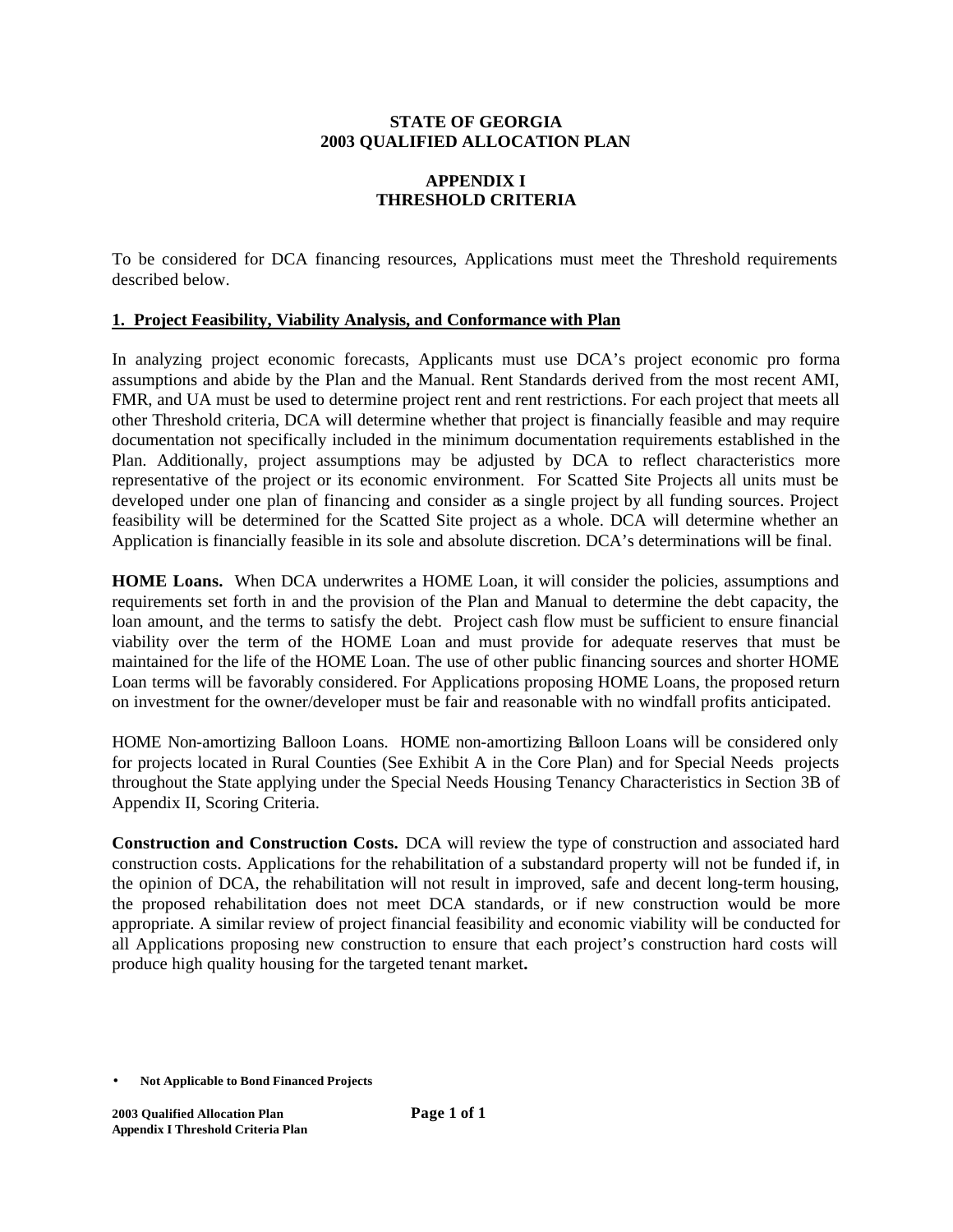**STATE OF GEORGIA**
**2003 QUALIFIED ALLOCATION PLAN**

**APPENDIX I**
**THRESHOLD CRITERIA**

To be considered for DCA financing resources, Applications must meet the Threshold requirements described below.

## 1. Project Feasibility, Viability Analysis, and Conformance with Plan

In analyzing project economic forecasts, Applicants must use DCA's project economic pro forma assumptions and abide by the Plan and the Manual. Rent Standards derived from the most recent AMI, FMR, and UA must be used to determine project rent and rent restrictions. For each project that meets all other Threshold criteria, DCA will determine whether that project is financially feasible and may require documentation not specifically included in the minimum documentation requirements established in the Plan. Additionally, project assumptions may be adjusted by DCA to reflect characteristics more representative of the project or its economic environment. For Scatted Site Projects all units must be developed under one plan of financing and consider as a single project by all funding sources. Project feasibility will be determined for the Scatted Site project as a whole. DCA will determine whether an Application is financially feasible in its sole and absolute discretion. DCA's determinations will be final.

**HOME Loans.** When DCA underwrites a HOME Loan, it will consider the policies, assumptions and requirements set forth in and the provision of the Plan and Manual to determine the debt capacity, the loan amount, and the terms to satisfy the debt. Project cash flow must be sufficient to ensure financial viability over the term of the HOME Loan and must provide for adequate reserves that must be maintained for the life of the HOME Loan. The use of other public financing sources and shorter HOME Loan terms will be favorably considered. For Applications proposing HOME Loans, the proposed return on investment for the owner/developer must be fair and reasonable with no windfall profits anticipated.

HOME Non-amortizing Balloon Loans. HOME non-amortizing Balloon Loans will be considered only for projects located in Rural Counties (See Exhibit A in the Core Plan) and for Special Needs projects throughout the State applying under the Special Needs Housing Tenancy Characteristics in Section 3B of Appendix II, Scoring Criteria.

**Construction and Construction Costs.** DCA will review the type of construction and associated hard construction costs. Applications for the rehabilitation of a substandard property will not be funded if, in the opinion of DCA, the rehabilitation will not result in improved, safe and decent long-term housing, the proposed rehabilitation does not meet DCA standards, or if new construction would be more appropriate. A similar review of project financial feasibility and economic viability will be conducted for all Applications proposing new construction to ensure that each project's construction hard costs will produce high quality housing for the targeted tenant market**.**

- **Not Applicable to Bond Financed Projects**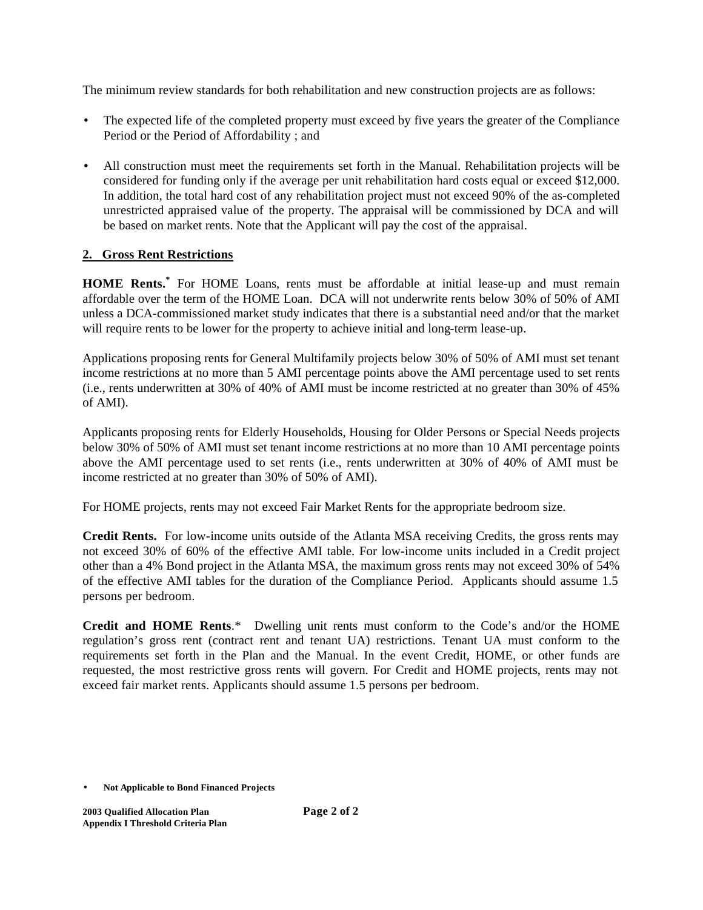The minimum review standards for both rehabilitation and new construction projects are as follows:

- The expected life of the completed property must exceed by five years the greater of the Compliance Period or the Period of Affordability ; and

- All construction must meet the requirements set forth in the Manual. Rehabilitation projects will be considered for funding only if the average per unit rehabilitation hard costs equal or exceed $12,000. In addition, the total hard cost of any rehabilitation project must not exceed 90% of the as-completed unrestricted appraised value of the property. The appraisal will be commissioned by DCA and will be based on market rents. Note that the Applicant will pay the cost of the appraisal.

## 2. Gross Rent Restrictions

**HOME Rents.*** For HOME Loans, rents must be affordable at initial lease-up and must remain affordable over the term of the HOME Loan. DCA will not underwrite rents below 30% of 50% of AMI unless a DCA-commissioned market study indicates that there is a substantial need and/or that the market will require rents to be lower for the property to achieve initial and long-term lease-up.

Applications proposing rents for General Multifamily projects below 30% of 50% of AMI must set tenant income restrictions at no more than 5 AMI percentage points above the AMI percentage used to set rents (i.e., rents underwritten at 30% of 40% of AMI must be income restricted at no greater than 30% of 45% of AMI).

Applicants proposing rents for Elderly Households, Housing for Older Persons or Special Needs projects below 30% of 50% of AMI must set tenant income restrictions at no more than 10 AMI percentage points above the AMI percentage used to set rents (i.e., rents underwritten at 30% of 40% of AMI must be income restricted at no greater than 30% of 50% of AMI).

For HOME projects, rents may not exceed Fair Market Rents for the appropriate bedroom size.

**Credit Rents.** For low-income units outside of the Atlanta MSA receiving Credits, the gross rents may not exceed 30% of 60% of the effective AMI table. For low-income units included in a Credit project other than a 4% Bond project in the Atlanta MSA, the maximum gross rents may not exceed 30% of 54% of the effective AMI tables for the duration of the Compliance Period. Applicants should assume 1.5 persons per bedroom.

**Credit and HOME Rents**.* Dwelling unit rents must conform to the Code's and/or the HOME regulation's gross rent (contract rent and tenant UA) restrictions. Tenant UA must conform to the requirements set forth in the Plan and the Manual. In the event Credit, HOME, or other funds are requested, the most restrictive gross rents will govern. For Credit and HOME projects, rents may not exceed fair market rents. Applicants should assume 1.5 persons per bedroom.

- **Not Applicable to Bond Financed Projects**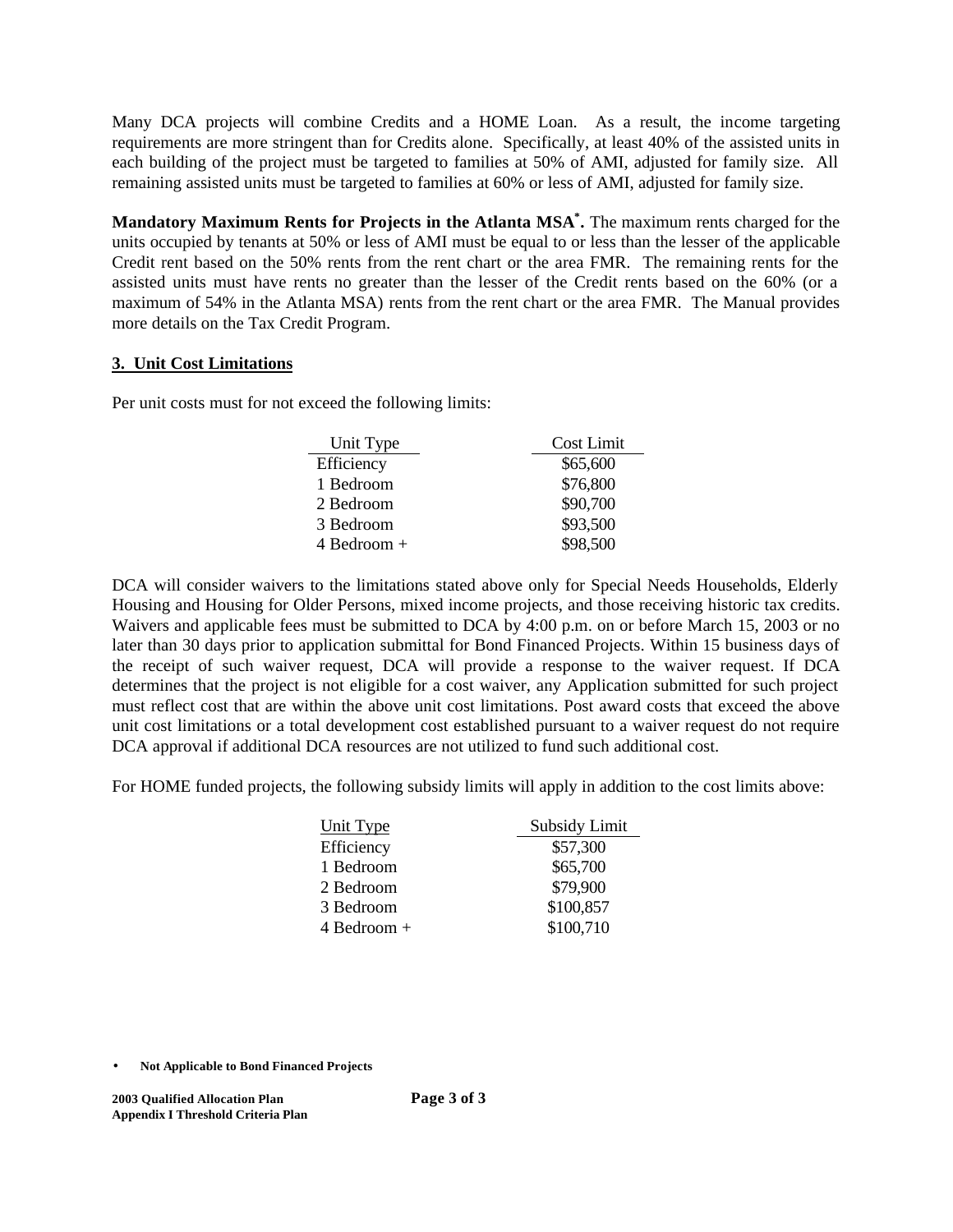Many DCA projects will combine Credits and a HOME Loan. As a result, the income targeting requirements are more stringent than for Credits alone. Specifically, at least 40% of the assisted units in each building of the project must be targeted to families at 50% of AMI, adjusted for family size. All remaining assisted units must be targeted to families at 60% or less of AMI, adjusted for family size.

**Mandatory Maximum Rents for Projects in the Atlanta MSA*.** The maximum rents charged for the units occupied by tenants at 50% or less of AMI must be equal to or less than the lesser of the applicable Credit rent based on the 50% rents from the rent chart or the area FMR. The remaining rents for the assisted units must have rents no greater than the lesser of the Credit rents based on the 60% (or a maximum of 54% in the Atlanta MSA) rents from the rent chart or the area FMR. The Manual provides more details on the Tax Credit Program.

### 3. Unit Cost Limitations

Per unit costs must for not exceed the following limits:

| Unit Type | Cost Limit |
|---|---|
| Efficiency | $65,600 |
| 1 Bedroom | $76,800 |
| 2 Bedroom | $90,700 |
| 3 Bedroom | $93,500 |
| 4 Bedroom + | $98,500 |

DCA will consider waivers to the limitations stated above only for Special Needs Households, Elderly Housing and Housing for Older Persons, mixed income projects, and those receiving historic tax credits. Waivers and applicable fees must be submitted to DCA by 4:00 p.m. on or before March 15, 2003 or no later than 30 days prior to application submittal for Bond Financed Projects. Within 15 business days of the receipt of such waiver request, DCA will provide a response to the waiver request. If DCA determines that the project is not eligible for a cost waiver, any Application submitted for such project must reflect cost that are within the above unit cost limitations. Post award costs that exceed the above unit cost limitations or a total development cost established pursuant to a waiver request do not require DCA approval if additional DCA resources are not utilized to fund such additional cost.

For HOME funded projects, the following subsidy limits will apply in addition to the cost limits above:

| Unit Type | Subsidy Limit |
|---|---|
| Efficiency | $57,300 |
| 1 Bedroom | $65,700 |
| 2 Bedroom | $79,900 |
| 3 Bedroom | $100,857 |
| 4 Bedroom + | $100,710 |

- **Not Applicable to Bond Financed Projects**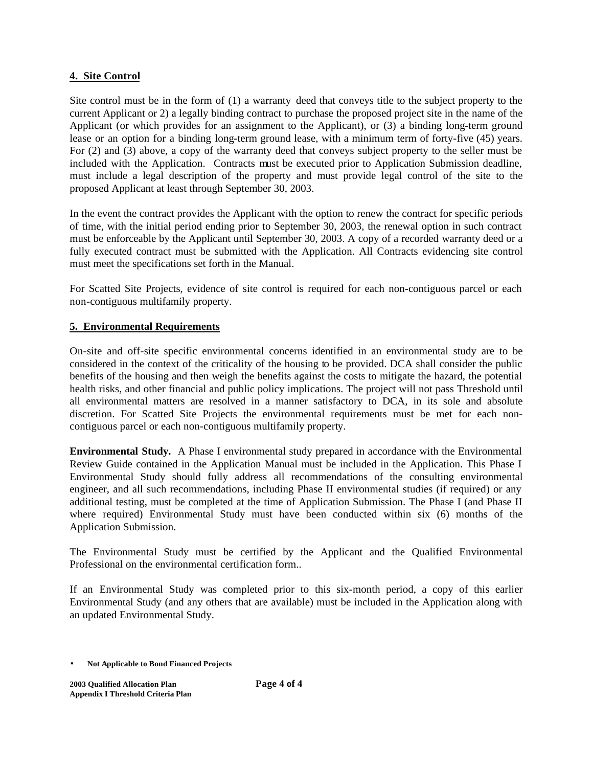**4. Site Control**

Site control must be in the form of (1) a warranty deed that conveys title to the subject property to the current Applicant or 2) a legally binding contract to purchase the proposed project site in the name of the Applicant (or which provides for an assignment to the Applicant), or (3) a binding long-term ground lease or an option for a binding long-term ground lease, with a minimum term of forty-five (45) years. For (2) and (3) above, a copy of the warranty deed that conveys subject property to the seller must be included with the Application. Contracts must be executed prior to Application Submission deadline, must include a legal description of the property and must provide legal control of the site to the proposed Applicant at least through September 30, 2003.

In the event the contract provides the Applicant with the option to renew the contract for specific periods of time, with the initial period ending prior to September 30, 2003, the renewal option in such contract must be enforceable by the Applicant until September 30, 2003. A copy of a recorded warranty deed or a fully executed contract must be submitted with the Application. All Contracts evidencing site control must meet the specifications set forth in the Manual.

For Scatted Site Projects, evidence of site control is required for each non-contiguous parcel or each non-contiguous multifamily property.

**5. Environmental Requirements**

On-site and off-site specific environmental concerns identified in an environmental study are to be considered in the context of the criticality of the housing to be provided. DCA shall consider the public benefits of the housing and then weigh the benefits against the costs to mitigate the hazard, the potential health risks, and other financial and public policy implications. The project will not pass Threshold until all environmental matters are resolved in a manner satisfactory to DCA, in its sole and absolute discretion. For Scatted Site Projects the environmental requirements must be met for each non-contiguous parcel or each non-contiguous multifamily property.

**Environmental Study.** A Phase I environmental study prepared in accordance with the Environmental Review Guide contained in the Application Manual must be included in the Application. This Phase I Environmental Study should fully address all recommendations of the consulting environmental engineer, and all such recommendations, including Phase II environmental studies (if required) or any additional testing, must be completed at the time of Application Submission. The Phase I (and Phase II where required) Environmental Study must have been conducted within six (6) months of the Application Submission.

The Environmental Study must be certified by the Applicant and the Qualified Environmental Professional on the environmental certification form..

If an Environmental Study was completed prior to this six-month period, a copy of this earlier Environmental Study (and any others that are available) must be included in the Application along with an updated Environmental Study.

- **Not Applicable to Bond Financed Projects**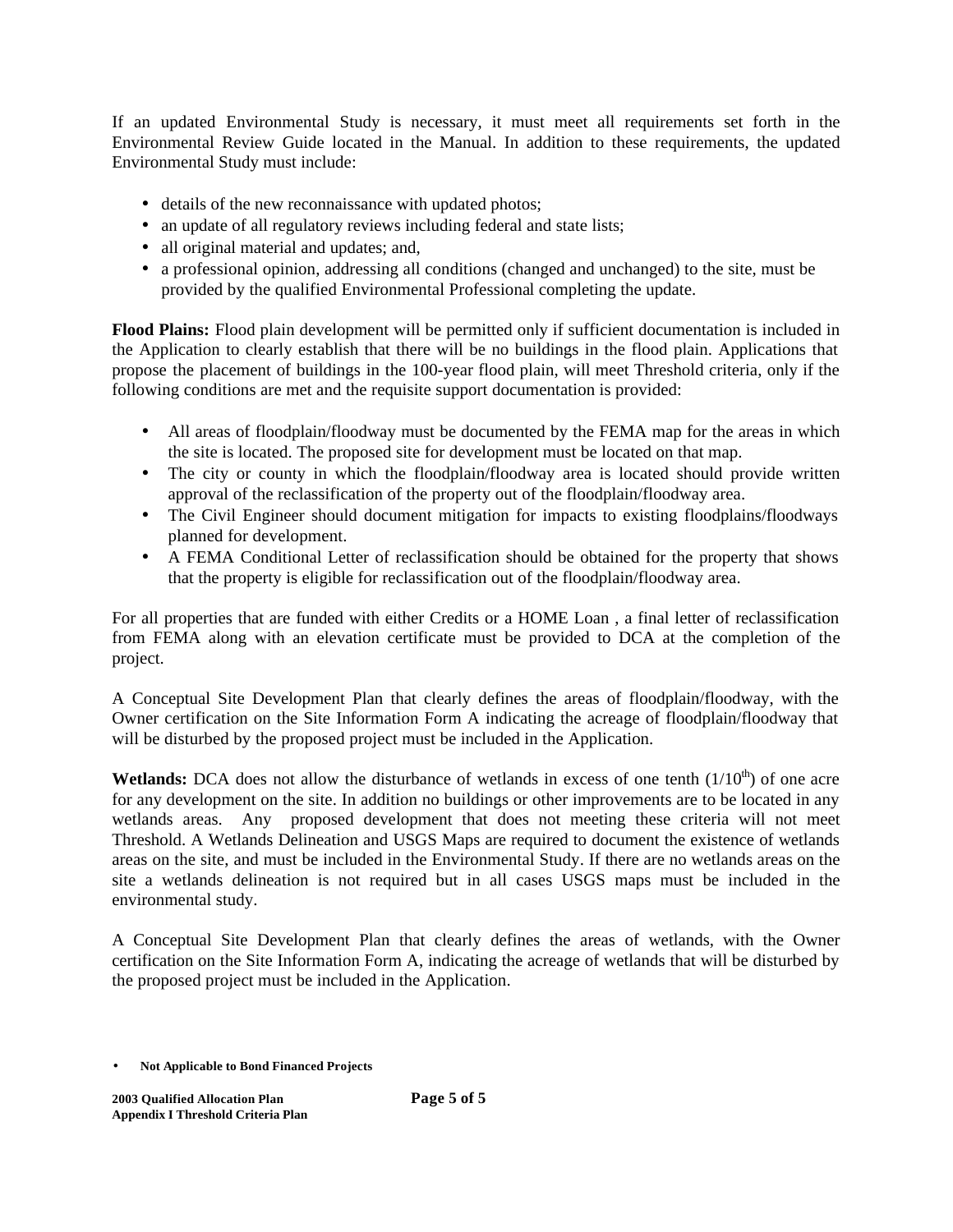If an updated Environmental Study is necessary, it must meet all requirements set forth in the Environmental Review Guide located in the Manual. In addition to these requirements, the updated Environmental Study must include:

- details of the new reconnaissance with updated photos;
- an update of all regulatory reviews including federal and state lists;
- all original material and updates; and,
- a professional opinion, addressing all conditions (changed and unchanged) to the site, must be provided by the qualified Environmental Professional completing the update.

**Flood Plains:** Flood plain development will be permitted only if sufficient documentation is included in the Application to clearly establish that there will be no buildings in the flood plain. Applications that propose the placement of buildings in the 100-year flood plain, will meet Threshold criteria, only if the following conditions are met and the requisite support documentation is provided:

- All areas of floodplain/floodway must be documented by the FEMA map for the areas in which the site is located. The proposed site for development must be located on that map.
- The city or county in which the floodplain/floodway area is located should provide written approval of the reclassification of the property out of the floodplain/floodway area.
- The Civil Engineer should document mitigation for impacts to existing floodplains/floodways planned for development.
- A FEMA Conditional Letter of reclassification should be obtained for the property that shows that the property is eligible for reclassification out of the floodplain/floodway area.

For all properties that are funded with either Credits or a HOME Loan , a final letter of reclassification from FEMA along with an elevation certificate must be provided to DCA at the completion of the project.

A Conceptual Site Development Plan that clearly defines the areas of floodplain/floodway, with the Owner certification on the Site Information Form A indicating the acreage of floodplain/floodway that will be disturbed by the proposed project must be included in the Application.

**Wetlands:** DCA does not allow the disturbance of wetlands in excess of one tenth ($1/10^{th}$) of one acre for any development on the site. In addition no buildings or other improvements are to be located in any wetlands areas. Any proposed development that does not meeting these criteria will not meet Threshold. A Wetlands Delineation and USGS Maps are required to document the existence of wetlands areas on the site, and must be included in the Environmental Study. If there are no wetlands areas on the site a wetlands delineation is not required but in all cases USGS maps must be included in the environmental study.

A Conceptual Site Development Plan that clearly defines the areas of wetlands, with the Owner certification on the Site Information Form A, indicating the acreage of wetlands that will be disturbed by the proposed project must be included in the Application.

- **Not Applicable to Bond Financed Projects**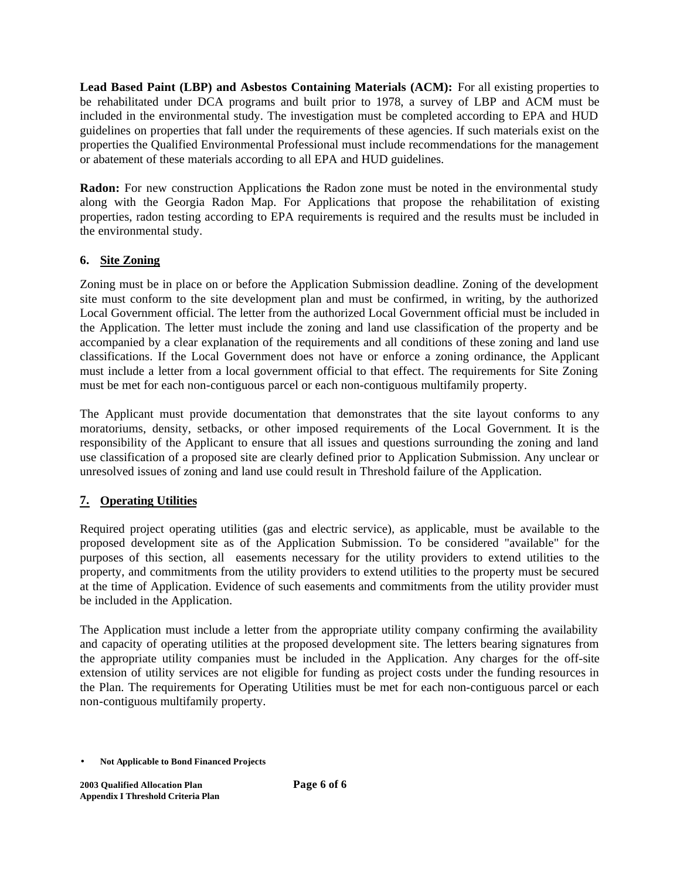**Lead Based Paint (LBP) and Asbestos Containing Materials (ACM):** For all existing properties to be rehabilitated under DCA programs and built prior to 1978, a survey of LBP and ACM must be included in the environmental study. The investigation must be completed according to EPA and HUD guidelines on properties that fall under the requirements of these agencies. If such materials exist on the properties the Qualified Environmental Professional must include recommendations for the management or abatement of these materials according to all EPA and HUD guidelines.

**Radon:** For new construction Applications the Radon zone must be noted in the environmental study along with the Georgia Radon Map. For Applications that propose the rehabilitation of existing properties, radon testing according to EPA requirements is required and the results must be included in the environmental study.

## 6. Site Zoning

Zoning must be in place on or before the Application Submission deadline. Zoning of the development site must conform to the site development plan and must be confirmed, in writing, by the authorized Local Government official. The letter from the authorized Local Government official must be included in the Application. The letter must include the zoning and land use classification of the property and be accompanied by a clear explanation of the requirements and all conditions of these zoning and land use classifications. If the Local Government does not have or enforce a zoning ordinance, the Applicant must include a letter from a local government official to that effect. The requirements for Site Zoning must be met for each non-contiguous parcel or each non-contiguous multifamily property.

The Applicant must provide documentation that demonstrates that the site layout conforms to any moratoriums, density, setbacks, or other imposed requirements of the Local Government. It is the responsibility of the Applicant to ensure that all issues and questions surrounding the zoning and land use classification of a proposed site are clearly defined prior to Application Submission. Any unclear or unresolved issues of zoning and land use could result in Threshold failure of the Application.

## 7. Operating Utilities

Required project operating utilities (gas and electric service), as applicable, must be available to the proposed development site as of the Application Submission. To be considered "available" for the purposes of this section, all easements necessary for the utility providers to extend utilities to the property, and commitments from the utility providers to extend utilities to the property must be secured at the time of Application. Evidence of such easements and commitments from the utility provider must be included in the Application.

The Application must include a letter from the appropriate utility company confirming the availability and capacity of operating utilities at the proposed development site. The letters bearing signatures from the appropriate utility companies must be included in the Application. Any charges for the off-site extension of utility services are not eligible for funding as project costs under the funding resources in the Plan. The requirements for Operating Utilities must be met for each non-contiguous parcel or each non-contiguous multifamily property.

- **Not Applicable to Bond Financed Projects**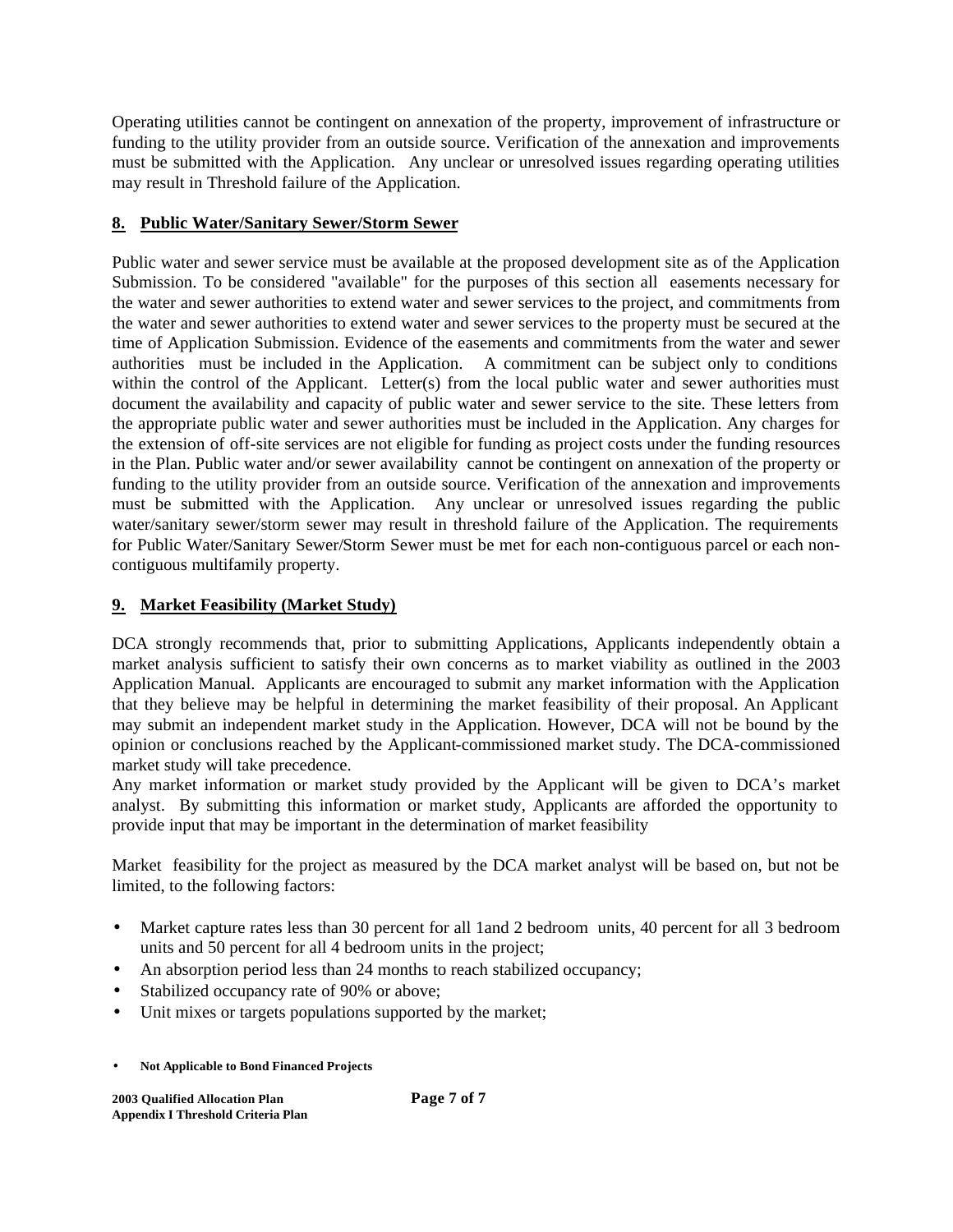Operating utilities cannot be contingent on annexation of the property, improvement of infrastructure or funding to the utility provider from an outside source. Verification of the annexation and improvements must be submitted with the Application. Any unclear or unresolved issues regarding operating utilities may result in Threshold failure of the Application.

## 8. Public Water/Sanitary Sewer/Storm Sewer

Public water and sewer service must be available at the proposed development site as of the Application Submission. To be considered "available" for the purposes of this section all easements necessary for the water and sewer authorities to extend water and sewer services to the project, and commitments from the water and sewer authorities to extend water and sewer services to the property must be secured at the time of Application Submission. Evidence of the easements and commitments from the water and sewer authorities must be included in the Application. A commitment can be subject only to conditions within the control of the Applicant. Letter(s) from the local public water and sewer authorities must document the availability and capacity of public water and sewer service to the site. These letters from the appropriate public water and sewer authorities must be included in the Application. Any charges for the extension of off-site services are not eligible for funding as project costs under the funding resources in the Plan. Public water and/or sewer availability cannot be contingent on annexation of the property or funding to the utility provider from an outside source. Verification of the annexation and improvements must be submitted with the Application. Any unclear or unresolved issues regarding the public water/sanitary sewer/storm sewer may result in threshold failure of the Application. The requirements for Public Water/Sanitary Sewer/Storm Sewer must be met for each non-contiguous parcel or each non-contiguous multifamily property.

## 9. Market Feasibility (Market Study)

DCA strongly recommends that, prior to submitting Applications, Applicants independently obtain a market analysis sufficient to satisfy their own concerns as to market viability as outlined in the 2003 Application Manual. Applicants are encouraged to submit any market information with the Application that they believe may be helpful in determining the market feasibility of their proposal. An Applicant may submit an independent market study in the Application. However, DCA will not be bound by the opinion or conclusions reached by the Applicant-commissioned market study. The DCA-commissioned market study will take precedence.
Any market information or market study provided by the Applicant will be given to DCA's market analyst. By submitting this information or market study, Applicants are afforded the opportunity to provide input that may be important in the determination of market feasibility

Market feasibility for the project as measured by the DCA market analyst will be based on, but not be limited, to the following factors:

- Market capture rates less than 30 percent for all 1and 2 bedroom units, 40 percent for all 3 bedroom units and 50 percent for all 4 bedroom units in the project;
- An absorption period less than 24 months to reach stabilized occupancy;
- Stabilized occupancy rate of 90% or above;
- Unit mixes or targets populations supported by the market;

- **Not Applicable to Bond Financed Projects**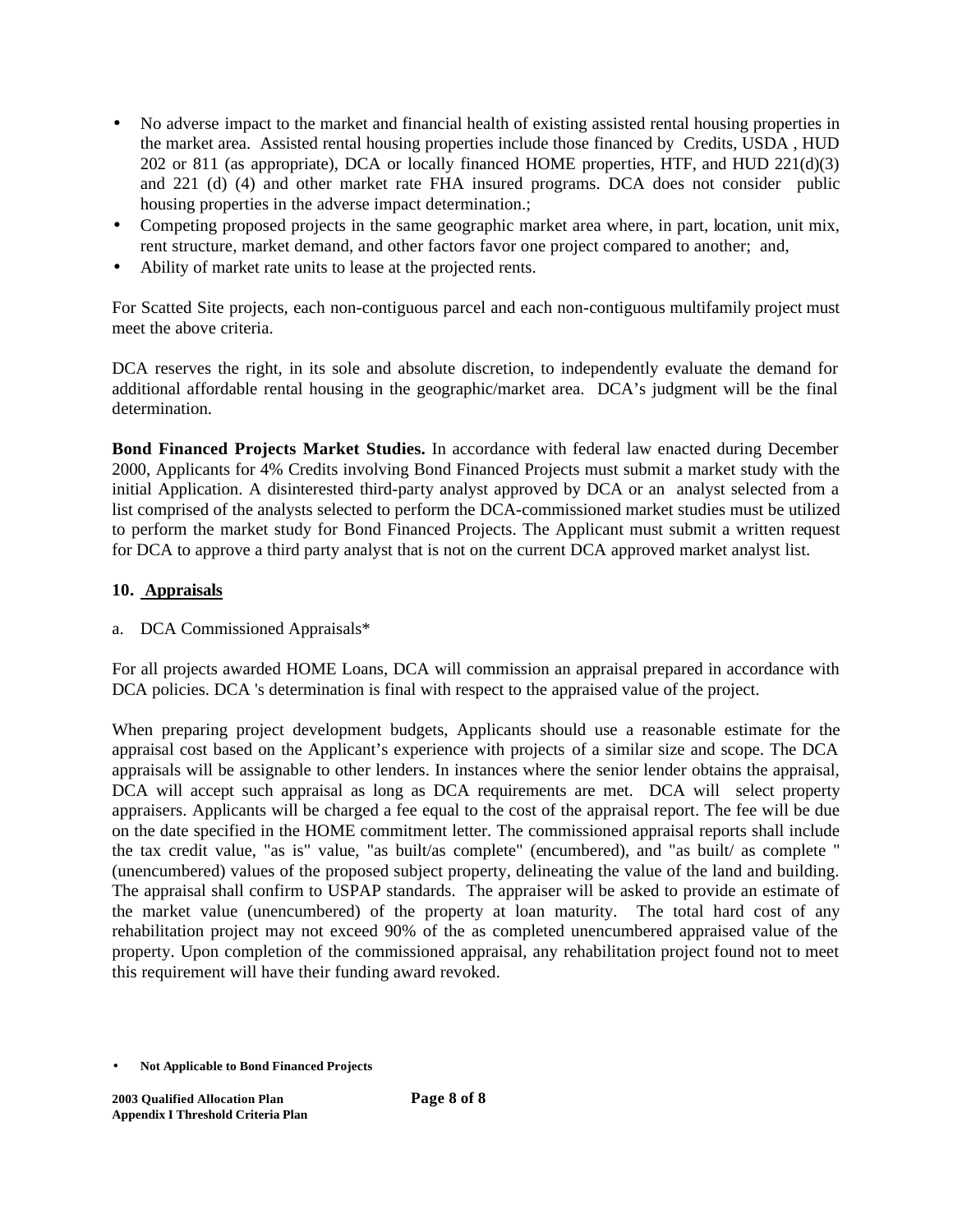- No adverse impact to the market and financial health of existing assisted rental housing properties in the market area. Assisted rental housing properties include those financed by Credits, USDA , HUD 202 or 811 (as appropriate), DCA or locally financed HOME properties, HTF, and HUD 221(d)(3) and 221 (d) (4) and other market rate FHA insured programs. DCA does not consider public housing properties in the adverse impact determination.;
- Competing proposed projects in the same geographic market area where, in part, location, unit mix, rent structure, market demand, and other factors favor one project compared to another; and,
- Ability of market rate units to lease at the projected rents.

For Scatted Site projects, each non-contiguous parcel and each non-contiguous multifamily project must meet the above criteria.

DCA reserves the right, in its sole and absolute discretion, to independently evaluate the demand for additional affordable rental housing in the geographic/market area. DCA's judgment will be the final determination.

**Bond Financed Projects Market Studies.** In accordance with federal law enacted during December 2000, Applicants for 4% Credits involving Bond Financed Projects must submit a market study with the initial Application. A disinterested third-party analyst approved by DCA or an analyst selected from a list comprised of the analysts selected to perform the DCA-commissioned market studies must be utilized to perform the market study for Bond Financed Projects. The Applicant must submit a written request for DCA to approve a third party analyst that is not on the current DCA approved market analyst list.

### 10. Appraisals

a. DCA Commissioned Appraisals*

For all projects awarded HOME Loans, DCA will commission an appraisal prepared in accordance with DCA policies. DCA 's determination is final with respect to the appraised value of the project.

When preparing project development budgets, Applicants should use a reasonable estimate for the appraisal cost based on the Applicant's experience with projects of a similar size and scope. The DCA appraisals will be assignable to other lenders. In instances where the senior lender obtains the appraisal, DCA will accept such appraisal as long as DCA requirements are met. DCA will select property appraisers. Applicants will be charged a fee equal to the cost of the appraisal report. The fee will be due on the date specified in the HOME commitment letter. The commissioned appraisal reports shall include the tax credit value, "as is" value, "as built/as complete" (encumbered), and "as built/ as complete " (unencumbered) values of the proposed subject property, delineating the value of the land and building. The appraisal shall confirm to USPAP standards. The appraiser will be asked to provide an estimate of the market value (unencumbered) of the property at loan maturity. The total hard cost of any rehabilitation project may not exceed 90% of the as completed unencumbered appraised value of the property. Upon completion of the commissioned appraisal, any rehabilitation project found not to meet this requirement will have their funding award revoked.

- **Not Applicable to Bond Financed Projects**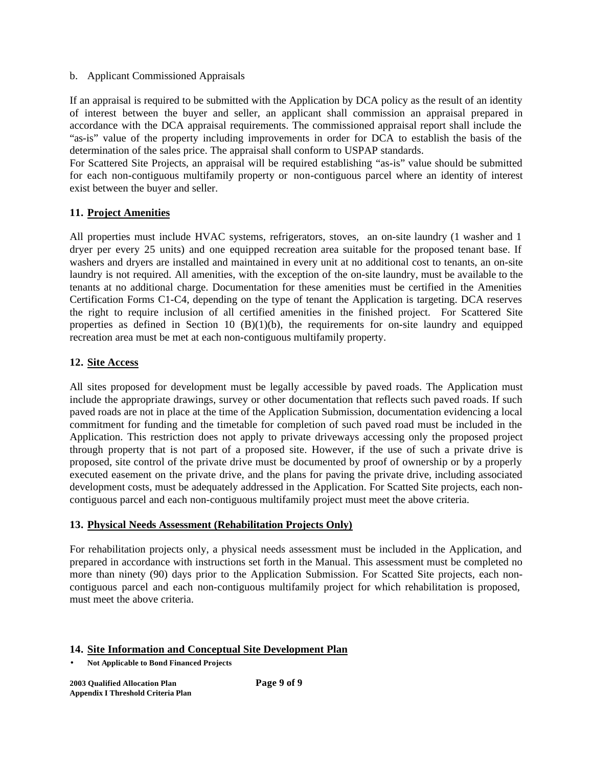b. Applicant Commissioned Appraisals

If an appraisal is required to be submitted with the Application by DCA policy as the result of an identity of interest between the buyer and seller, an applicant shall commission an appraisal prepared in accordance with the DCA appraisal requirements. The commissioned appraisal report shall include the "as-is" value of the property including improvements in order for DCA to establish the basis of the determination of the sales price. The appraisal shall conform to USPAP standards.
For Scattered Site Projects, an appraisal will be required establishing "as-is" value should be submitted for each non-contiguous multifamily property or non-contiguous parcel where an identity of interest exist between the buyer and seller.

**11. Project Amenities**

All properties must include HVAC systems, refrigerators, stoves, an on-site laundry (1 washer and 1 dryer per every 25 units) and one equipped recreation area suitable for the proposed tenant base. If washers and dryers are installed and maintained in every unit at no additional cost to tenants, an on-site laundry is not required. All amenities, with the exception of the on-site laundry, must be available to the tenants at no additional charge. Documentation for these amenities must be certified in the Amenities Certification Forms C1-C4, depending on the type of tenant the Application is targeting. DCA reserves the right to require inclusion of all certified amenities in the finished project. For Scattered Site properties as defined in Section 10 (B)(1)(b), the requirements for on-site laundry and equipped recreation area must be met at each non-contiguous multifamily property.

**12. Site Access**

All sites proposed for development must be legally accessible by paved roads. The Application must include the appropriate drawings, survey or other documentation that reflects such paved roads. If such paved roads are not in place at the time of the Application Submission, documentation evidencing a local commitment for funding and the timetable for completion of such paved road must be included in the Application. This restriction does not apply to private driveways accessing only the proposed project through property that is not part of a proposed site. However, if the use of such a private drive is proposed, site control of the private drive must be documented by proof of ownership or by a properly executed easement on the private drive, and the plans for paving the private drive, including associated development costs, must be adequately addressed in the Application. For Scatted Site projects, each non-contiguous parcel and each non-contiguous multifamily project must meet the above criteria.

**13. Physical Needs Assessment (Rehabilitation Projects Only)**

For rehabilitation projects only, a physical needs assessment must be included in the Application, and prepared in accordance with instructions set forth in the Manual. This assessment must be completed no more than ninety (90) days prior to the Application Submission. For Scatted Site projects, each non-contiguous parcel and each non-contiguous multifamily project for which rehabilitation is proposed, must meet the above criteria.

**14. Site Information and Conceptual Site Development Plan**

- **Not Applicable to Bond Financed Projects**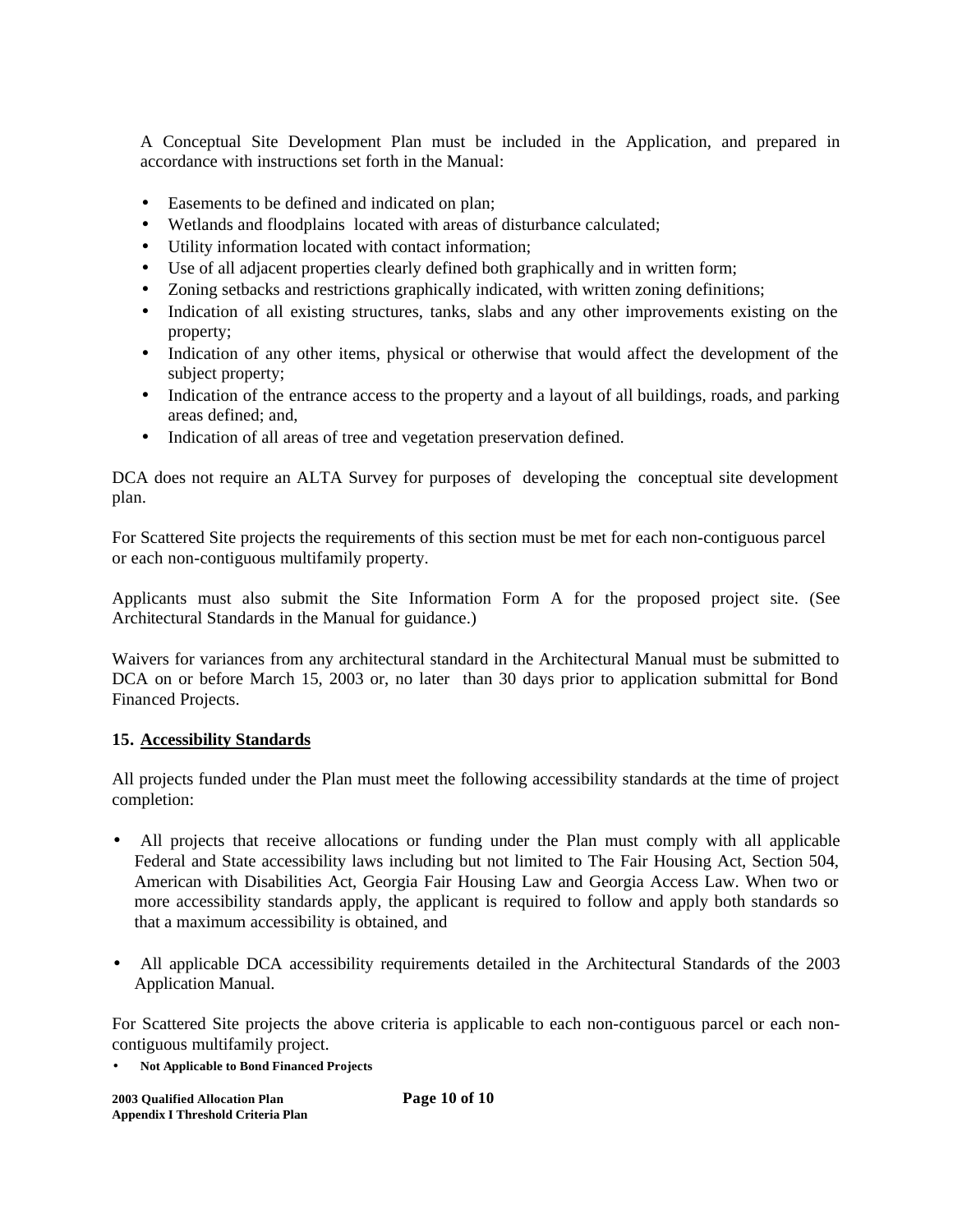A Conceptual Site Development Plan must be included in the Application, and prepared in accordance with instructions set forth in the Manual:

- Easements to be defined and indicated on plan;
- Wetlands and floodplains located with areas of disturbance calculated;
- Utility information located with contact information;
- Use of all adjacent properties clearly defined both graphically and in written form;
- Zoning setbacks and restrictions graphically indicated, with written zoning definitions;
- Indication of all existing structures, tanks, slabs and any other improvements existing on the property;
- Indication of any other items, physical or otherwise that would affect the development of the subject property;
- Indication of the entrance access to the property and a layout of all buildings, roads, and parking areas defined; and,
- Indication of all areas of tree and vegetation preservation defined.

DCA does not require an ALTA Survey for purposes of developing the conceptual site development plan.

For Scattered Site projects the requirements of this section must be met for each non-contiguous parcel or each non-contiguous multifamily property.

Applicants must also submit the Site Information Form A for the proposed project site. (See Architectural Standards in the Manual for guidance.)

Waivers for variances from any architectural standard in the Architectural Manual must be submitted to DCA on or before March 15, 2003 or, no later than 30 days prior to application submittal for Bond Financed Projects.

**15. Accessibility Standards**

All projects funded under the Plan must meet the following accessibility standards at the time of project completion:

- All projects that receive allocations or funding under the Plan must comply with all applicable Federal and State accessibility laws including but not limited to The Fair Housing Act, Section 504, American with Disabilities Act, Georgia Fair Housing Law and Georgia Access Law. When two or more accessibility standards apply, the applicant is required to follow and apply both standards so that a maximum accessibility is obtained, and

- All applicable DCA accessibility requirements detailed in the Architectural Standards of the 2003 Application Manual.

For Scattered Site projects the above criteria is applicable to each non-contiguous parcel or each non-contiguous multifamily project.

- **Not Applicable to Bond Financed Projects**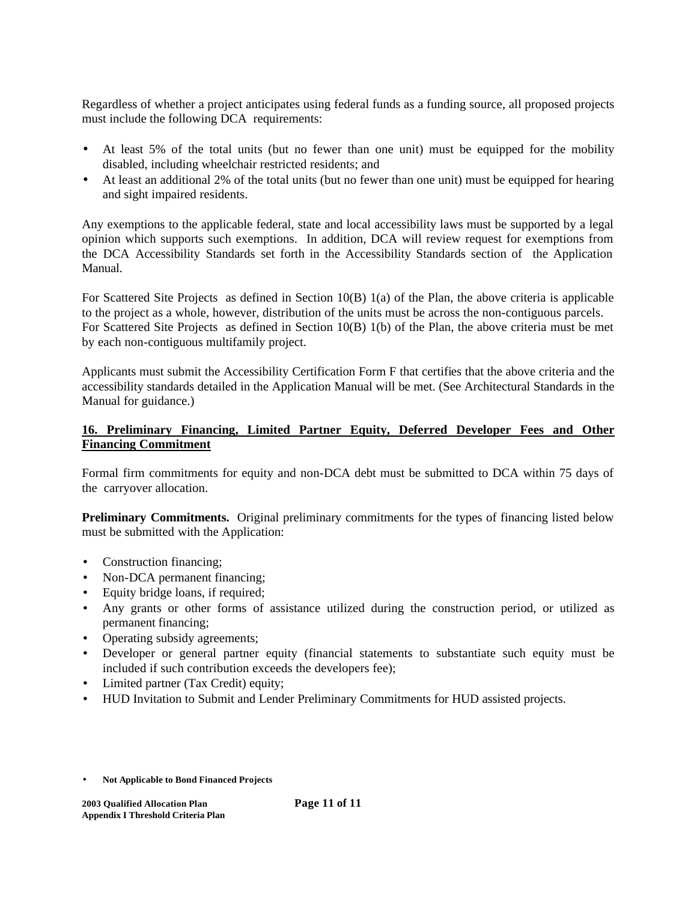Regardless of whether a project anticipates using federal funds as a funding source, all proposed projects must include the following DCA requirements:

- At least 5% of the total units (but no fewer than one unit) must be equipped for the mobility disabled, including wheelchair restricted residents; and
- At least an additional 2% of the total units (but no fewer than one unit) must be equipped for hearing and sight impaired residents.

Any exemptions to the applicable federal, state and local accessibility laws must be supported by a legal opinion which supports such exemptions. In addition, DCA will review request for exemptions from the DCA Accessibility Standards set forth in the Accessibility Standards section of the Application Manual.

For Scattered Site Projects as defined in Section 10(B) 1(a) of the Plan, the above criteria is applicable to the project as a whole, however, distribution of the units must be across the non-contiguous parcels. For Scattered Site Projects as defined in Section 10(B) 1(b) of the Plan, the above criteria must be met by each non-contiguous multifamily project.

Applicants must submit the Accessibility Certification Form F that certifies that the above criteria and the accessibility standards detailed in the Application Manual will be met. (See Architectural Standards in the Manual for guidance.)

**16. Preliminary Financing, Limited Partner Equity, Deferred Developer Fees and Other Financing Commitment**

Formal firm commitments for equity and non-DCA debt must be submitted to DCA within 75 days of the carryover allocation.

**Preliminary Commitments.** Original preliminary commitments for the types of financing listed below must be submitted with the Application:

- Construction financing;
- Non-DCA permanent financing;
- Equity bridge loans, if required;
- Any grants or other forms of assistance utilized during the construction period, or utilized as permanent financing;
- Operating subsidy agreements;
- Developer or general partner equity (financial statements to substantiate such equity must be included if such contribution exceeds the developers fee);
- Limited partner (Tax Credit) equity;
- HUD Invitation to Submit and Lender Preliminary Commitments for HUD assisted projects.

- **Not Applicable to Bond Financed Projects**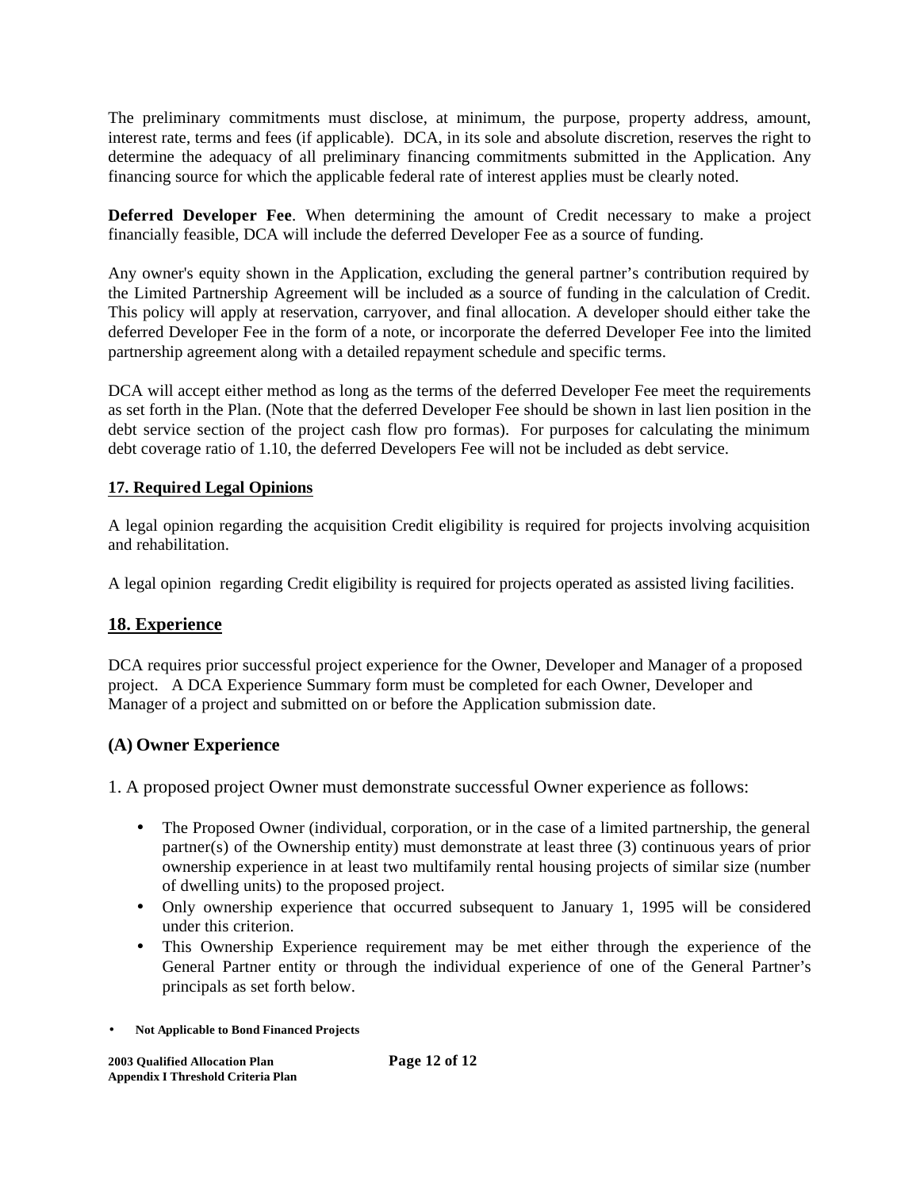The preliminary commitments must disclose, at minimum, the purpose, property address, amount, interest rate, terms and fees (if applicable). DCA, in its sole and absolute discretion, reserves the right to determine the adequacy of all preliminary financing commitments submitted in the Application. Any financing source for which the applicable federal rate of interest applies must be clearly noted.

**Deferred Developer Fee**. When determining the amount of Credit necessary to make a project financially feasible, DCA will include the deferred Developer Fee as a source of funding.

Any owner's equity shown in the Application, excluding the general partner's contribution required by the Limited Partnership Agreement will be included as a source of funding in the calculation of Credit. This policy will apply at reservation, carryover, and final allocation. A developer should either take the deferred Developer Fee in the form of a note, or incorporate the deferred Developer Fee into the limited partnership agreement along with a detailed repayment schedule and specific terms.

DCA will accept either method as long as the terms of the deferred Developer Fee meet the requirements as set forth in the Plan. (Note that the deferred Developer Fee should be shown in last lien position in the debt service section of the project cash flow pro formas). For purposes for calculating the minimum debt coverage ratio of 1.10, the deferred Developers Fee will not be included as debt service.

**17. Required Legal Opinions**

A legal opinion regarding the acquisition Credit eligibility is required for projects involving acquisition and rehabilitation.

A legal opinion regarding Credit eligibility is required for projects operated as assisted living facilities.

## 18. Experience

DCA requires prior successful project experience for the Owner, Developer and Manager of a proposed project. A DCA Experience Summary form must be completed for each Owner, Developer and Manager of a project and submitted on or before the Application submission date.

### (A) Owner Experience

1. A proposed project Owner must demonstrate successful Owner experience as follows:

- The Proposed Owner (individual, corporation, or in the case of a limited partnership, the general partner(s) of the Ownership entity) must demonstrate at least three (3) continuous years of prior ownership experience in at least two multifamily rental housing projects of similar size (number of dwelling units) to the proposed project.
- Only ownership experience that occurred subsequent to January 1, 1995 will be considered under this criterion.
- This Ownership Experience requirement may be met either through the experience of the General Partner entity or through the individual experience of one of the General Partner's principals as set forth below.

- **Not Applicable to Bond Financed Projects**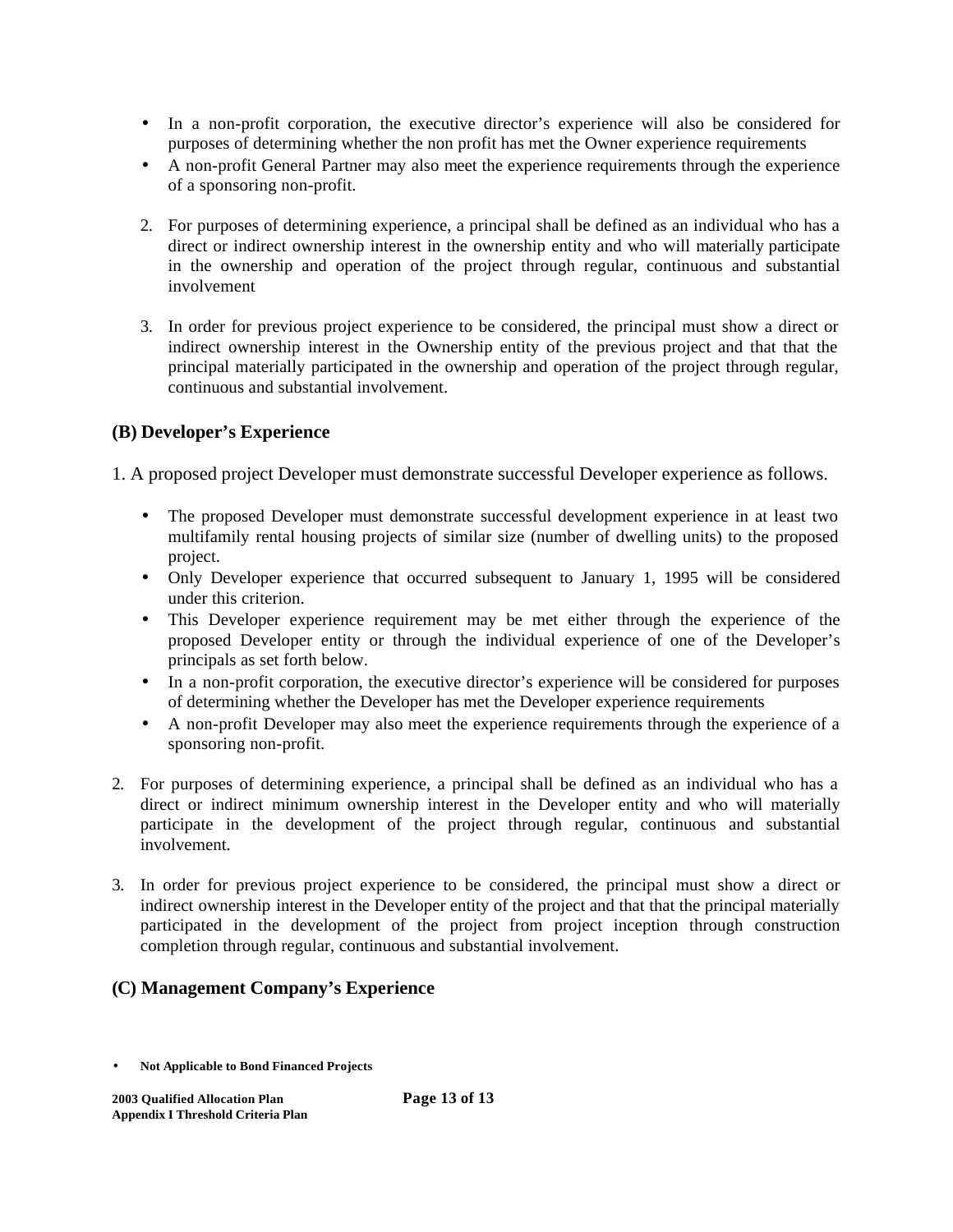- In a non-profit corporation, the executive director's experience will also be considered for purposes of determining whether the non profit has met the Owner experience requirements
- A non-profit General Partner may also meet the experience requirements through the experience of a sponsoring non-profit.

2. For purposes of determining experience, a principal shall be defined as an individual who has a direct or indirect ownership interest in the ownership entity and who will materially participate in the ownership and operation of the project through regular, continuous and substantial involvement

3. In order for previous project experience to be considered, the principal must show a direct or indirect ownership interest in the Ownership entity of the previous project and that that the principal materially participated in the ownership and operation of the project through regular, continuous and substantial involvement.

## (B) Developer's Experience

1. A proposed project Developer must demonstrate successful Developer experience as follows.

- The proposed Developer must demonstrate successful development experience in at least two multifamily rental housing projects of similar size (number of dwelling units) to the proposed project.
- Only Developer experience that occurred subsequent to January 1, 1995 will be considered under this criterion.
- This Developer experience requirement may be met either through the experience of the proposed Developer entity or through the individual experience of one of the Developer's principals as set forth below.
- In a non-profit corporation, the executive director's experience will be considered for purposes of determining whether the Developer has met the Developer experience requirements
- A non-profit Developer may also meet the experience requirements through the experience of a sponsoring non-profit.

2. For purposes of determining experience, a principal shall be defined as an individual who has a direct or indirect minimum ownership interest in the Developer entity and who will materially participate in the development of the project through regular, continuous and substantial involvement.

3. In order for previous project experience to be considered, the principal must show a direct or indirect ownership interest in the Developer entity of the project and that that the principal materially participated in the development of the project from project inception through construction completion through regular, continuous and substantial involvement.

## (C) Management Company's Experience

- **Not Applicable to Bond Financed Projects**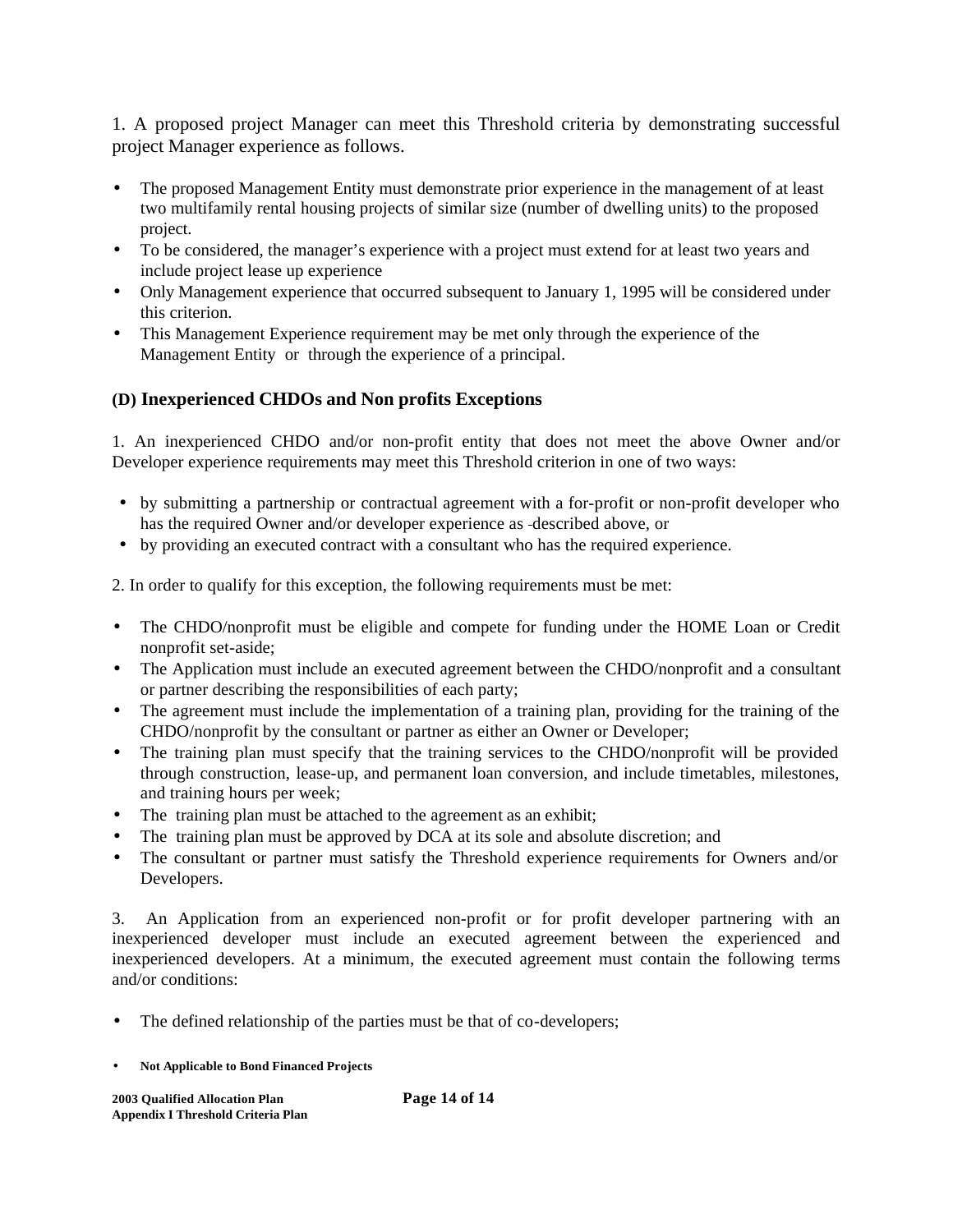1. A proposed project Manager can meet this Threshold criteria by demonstrating successful project Manager experience as follows.

- The proposed Management Entity must demonstrate prior experience in the management of at least two multifamily rental housing projects of similar size (number of dwelling units) to the proposed project.
- To be considered, the manager's experience with a project must extend for at least two years and include project lease up experience
- Only Management experience that occurred subsequent to January 1, 1995 will be considered under this criterion.
- This Management Experience requirement may be met only through the experience of the Management Entity or through the experience of a principal.

### (D) Inexperienced CHDOs and Non profits Exceptions

1. An inexperienced CHDO and/or non-profit entity that does not meet the above Owner and/or Developer experience requirements may meet this Threshold criterion in one of two ways:

- by submitting a partnership or contractual agreement with a for-profit or non-profit developer who has the required Owner and/or developer experience as described above, or
- by providing an executed contract with a consultant who has the required experience.

2. In order to qualify for this exception, the following requirements must be met:

- The CHDO/nonprofit must be eligible and compete for funding under the HOME Loan or Credit nonprofit set-aside;
- The Application must include an executed agreement between the CHDO/nonprofit and a consultant or partner describing the responsibilities of each party;
- The agreement must include the implementation of a training plan, providing for the training of the CHDO/nonprofit by the consultant or partner as either an Owner or Developer;
- The training plan must specify that the training services to the CHDO/nonprofit will be provided through construction, lease-up, and permanent loan conversion, and include timetables, milestones, and training hours per week;
- The training plan must be attached to the agreement as an exhibit;
- The training plan must be approved by DCA at its sole and absolute discretion; and
- The consultant or partner must satisfy the Threshold experience requirements for Owners and/or Developers.

3. An Application from an experienced non-profit or for profit developer partnering with an inexperienced developer must include an executed agreement between the experienced and inexperienced developers. At a minimum, the executed agreement must contain the following terms and/or conditions:

- The defined relationship of the parties must be that of co-developers;

- **Not Applicable to Bond Financed Projects**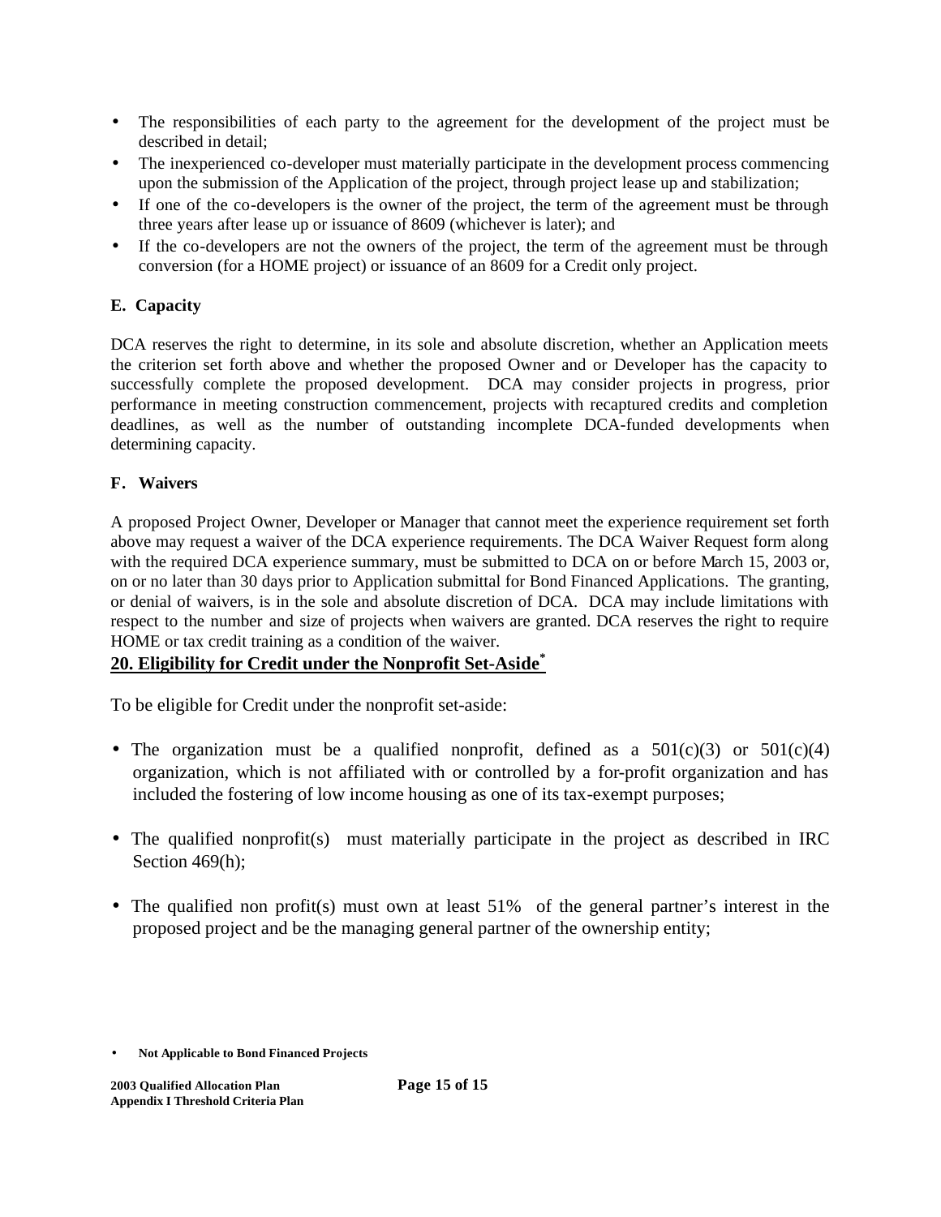- The responsibilities of each party to the agreement for the development of the project must be described in detail;
- The inexperienced co-developer must materially participate in the development process commencing upon the submission of the Application of the project, through project lease up and stabilization;
- If one of the co-developers is the owner of the project, the term of the agreement must be through three years after lease up or issuance of 8609 (whichever is later); and
- If the co-developers are not the owners of the project, the term of the agreement must be through conversion (for a HOME project) or issuance of an 8609 for a Credit only project.

**E. Capacity**

DCA reserves the right to determine, in its sole and absolute discretion, whether an Application meets the criterion set forth above and whether the proposed Owner and or Developer has the capacity to successfully complete the proposed development. DCA may consider projects in progress, prior performance in meeting construction commencement, projects with recaptured credits and completion deadlines, as well as the number of outstanding incomplete DCA-funded developments when determining capacity.

**F. Waivers**

A proposed Project Owner, Developer or Manager that cannot meet the experience requirement set forth above may request a waiver of the DCA experience requirements. The DCA Waiver Request form along with the required DCA experience summary, must be submitted to DCA on or before March 15, 2003 or, on or no later than 30 days prior to Application submittal for Bond Financed Applications. The granting, or denial of waivers, is in the sole and absolute discretion of DCA. DCA may include limitations with respect to the number and size of projects when waivers are granted. DCA reserves the right to require HOME or tax credit training as a condition of the waiver.

## 20. Eligibility for Credit under the Nonprofit Set-Aside*

To be eligible for Credit under the nonprofit set-aside:

- The organization must be a qualified nonprofit, defined as a 501(c)(3) or 501(c)(4) organization, which is not affiliated with or controlled by a for-profit organization and has included the fostering of low income housing as one of its tax-exempt purposes;

- The qualified nonprofit(s) must materially participate in the project as described in IRC Section 469(h);

- The qualified non profit(s) must own at least 51% of the general partner's interest in the proposed project and be the managing general partner of the ownership entity;

- **Not Applicable to Bond Financed Projects**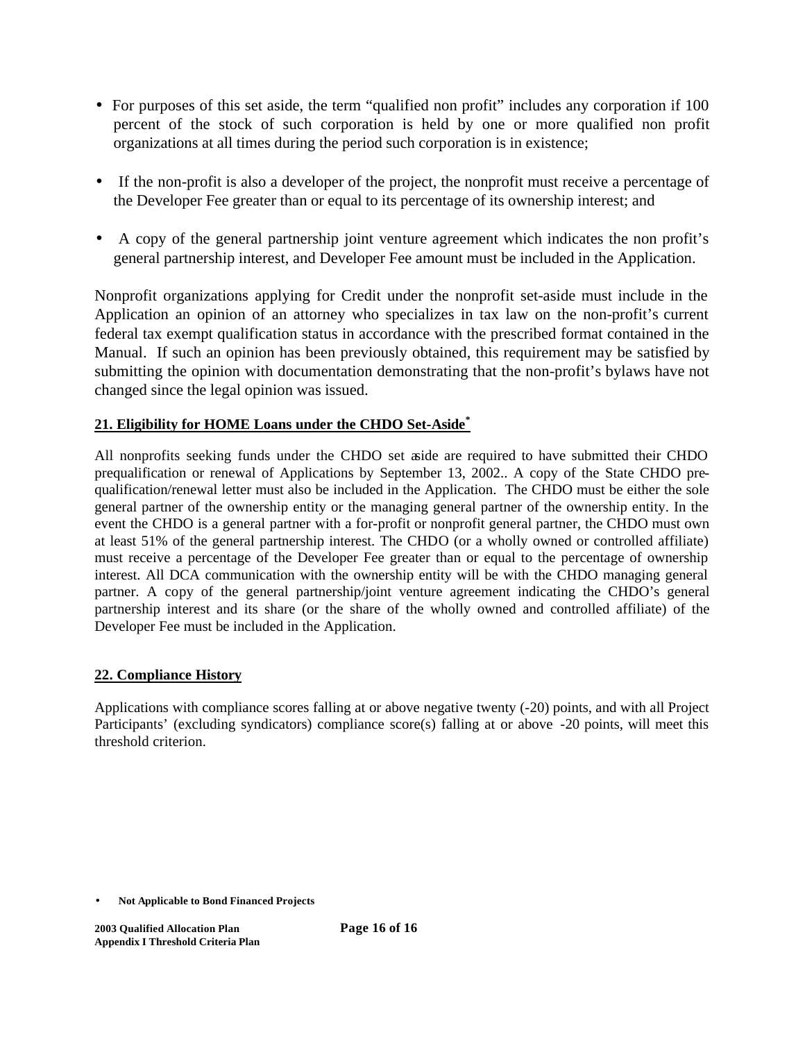- For purposes of this set aside, the term "qualified non profit" includes any corporation if 100 percent of the stock of such corporation is held by one or more qualified non profit organizations at all times during the period such corporation is in existence;

- If the non-profit is also a developer of the project, the nonprofit must receive a percentage of the Developer Fee greater than or equal to its percentage of its ownership interest; and

- A copy of the general partnership joint venture agreement which indicates the non profit's general partnership interest, and Developer Fee amount must be included in the Application.

Nonprofit organizations applying for Credit under the nonprofit set-aside must include in the Application an opinion of an attorney who specializes in tax law on the non-profit's current federal tax exempt qualification status in accordance with the prescribed format contained in the Manual. If such an opinion has been previously obtained, this requirement may be satisfied by submitting the opinion with documentation demonstrating that the non-profit's bylaws have not changed since the legal opinion was issued.

**21. Eligibility for HOME Loans under the CHDO Set-Aside***

All nonprofits seeking funds under the CHDO set aside are required to have submitted their CHDO prequalification or renewal of Applications by September 13, 2002.. A copy of the State CHDO pre-qualification/renewal letter must also be included in the Application. The CHDO must be either the sole general partner of the ownership entity or the managing general partner of the ownership entity. In the event the CHDO is a general partner with a for-profit or nonprofit general partner, the CHDO must own at least 51% of the general partnership interest. The CHDO (or a wholly owned or controlled affiliate) must receive a percentage of the Developer Fee greater than or equal to the percentage of ownership interest. All DCA communication with the ownership entity will be with the CHDO managing general partner. A copy of the general partnership/joint venture agreement indicating the CHDO's general partnership interest and its share (or the share of the wholly owned and controlled affiliate) of the Developer Fee must be included in the Application.

**22. Compliance History**

Applications with compliance scores falling at or above negative twenty (-20) points, and with all Project Participants' (excluding syndicators) compliance score(s) falling at or above -20 points, will meet this threshold criterion.

- **Not Applicable to Bond Financed Projects**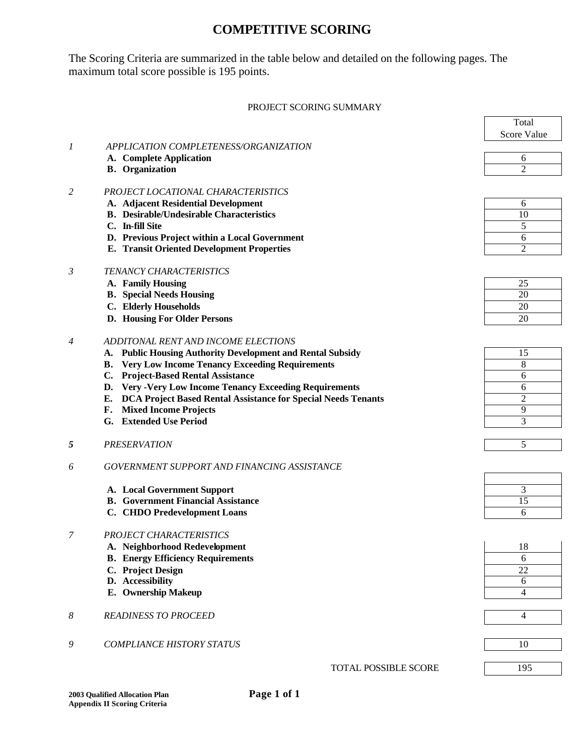# COMPETITIVE SCORING

The Scoring Criteria are summarized in the table below and detailed on the following pages. The maximum total score possible is 195 points.

PROJECT SCORING SUMMARY

| | | Total Score Value |
|---|---|---|
| *1* | *APPLICATION COMPLETENESS/ORGANIZATION* | |
| | **A. Complete Application** | 6 |
| | **B. Organization** | 2 |
| *2* | *PROJECT LOCATIONAL CHARACTERISTICS* | |
| | **A. Adjacent Residential Development** | 6 |
| | **B. Desirable/Undesirable Characteristics** | 10 |
| | **C. In-fill Site** | 5 |
| | **D. Previous Project within a Local Government** | 6 |
| | **E. Transit Oriented Development Properties** | 2 |
| *3* | *TENANCY CHARACTERISTICS* | |
| | **A. Family Housing** | 25 |
| | **B. Special Needs Housing** | 20 |
| | **C. Elderly Households** | 20 |
| | **D. Housing For Older Persons** | 20 |
| *4* | *ADDITONAL RENT AND INCOME ELECTIONS* | |
| | **A. Public Housing Authority Development and Rental Subsidy** | 15 |
| | **B. Very Low Income Tenancy Exceeding Requirements** | 8 |
| | **C. Project-Based Rental Assistance** | 6 |
| | **D. Very -Very Low Income Tenancy Exceeding Requirements** | 6 |
| | **E. DCA Project Based Rental Assistance for Special Needs Tenants** | 2 |
| | **F. Mixed Income Projects** | 9 |
| | **G. Extended Use Period** | 3 |
| ***5*** | *PRESERVATION* | 5 |
| *6* | *GOVERNMENT SUPPORT AND FINANCING ASSISTANCE* | |
| | **A. Local Government Support** | 3 |
| | **B. Government Financial Assistance** | 15 |
| | **C. CHDO Predevelopment Loans** | 6 |
| *7* | *PROJECT CHARACTERISTICS* | |
| | **A. Neighborhood Redevelopment** | 18 |
| | **B. Energy Efficiency Requirements** | 6 |
| | **C. Project Design** | 22 |
| | **D. Accessibility** | 6 |
| | **E. Ownership Makeup** | 4 |
| *8* | *READINESS TO PROCEED* | 4 |
| *9* | *COMPLIANCE HISTORY STATUS* | 10 |
| | TOTAL POSSIBLE SCORE | 195 |

**2003 Qualified Allocation Plan**
**Appendix II Scoring Criteria**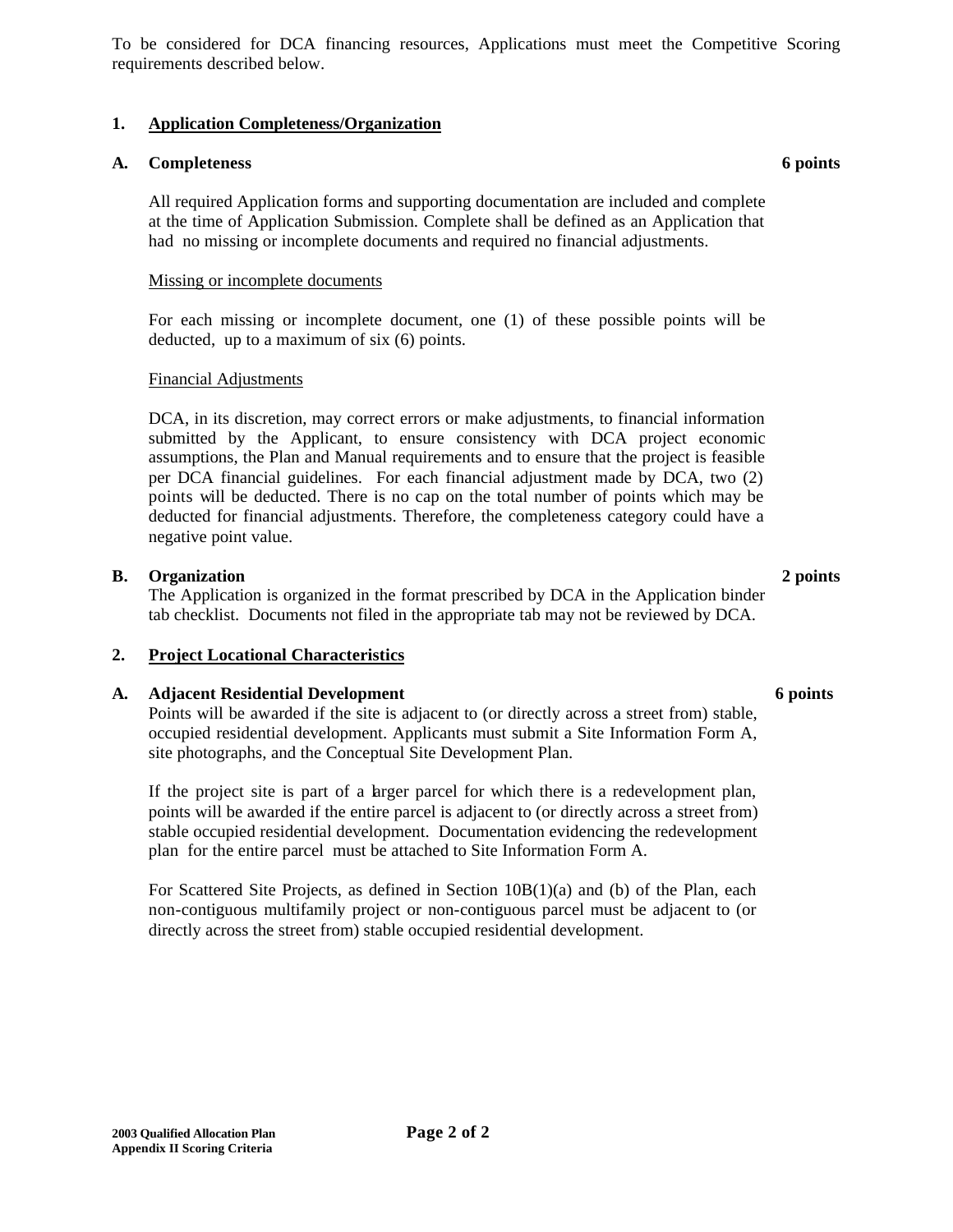To be considered for DCA financing resources, Applications must meet the Competitive Scoring requirements described below.

## 1. Application Completeness/Organization

### A. Completeness — 6 points

All required Application forms and supporting documentation are included and complete at the time of Application Submission. Complete shall be defined as an Application that had no missing or incomplete documents and required no financial adjustments.

Missing or incomplete documents

For each missing or incomplete document, one (1) of these possible points will be deducted, up to a maximum of six (6) points.

Financial Adjustments

DCA, in its discretion, may correct errors or make adjustments, to financial information submitted by the Applicant, to ensure consistency with DCA project economic assumptions, the Plan and Manual requirements and to ensure that the project is feasible per DCA financial guidelines. For each financial adjustment made by DCA, two (2) points will be deducted. There is no cap on the total number of points which may be deducted for financial adjustments. Therefore, the completeness category could have a negative point value.

### B. Organization — 2 points

The Application is organized in the format prescribed by DCA in the Application binder tab checklist. Documents not filed in the appropriate tab may not be reviewed by DCA.

## 2. Project Locational Characteristics

### A. Adjacent Residential Development — 6 points

Points will be awarded if the site is adjacent to (or directly across a street from) stable, occupied residential development. Applicants must submit a Site Information Form A, site photographs, and the Conceptual Site Development Plan.

If the project site is part of a larger parcel for which there is a redevelopment plan, points will be awarded if the entire parcel is adjacent to (or directly across a street from) stable occupied residential development. Documentation evidencing the redevelopment plan for the entire parcel must be attached to Site Information Form A.

For Scattered Site Projects, as defined in Section 10B(1)(a) and (b) of the Plan, each non-contiguous multifamily project or non-contiguous parcel must be adjacent to (or directly across the street from) stable occupied residential development.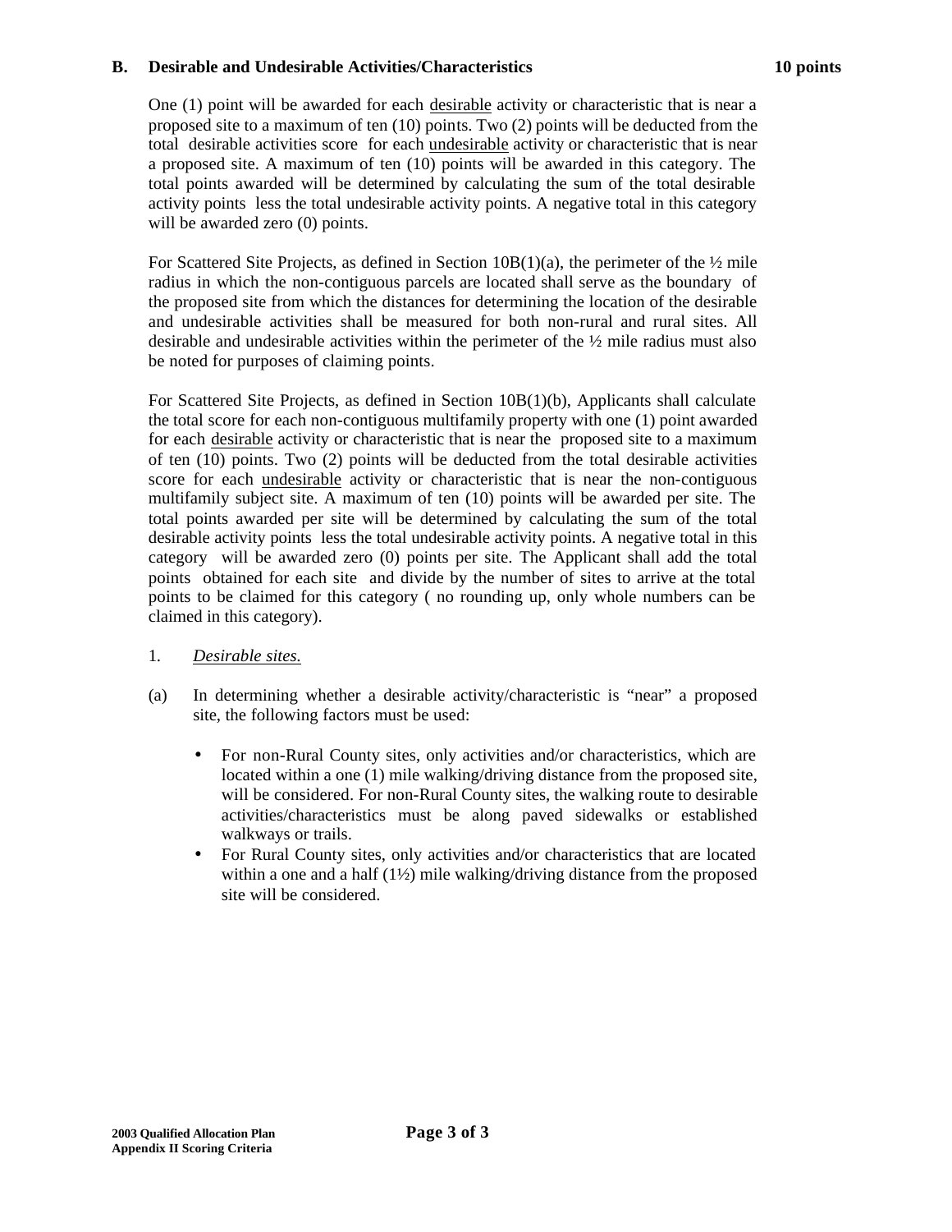**B. Desirable and Undesirable Activities/Characteristics 10 points**

One (1) point will be awarded for each desirable activity or characteristic that is near a proposed site to a maximum of ten (10) points. Two (2) points will be deducted from the total desirable activities score for each undesirable activity or characteristic that is near a proposed site. A maximum of ten (10) points will be awarded in this category. The total points awarded will be determined by calculating the sum of the total desirable activity points less the total undesirable activity points. A negative total in this category will be awarded zero (0) points.

For Scattered Site Projects, as defined in Section 10B(1)(a), the perimeter of the ½ mile radius in which the non-contiguous parcels are located shall serve as the boundary of the proposed site from which the distances for determining the location of the desirable and undesirable activities shall be measured for both non-rural and rural sites. All desirable and undesirable activities within the perimeter of the ½ mile radius must also be noted for purposes of claiming points.

For Scattered Site Projects, as defined in Section 10B(1)(b), Applicants shall calculate the total score for each non-contiguous multifamily property with one (1) point awarded for each desirable activity or characteristic that is near the proposed site to a maximum of ten (10) points. Two (2) points will be deducted from the total desirable activities score for each undesirable activity or characteristic that is near the non-contiguous multifamily subject site. A maximum of ten (10) points will be awarded per site. The total points awarded per site will be determined by calculating the sum of the total desirable activity points less the total undesirable activity points. A negative total in this category will be awarded zero (0) points per site. The Applicant shall add the total points obtained for each site and divide by the number of sites to arrive at the total points to be claimed for this category ( no rounding up, only whole numbers can be claimed in this category).

1. *Desirable sites.*

(a) In determining whether a desirable activity/characteristic is "near" a proposed site, the following factors must be used:

- For non-Rural County sites, only activities and/or characteristics, which are located within a one (1) mile walking/driving distance from the proposed site, will be considered. For non-Rural County sites, the walking route to desirable activities/characteristics must be along paved sidewalks or established walkways or trails.
- For Rural County sites, only activities and/or characteristics that are located within a one and a half (1½) mile walking/driving distance from the proposed site will be considered.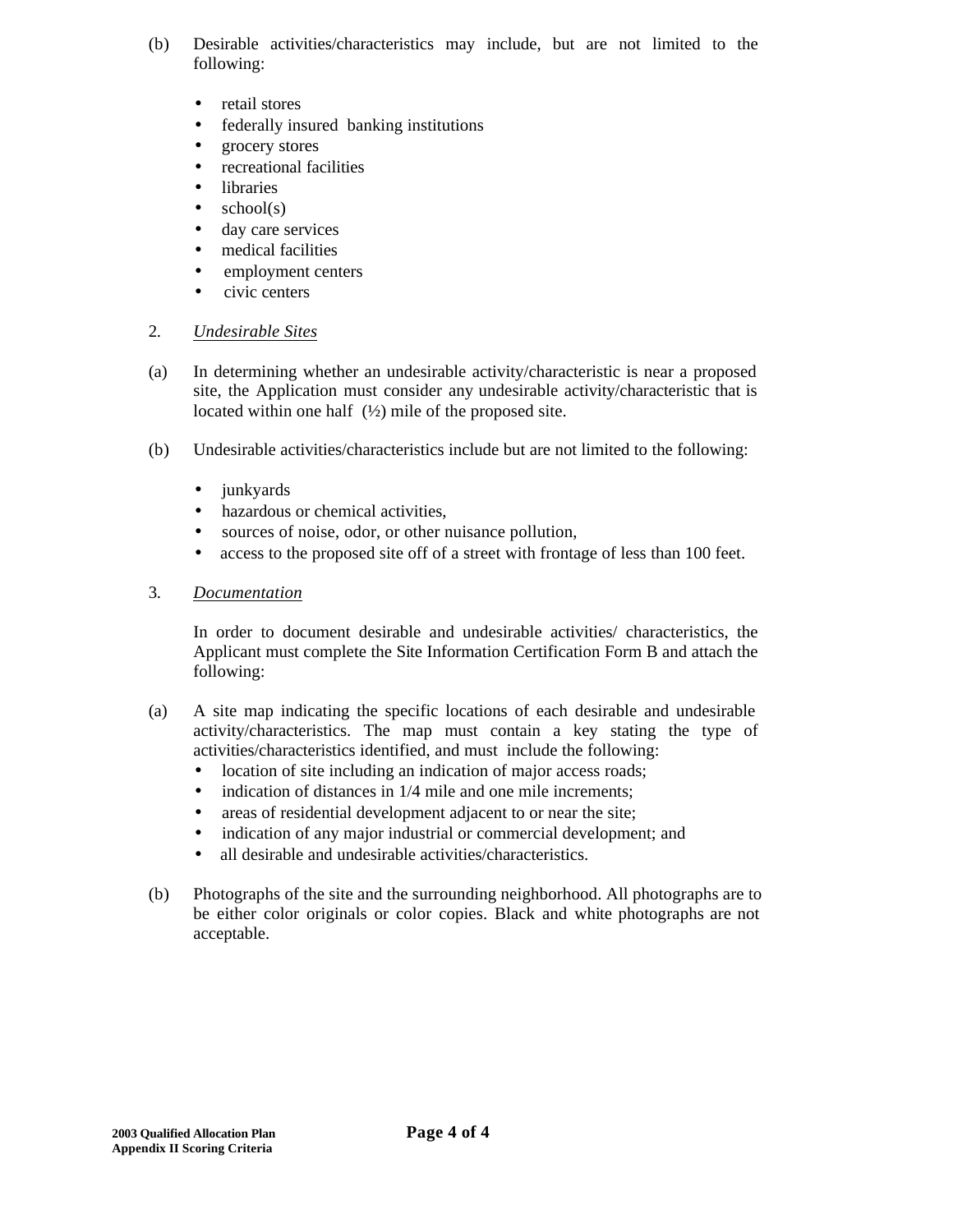(b) Desirable activities/characteristics may include, but are not limited to the following:

- retail stores
- federally insured banking institutions
- grocery stores
- recreational facilities
- libraries
- school(s)
- day care services
- medical facilities
- employment centers
- civic centers

2. *Undesirable Sites*

(a) In determining whether an undesirable activity/characteristic is near a proposed site, the Application must consider any undesirable activity/characteristic that is located within one half (½) mile of the proposed site.

(b) Undesirable activities/characteristics include but are not limited to the following:

- junkyards
- hazardous or chemical activities,
- sources of noise, odor, or other nuisance pollution,
- access to the proposed site off of a street with frontage of less than 100 feet.

3. *Documentation*

In order to document desirable and undesirable activities/ characteristics, the Applicant must complete the Site Information Certification Form B and attach the following:

(a) A site map indicating the specific locations of each desirable and undesirable activity/characteristics. The map must contain a key stating the type of activities/characteristics identified, and must include the following:
- location of site including an indication of major access roads;
- indication of distances in 1/4 mile and one mile increments;
- areas of residential development adjacent to or near the site;
- indication of any major industrial or commercial development; and
- all desirable and undesirable activities/characteristics.

(b) Photographs of the site and the surrounding neighborhood. All photographs are to be either color originals or color copies. Black and white photographs are not acceptable.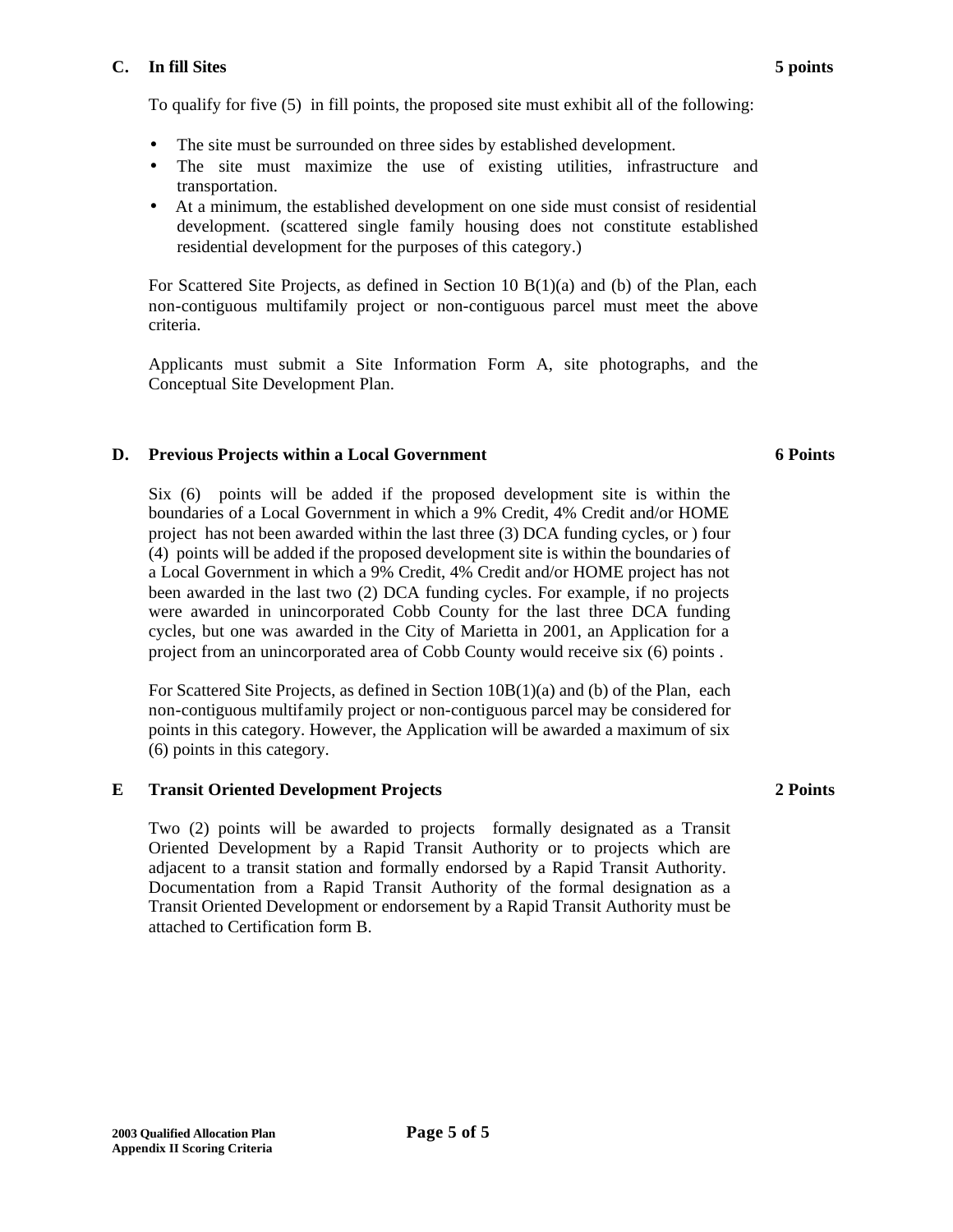### C. In fill Sites **5 points**

To qualify for five (5) in fill points, the proposed site must exhibit all of the following:

- The site must be surrounded on three sides by established development.
- The site must maximize the use of existing utilities, infrastructure and transportation.
- At a minimum, the established development on one side must consist of residential development. (scattered single family housing does not constitute established residential development for the purposes of this category.)

For Scattered Site Projects, as defined in Section 10 B(1)(a) and (b) of the Plan, each non-contiguous multifamily project or non-contiguous parcel must meet the above criteria.

Applicants must submit a Site Information Form A, site photographs, and the Conceptual Site Development Plan.

### D. Previous Projects within a Local Government **6 Points**

Six (6) points will be added if the proposed development site is within the boundaries of a Local Government in which a 9% Credit, 4% Credit and/or HOME project has not been awarded within the last three (3) DCA funding cycles, or ) four (4) points will be added if the proposed development site is within the boundaries of a Local Government in which a 9% Credit, 4% Credit and/or HOME project has not been awarded in the last two (2) DCA funding cycles. For example, if no projects were awarded in unincorporated Cobb County for the last three DCA funding cycles, but one was awarded in the City of Marietta in 2001, an Application for a project from an unincorporated area of Cobb County would receive six (6) points .

For Scattered Site Projects, as defined in Section 10B(1)(a) and (b) of the Plan, each non-contiguous multifamily project or non-contiguous parcel may be considered for points in this category. However, the Application will be awarded a maximum of six (6) points in this category.

### E Transit Oriented Development Projects **2 Points**

Two (2) points will be awarded to projects formally designated as a Transit Oriented Development by a Rapid Transit Authority or to projects which are adjacent to a transit station and formally endorsed by a Rapid Transit Authority. Documentation from a Rapid Transit Authority of the formal designation as a Transit Oriented Development or endorsement by a Rapid Transit Authority must be attached to Certification form B.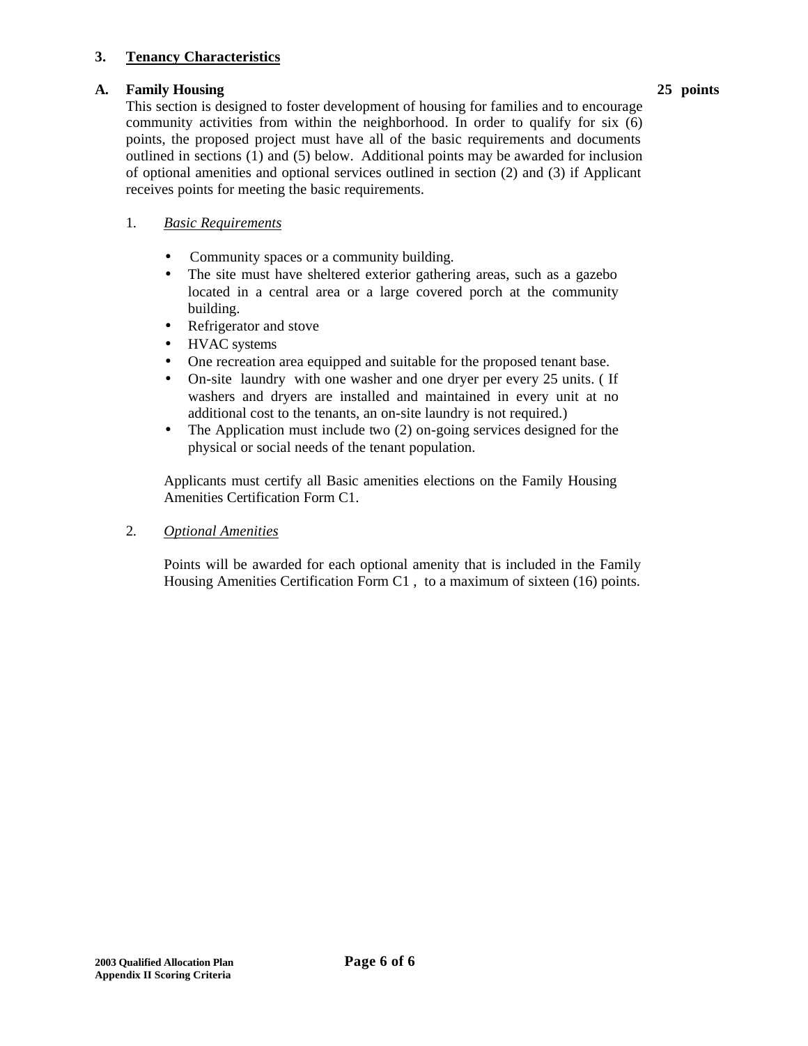### 3. Tenancy Characteristics

**A. Family Housing** **25 points**

This section is designed to foster development of housing for families and to encourage community activities from within the neighborhood. In order to qualify for six (6) points, the proposed project must have all of the basic requirements and documents outlined in sections (1) and (5) below. Additional points may be awarded for inclusion of optional amenities and optional services outlined in section (2) and (3) if Applicant receives points for meeting the basic requirements.

1. *Basic Requirements*

- Community spaces or a community building.
- The site must have sheltered exterior gathering areas, such as a gazebo located in a central area or a large covered porch at the community building.
- Refrigerator and stove
- HVAC systems
- One recreation area equipped and suitable for the proposed tenant base.
- On-site laundry with one washer and one dryer per every 25 units. ( If washers and dryers are installed and maintained in every unit at no additional cost to the tenants, an on-site laundry is not required.)
- The Application must include two (2) on-going services designed for the physical or social needs of the tenant population.

Applicants must certify all Basic amenities elections on the Family Housing Amenities Certification Form C1.

2. *Optional Amenities*

Points will be awarded for each optional amenity that is included in the Family Housing Amenities Certification Form C1 , to a maximum of sixteen (16) points.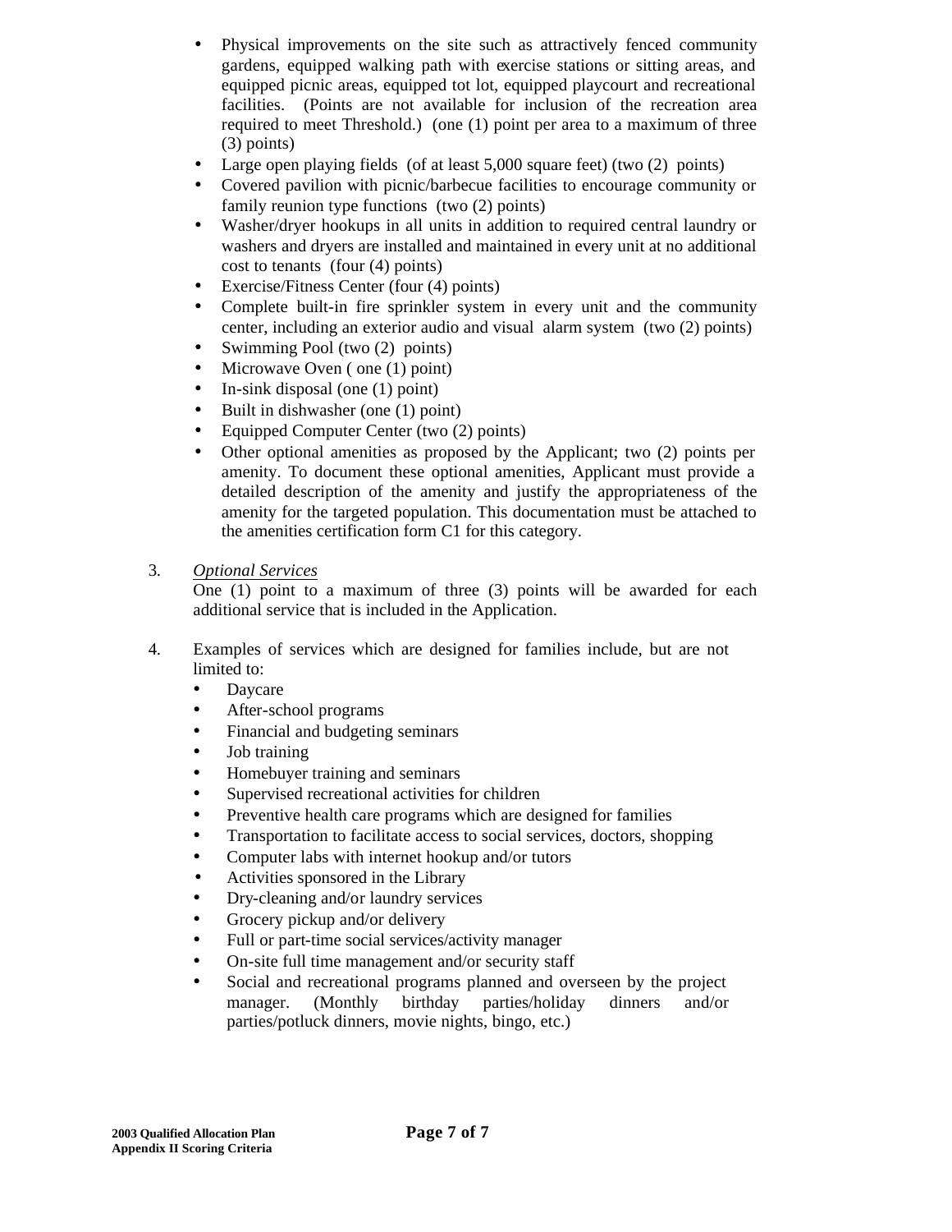- Physical improvements on the site such as attractively fenced community gardens, equipped walking path with exercise stations or sitting areas, and equipped picnic areas, equipped tot lot, equipped playcourt and recreational facilities. (Points are not available for inclusion of the recreation area required to meet Threshold.) (one (1) point per area to a maximum of three (3) points)
- Large open playing fields (of at least 5,000 square feet) (two (2) points)
- Covered pavilion with picnic/barbecue facilities to encourage community or family reunion type functions (two (2) points)
- Washer/dryer hookups in all units in addition to required central laundry or washers and dryers are installed and maintained in every unit at no additional cost to tenants (four (4) points)
- Exercise/Fitness Center (four (4) points)
- Complete built-in fire sprinkler system in every unit and the community center, including an exterior audio and visual alarm system (two (2) points)
- Swimming Pool (two (2) points)
- Microwave Oven ( one (1) point)
- In-sink disposal (one (1) point)
- Built in dishwasher (one (1) point)
- Equipped Computer Center (two (2) points)
- Other optional amenities as proposed by the Applicant; two (2) points per amenity. To document these optional amenities, Applicant must provide a detailed description of the amenity and justify the appropriateness of the amenity for the targeted population. This documentation must be attached to the amenities certification form C1 for this category.

3. *Optional Services*

   One (1) point to a maximum of three (3) points will be awarded for each additional service that is included in the Application.

4. Examples of services which are designed for families include, but are not limited to:
   - Daycare
   - After-school programs
   - Financial and budgeting seminars
   - Job training
   - Homebuyer training and seminars
   - Supervised recreational activities for children
   - Preventive health care programs which are designed for families
   - Transportation to facilitate access to social services, doctors, shopping
   - Computer labs with internet hookup and/or tutors
   - Activities sponsored in the Library
   - Dry-cleaning and/or laundry services
   - Grocery pickup and/or delivery
   - Full or part-time social services/activity manager
   - On-site full time management and/or security staff
   - Social and recreational programs planned and overseen by the project manager. (Monthly birthday parties/holiday dinners and/or parties/potluck dinners, movie nights, bingo, etc.)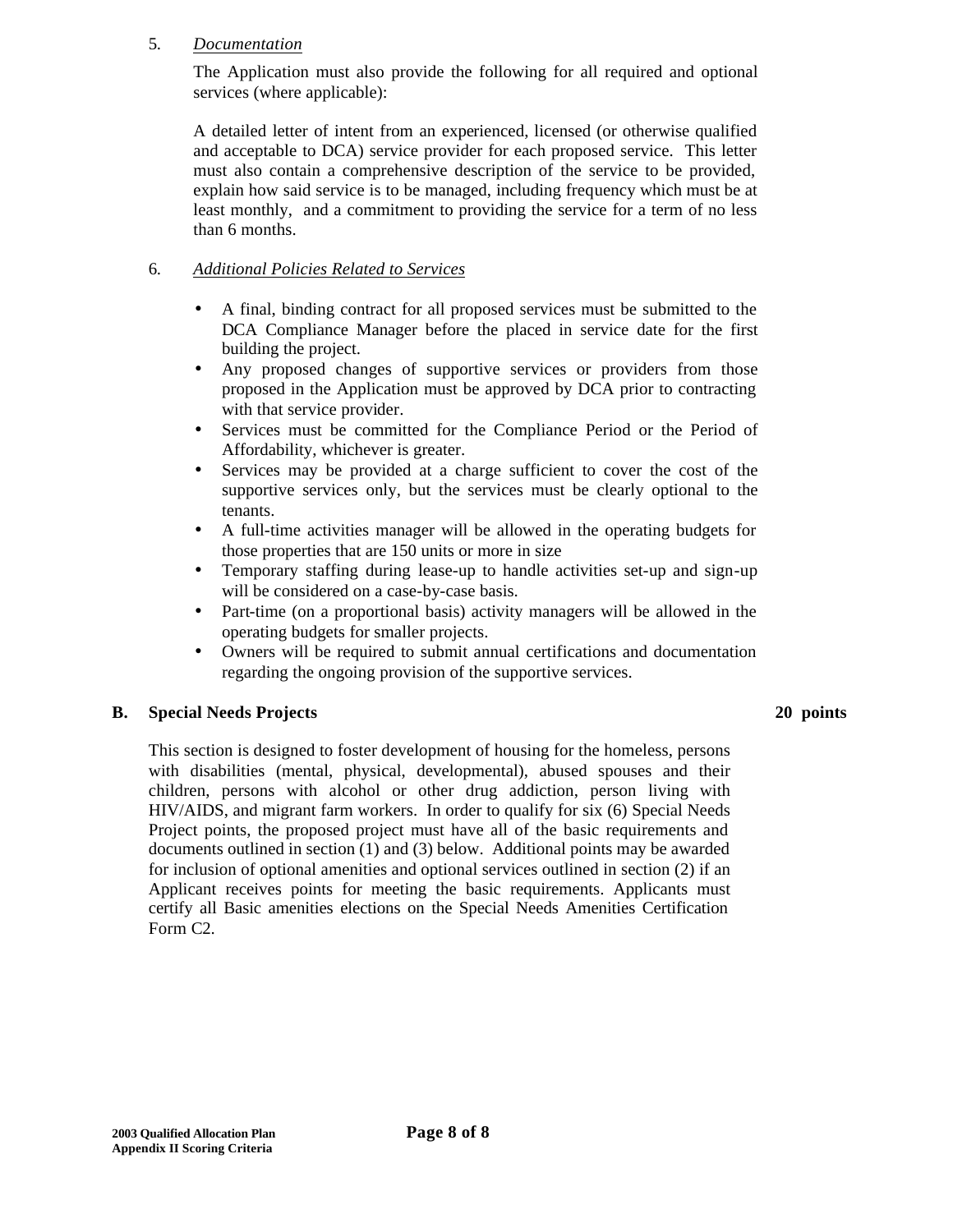5. *Documentation*

   The Application must also provide the following for all required and optional services (where applicable):

   A detailed letter of intent from an experienced, licensed (or otherwise qualified and acceptable to DCA) service provider for each proposed service. This letter must also contain a comprehensive description of the service to be provided, explain how said service is to be managed, including frequency which must be at least monthly, and a commitment to providing the service for a term of no less than 6 months.

6. *Additional Policies Related to Services*

   - A final, binding contract for all proposed services must be submitted to the DCA Compliance Manager before the placed in service date for the first building the project.
   - Any proposed changes of supportive services or providers from those proposed in the Application must be approved by DCA prior to contracting with that service provider.
   - Services must be committed for the Compliance Period or the Period of Affordability, whichever is greater.
   - Services may be provided at a charge sufficient to cover the cost of the supportive services only, but the services must be clearly optional to the tenants.
   - A full-time activities manager will be allowed in the operating budgets for those properties that are 150 units or more in size
   - Temporary staffing during lease-up to handle activities set-up and sign-up will be considered on a case-by-case basis.
   - Part-time (on a proportional basis) activity managers will be allowed in the operating budgets for smaller projects.
   - Owners will be required to submit annual certifications and documentation regarding the ongoing provision of the supportive services.

**B. Special Needs Projects** **20 points**

This section is designed to foster development of housing for the homeless, persons with disabilities (mental, physical, developmental), abused spouses and their children, persons with alcohol or other drug addiction, person living with HIV/AIDS, and migrant farm workers. In order to qualify for six (6) Special Needs Project points, the proposed project must have all of the basic requirements and documents outlined in section (1) and (3) below. Additional points may be awarded for inclusion of optional amenities and optional services outlined in section (2) if an Applicant receives points for meeting the basic requirements. Applicants must certify all Basic amenities elections on the Special Needs Amenities Certification Form C2.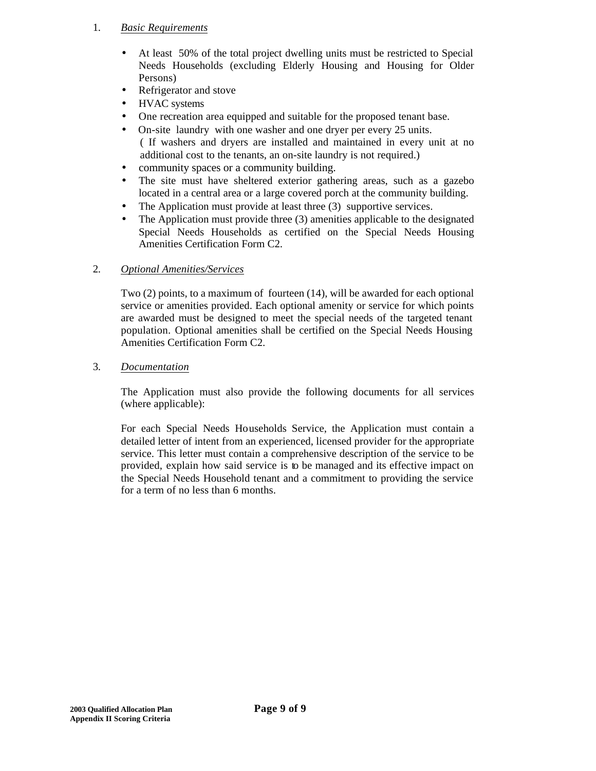1. *Basic Requirements*

   - At least 50% of the total project dwelling units must be restricted to Special Needs Households (excluding Elderly Housing and Housing for Older Persons)
   - Refrigerator and stove
   - HVAC systems
   - One recreation area equipped and suitable for the proposed tenant base.
   - On-site laundry with one washer and one dryer per every 25 units. ( If washers and dryers are installed and maintained in every unit at no additional cost to the tenants, an on-site laundry is not required.)
   - community spaces or a community building.
   - The site must have sheltered exterior gathering areas, such as a gazebo located in a central area or a large covered porch at the community building.
   - The Application must provide at least three (3) supportive services.
   - The Application must provide three (3) amenities applicable to the designated Special Needs Households as certified on the Special Needs Housing Amenities Certification Form C2.

2. *Optional Amenities/Services*

   Two (2) points, to a maximum of fourteen (14), will be awarded for each optional service or amenities provided. Each optional amenity or service for which points are awarded must be designed to meet the special needs of the targeted tenant population. Optional amenities shall be certified on the Special Needs Housing Amenities Certification Form C2.

3. *Documentation*

   The Application must also provide the following documents for all services (where applicable):

   For each Special Needs Households Service, the Application must contain a detailed letter of intent from an experienced, licensed provider for the appropriate service. This letter must contain a comprehensive description of the service to be provided, explain how said service is to be managed and its effective impact on the Special Needs Household tenant and a commitment to providing the service for a term of no less than 6 months.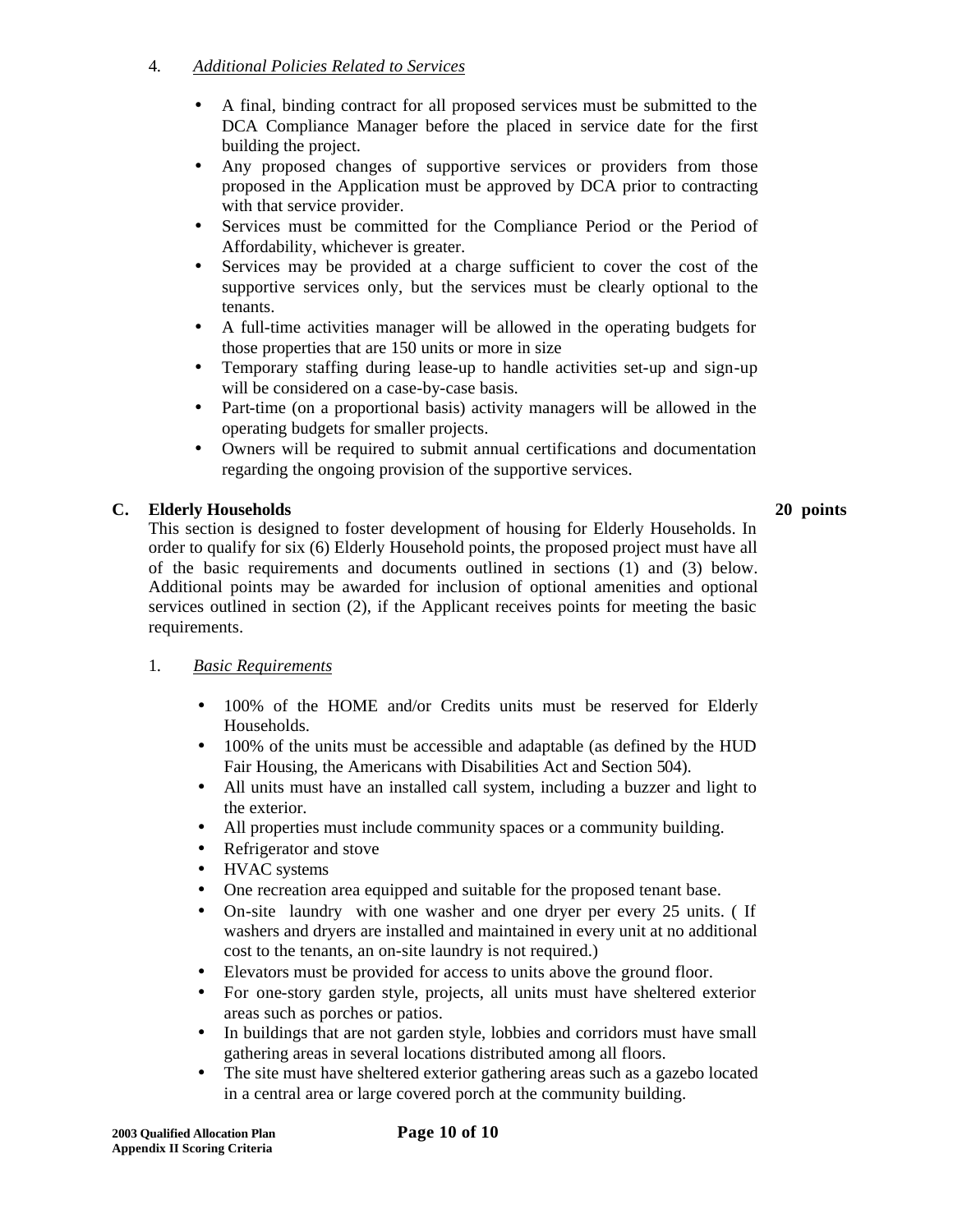4. *Additional Policies Related to Services*

- A final, binding contract for all proposed services must be submitted to the DCA Compliance Manager before the placed in service date for the first building the project.
- Any proposed changes of supportive services or providers from those proposed in the Application must be approved by DCA prior to contracting with that service provider.
- Services must be committed for the Compliance Period or the Period of Affordability, whichever is greater.
- Services may be provided at a charge sufficient to cover the cost of the supportive services only, but the services must be clearly optional to the tenants.
- A full-time activities manager will be allowed in the operating budgets for those properties that are 150 units or more in size
- Temporary staffing during lease-up to handle activities set-up and sign-up will be considered on a case-by-case basis.
- Part-time (on a proportional basis) activity managers will be allowed in the operating budgets for smaller projects.
- Owners will be required to submit annual certifications and documentation regarding the ongoing provision of the supportive services.

**C. Elderly Households** **20 points**

This section is designed to foster development of housing for Elderly Households. In order to qualify for six (6) Elderly Household points, the proposed project must have all of the basic requirements and documents outlined in sections (1) and (3) below. Additional points may be awarded for inclusion of optional amenities and optional services outlined in section (2), if the Applicant receives points for meeting the basic requirements.

1. *Basic Requirements*

- 100% of the HOME and/or Credits units must be reserved for Elderly Households.
- 100% of the units must be accessible and adaptable (as defined by the HUD Fair Housing, the Americans with Disabilities Act and Section 504).
- All units must have an installed call system, including a buzzer and light to the exterior.
- All properties must include community spaces or a community building.
- Refrigerator and stove
- HVAC systems
- One recreation area equipped and suitable for the proposed tenant base.
- On-site laundry with one washer and one dryer per every 25 units. ( If washers and dryers are installed and maintained in every unit at no additional cost to the tenants, an on-site laundry is not required.)
- Elevators must be provided for access to units above the ground floor.
- For one-story garden style, projects, all units must have sheltered exterior areas such as porches or patios.
- In buildings that are not garden style, lobbies and corridors must have small gathering areas in several locations distributed among all floors.
- The site must have sheltered exterior gathering areas such as a gazebo located in a central area or large covered porch at the community building.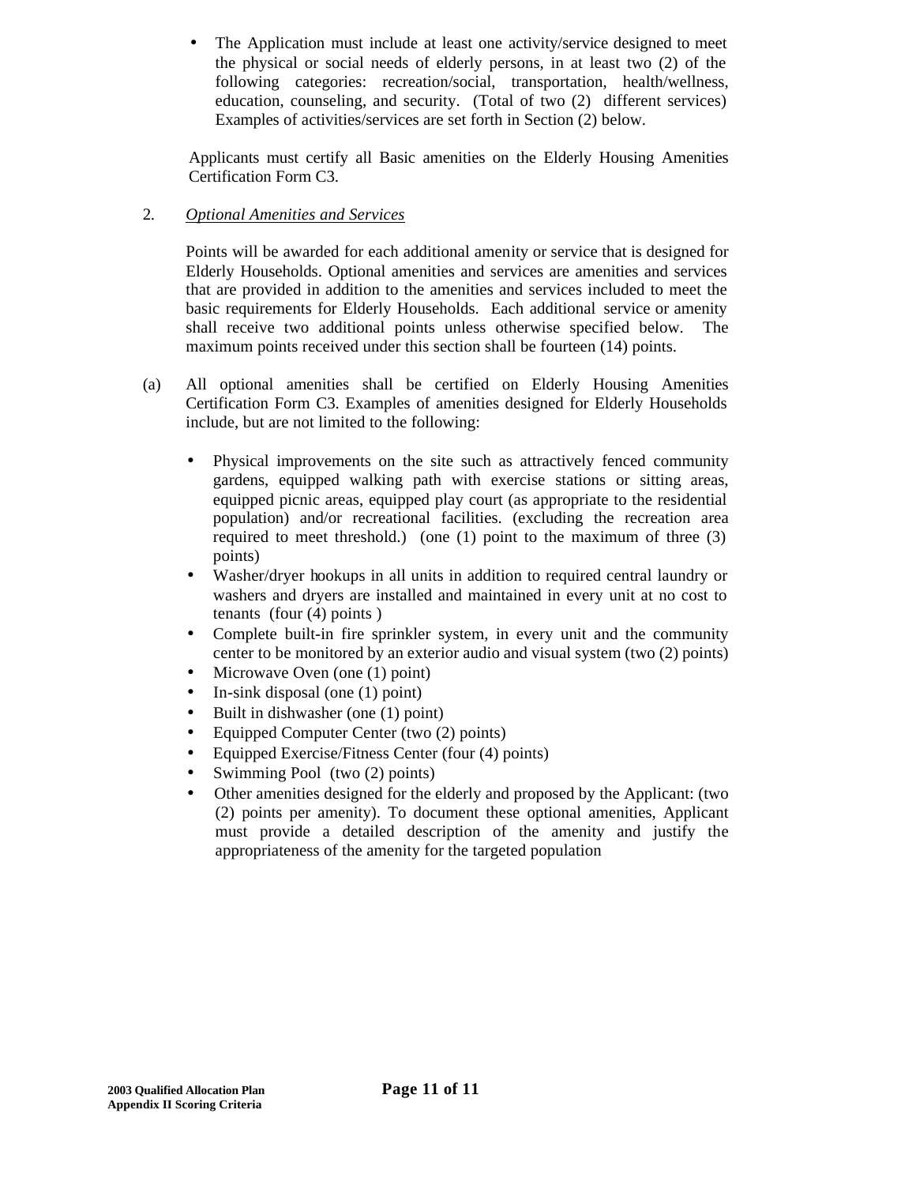- The Application must include at least one activity/service designed to meet the physical or social needs of elderly persons, in at least two (2) of the following categories: recreation/social, transportation, health/wellness, education, counseling, and security. (Total of two (2) different services) Examples of activities/services are set forth in Section (2) below.

Applicants must certify all Basic amenities on the Elderly Housing Amenities Certification Form C3.

2. *Optional Amenities and Services*

Points will be awarded for each additional amenity or service that is designed for Elderly Households. Optional amenities and services are amenities and services that are provided in addition to the amenities and services included to meet the basic requirements for Elderly Households. Each additional service or amenity shall receive two additional points unless otherwise specified below. The maximum points received under this section shall be fourteen (14) points.

(a) All optional amenities shall be certified on Elderly Housing Amenities Certification Form C3. Examples of amenities designed for Elderly Households include, but are not limited to the following:

- Physical improvements on the site such as attractively fenced community gardens, equipped walking path with exercise stations or sitting areas, equipped picnic areas, equipped play court (as appropriate to the residential population) and/or recreational facilities. (excluding the recreation area required to meet threshold.) (one (1) point to the maximum of three (3) points)
- Washer/dryer hookups in all units in addition to required central laundry or washers and dryers are installed and maintained in every unit at no cost to tenants (four (4) points )
- Complete built-in fire sprinkler system, in every unit and the community center to be monitored by an exterior audio and visual system (two (2) points)
- Microwave Oven (one (1) point)
- In-sink disposal (one (1) point)
- Built in dishwasher (one (1) point)
- Equipped Computer Center (two (2) points)
- Equipped Exercise/Fitness Center (four (4) points)
- Swimming Pool (two (2) points)
- Other amenities designed for the elderly and proposed by the Applicant: (two (2) points per amenity). To document these optional amenities, Applicant must provide a detailed description of the amenity and justify the appropriateness of the amenity for the targeted population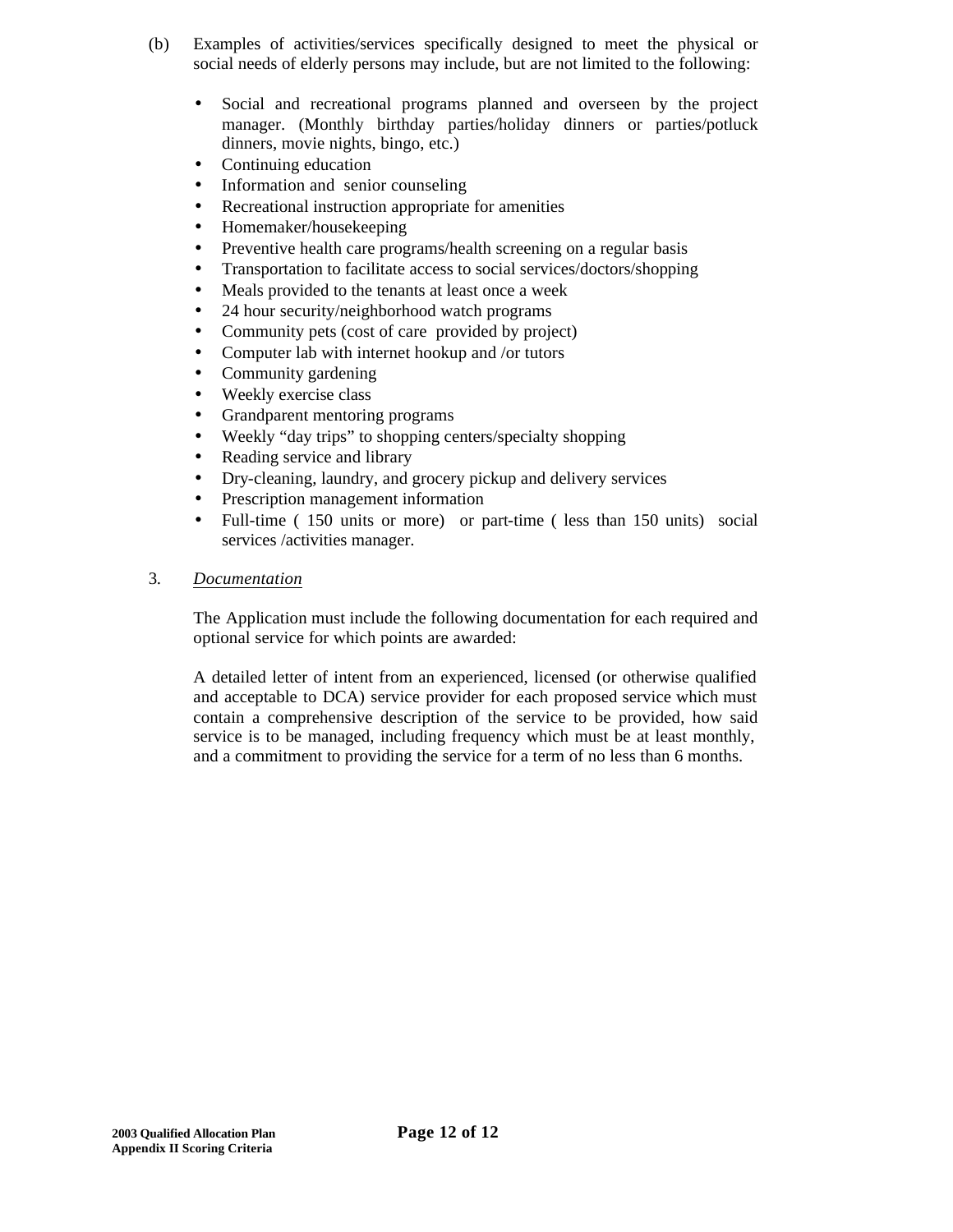(b) Examples of activities/services specifically designed to meet the physical or social needs of elderly persons may include, but are not limited to the following:

- Social and recreational programs planned and overseen by the project manager. (Monthly birthday parties/holiday dinners or parties/potluck dinners, movie nights, bingo, etc.)
- Continuing education
- Information and senior counseling
- Recreational instruction appropriate for amenities
- Homemaker/housekeeping
- Preventive health care programs/health screening on a regular basis
- Transportation to facilitate access to social services/doctors/shopping
- Meals provided to the tenants at least once a week
- 24 hour security/neighborhood watch programs
- Community pets (cost of care provided by project)
- Computer lab with internet hookup and /or tutors
- Community gardening
- Weekly exercise class
- Grandparent mentoring programs
- Weekly "day trips" to shopping centers/specialty shopping
- Reading service and library
- Dry-cleaning, laundry, and grocery pickup and delivery services
- Prescription management information
- Full-time ( 150 units or more) or part-time ( less than 150 units) social services /activities manager.

3. *Documentation*

The Application must include the following documentation for each required and optional service for which points are awarded:

A detailed letter of intent from an experienced, licensed (or otherwise qualified and acceptable to DCA) service provider for each proposed service which must contain a comprehensive description of the service to be provided, how said service is to be managed, including frequency which must be at least monthly, and a commitment to providing the service for a term of no less than 6 months.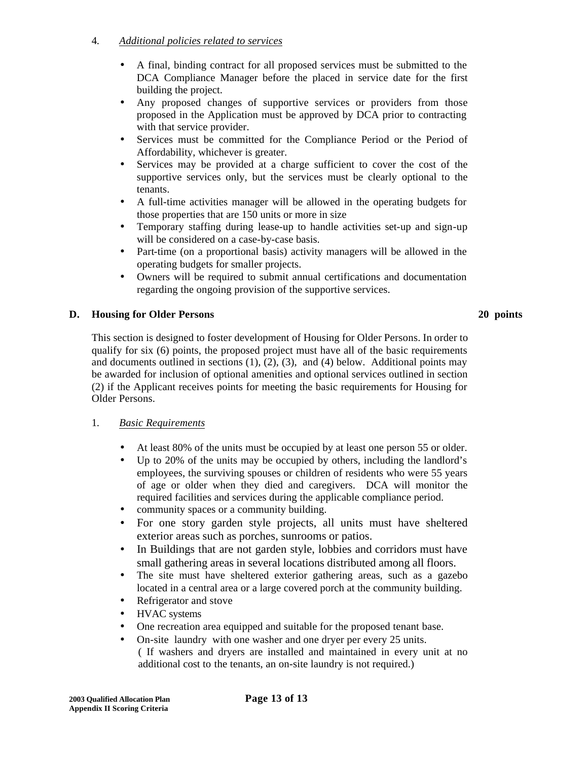4. *Additional policies related to services*

- A final, binding contract for all proposed services must be submitted to the DCA Compliance Manager before the placed in service date for the first building the project.
- Any proposed changes of supportive services or providers from those proposed in the Application must be approved by DCA prior to contracting with that service provider.
- Services must be committed for the Compliance Period or the Period of Affordability, whichever is greater.
- Services may be provided at a charge sufficient to cover the cost of the supportive services only, but the services must be clearly optional to the tenants.
- A full-time activities manager will be allowed in the operating budgets for those properties that are 150 units or more in size
- Temporary staffing during lease-up to handle activities set-up and sign-up will be considered on a case-by-case basis.
- Part-time (on a proportional basis) activity managers will be allowed in the operating budgets for smaller projects.
- Owners will be required to submit annual certifications and documentation regarding the ongoing provision of the supportive services.

**D. Housing for Older Persons** **20 points**

This section is designed to foster development of Housing for Older Persons. In order to qualify for six (6) points, the proposed project must have all of the basic requirements and documents outlined in sections (1), (2), (3), and (4) below. Additional points may be awarded for inclusion of optional amenities and optional services outlined in section (2) if the Applicant receives points for meeting the basic requirements for Housing for Older Persons.

1. *Basic Requirements*

- At least 80% of the units must be occupied by at least one person 55 or older.
- Up to 20% of the units may be occupied by others, including the landlord's employees, the surviving spouses or children of residents who were 55 years of age or older when they died and caregivers. DCA will monitor the required facilities and services during the applicable compliance period.
- community spaces or a community building.
- For one story garden style projects, all units must have sheltered exterior areas such as porches, sunrooms or patios.
- In Buildings that are not garden style, lobbies and corridors must have small gathering areas in several locations distributed among all floors.
- The site must have sheltered exterior gathering areas, such as a gazebo located in a central area or a large covered porch at the community building.
- Refrigerator and stove
- HVAC systems
- One recreation area equipped and suitable for the proposed tenant base.
- On-site laundry with one washer and one dryer per every 25 units. ( If washers and dryers are installed and maintained in every unit at no additional cost to the tenants, an on-site laundry is not required.)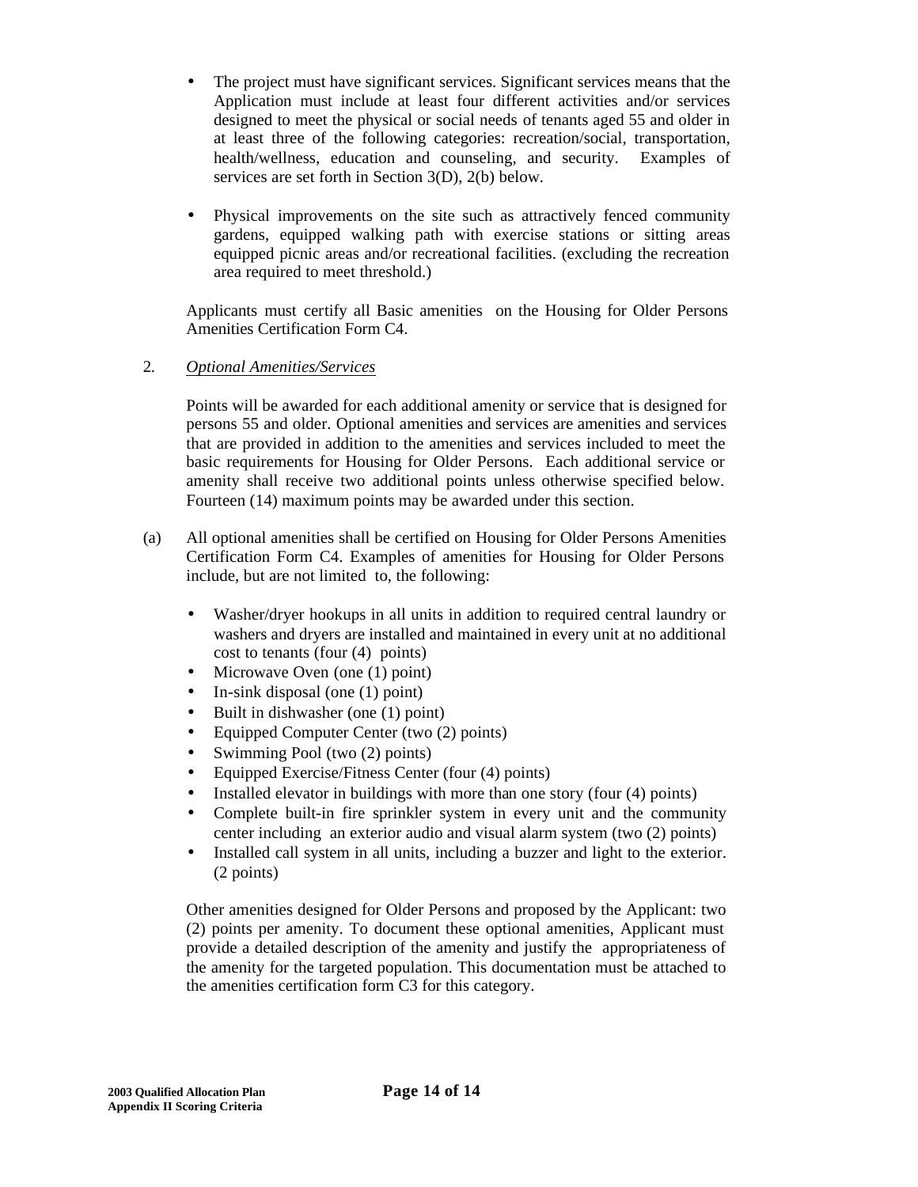- The project must have significant services. Significant services means that the Application must include at least four different activities and/or services designed to meet the physical or social needs of tenants aged 55 and older in at least three of the following categories: recreation/social, transportation, health/wellness, education and counseling, and security. Examples of services are set forth in Section 3(D), 2(b) below.

- Physical improvements on the site such as attractively fenced community gardens, equipped walking path with exercise stations or sitting areas equipped picnic areas and/or recreational facilities. (excluding the recreation area required to meet threshold.)

Applicants must certify all Basic amenities on the Housing for Older Persons Amenities Certification Form C4.

2. *Optional Amenities/Services*

Points will be awarded for each additional amenity or service that is designed for persons 55 and older. Optional amenities and services are amenities and services that are provided in addition to the amenities and services included to meet the basic requirements for Housing for Older Persons. Each additional service or amenity shall receive two additional points unless otherwise specified below. Fourteen (14) maximum points may be awarded under this section.

(a) All optional amenities shall be certified on Housing for Older Persons Amenities Certification Form C4. Examples of amenities for Housing for Older Persons include, but are not limited to, the following:

- Washer/dryer hookups in all units in addition to required central laundry or washers and dryers are installed and maintained in every unit at no additional cost to tenants (four (4) points)
- Microwave Oven (one (1) point)
- In-sink disposal (one (1) point)
- Built in dishwasher (one (1) point)
- Equipped Computer Center (two (2) points)
- Swimming Pool (two (2) points)
- Equipped Exercise/Fitness Center (four (4) points)
- Installed elevator in buildings with more than one story (four (4) points)
- Complete built-in fire sprinkler system in every unit and the community center including an exterior audio and visual alarm system (two (2) points)
- Installed call system in all units, including a buzzer and light to the exterior. (2 points)

Other amenities designed for Older Persons and proposed by the Applicant: two (2) points per amenity. To document these optional amenities, Applicant must provide a detailed description of the amenity and justify the appropriateness of the amenity for the targeted population. This documentation must be attached to the amenities certification form C3 for this category.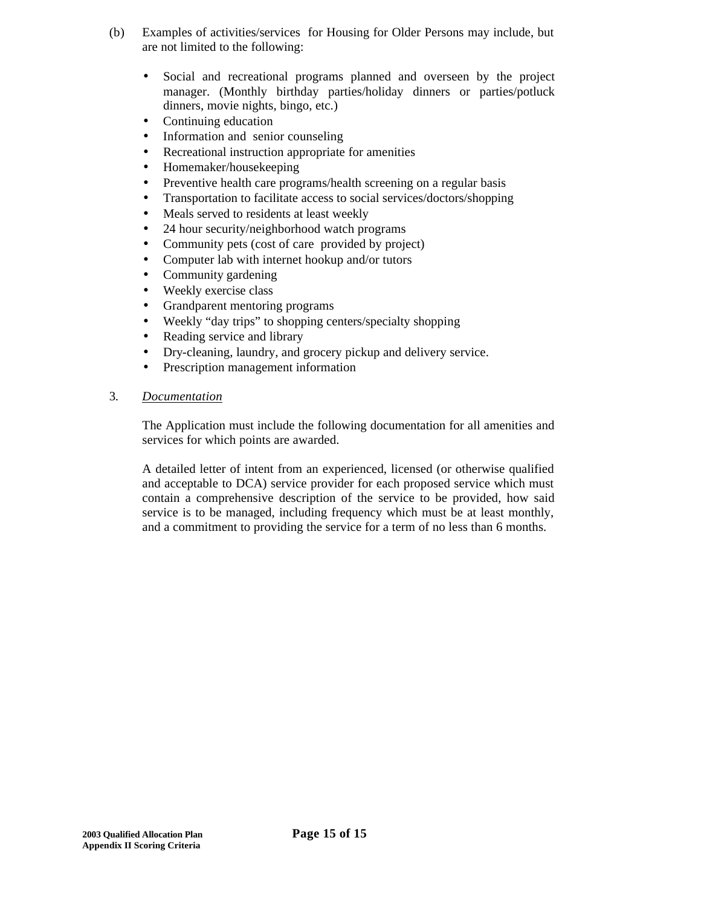(b) Examples of activities/services for Housing for Older Persons may include, but are not limited to the following:

- Social and recreational programs planned and overseen by the project manager. (Monthly birthday parties/holiday dinners or parties/potluck dinners, movie nights, bingo, etc.)
- Continuing education
- Information and senior counseling
- Recreational instruction appropriate for amenities
- Homemaker/housekeeping
- Preventive health care programs/health screening on a regular basis
- Transportation to facilitate access to social services/doctors/shopping
- Meals served to residents at least weekly
- 24 hour security/neighborhood watch programs
- Community pets (cost of care provided by project)
- Computer lab with internet hookup and/or tutors
- Community gardening
- Weekly exercise class
- Grandparent mentoring programs
- Weekly "day trips" to shopping centers/specialty shopping
- Reading service and library
- Dry-cleaning, laundry, and grocery pickup and delivery service.
- Prescription management information

3. *Documentation*

The Application must include the following documentation for all amenities and services for which points are awarded.

A detailed letter of intent from an experienced, licensed (or otherwise qualified and acceptable to DCA) service provider for each proposed service which must contain a comprehensive description of the service to be provided, how said service is to be managed, including frequency which must be at least monthly, and a commitment to providing the service for a term of no less than 6 months.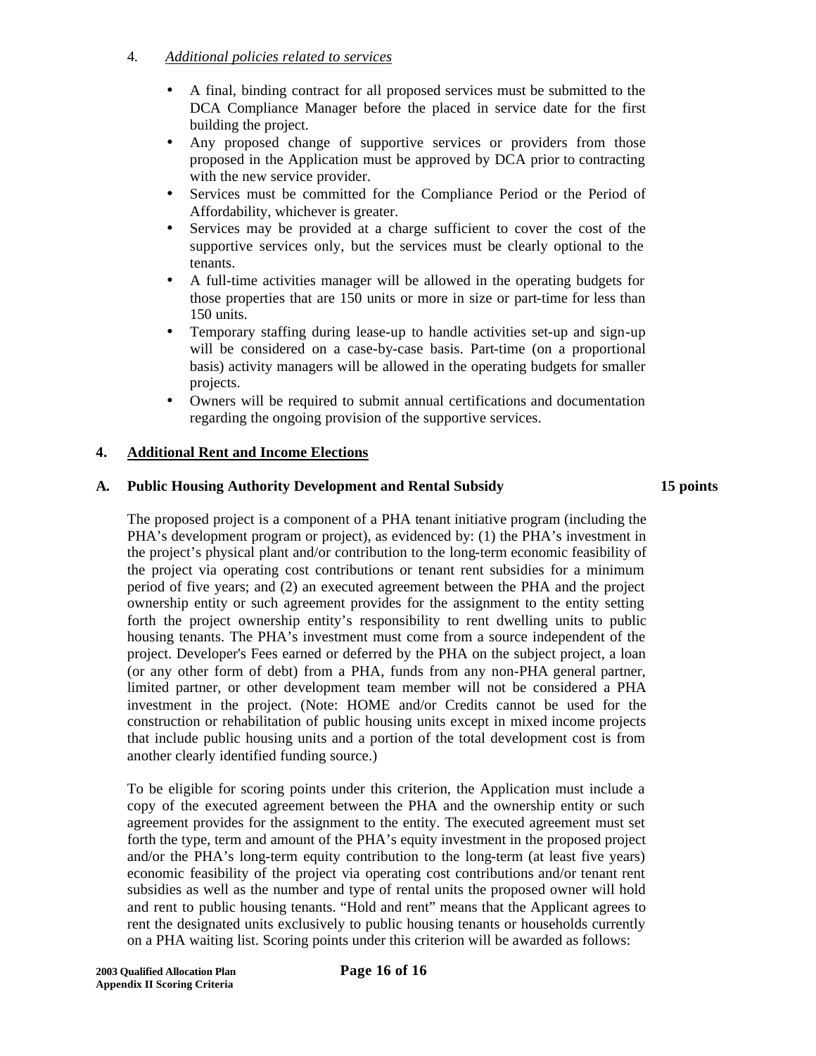4. *Additional policies related to services*

- A final, binding contract for all proposed services must be submitted to the DCA Compliance Manager before the placed in service date for the first building the project.
- Any proposed change of supportive services or providers from those proposed in the Application must be approved by DCA prior to contracting with the new service provider.
- Services must be committed for the Compliance Period or the Period of Affordability, whichever is greater.
- Services may be provided at a charge sufficient to cover the cost of the supportive services only, but the services must be clearly optional to the tenants.
- A full-time activities manager will be allowed in the operating budgets for those properties that are 150 units or more in size or part-time for less than 150 units.
- Temporary staffing during lease-up to handle activities set-up and sign-up will be considered on a case-by-case basis. Part-time (on a proportional basis) activity managers will be allowed in the operating budgets for smaller projects.
- Owners will be required to submit annual certifications and documentation regarding the ongoing provision of the supportive services.

## 4. Additional Rent and Income Elections

### A. Public Housing Authority Development and Rental Subsidy — 15 points

The proposed project is a component of a PHA tenant initiative program (including the PHA's development program or project), as evidenced by: (1) the PHA's investment in the project's physical plant and/or contribution to the long-term economic feasibility of the project via operating cost contributions or tenant rent subsidies for a minimum period of five years; and (2) an executed agreement between the PHA and the project ownership entity or such agreement provides for the assignment to the entity setting forth the project ownership entity's responsibility to rent dwelling units to public housing tenants. The PHA's investment must come from a source independent of the project. Developer's Fees earned or deferred by the PHA on the subject project, a loan (or any other form of debt) from a PHA, funds from any non-PHA general partner, limited partner, or other development team member will not be considered a PHA investment in the project. (Note: HOME and/or Credits cannot be used for the construction or rehabilitation of public housing units except in mixed income projects that include public housing units and a portion of the total development cost is from another clearly identified funding source.)

To be eligible for scoring points under this criterion, the Application must include a copy of the executed agreement between the PHA and the ownership entity or such agreement provides for the assignment to the entity. The executed agreement must set forth the type, term and amount of the PHA's equity investment in the proposed project and/or the PHA's long-term equity contribution to the long-term (at least five years) economic feasibility of the project via operating cost contributions and/or tenant rent subsidies as well as the number and type of rental units the proposed owner will hold and rent to public housing tenants. "Hold and rent" means that the Applicant agrees to rent the designated units exclusively to public housing tenants or households currently on a PHA waiting list. Scoring points under this criterion will be awarded as follows: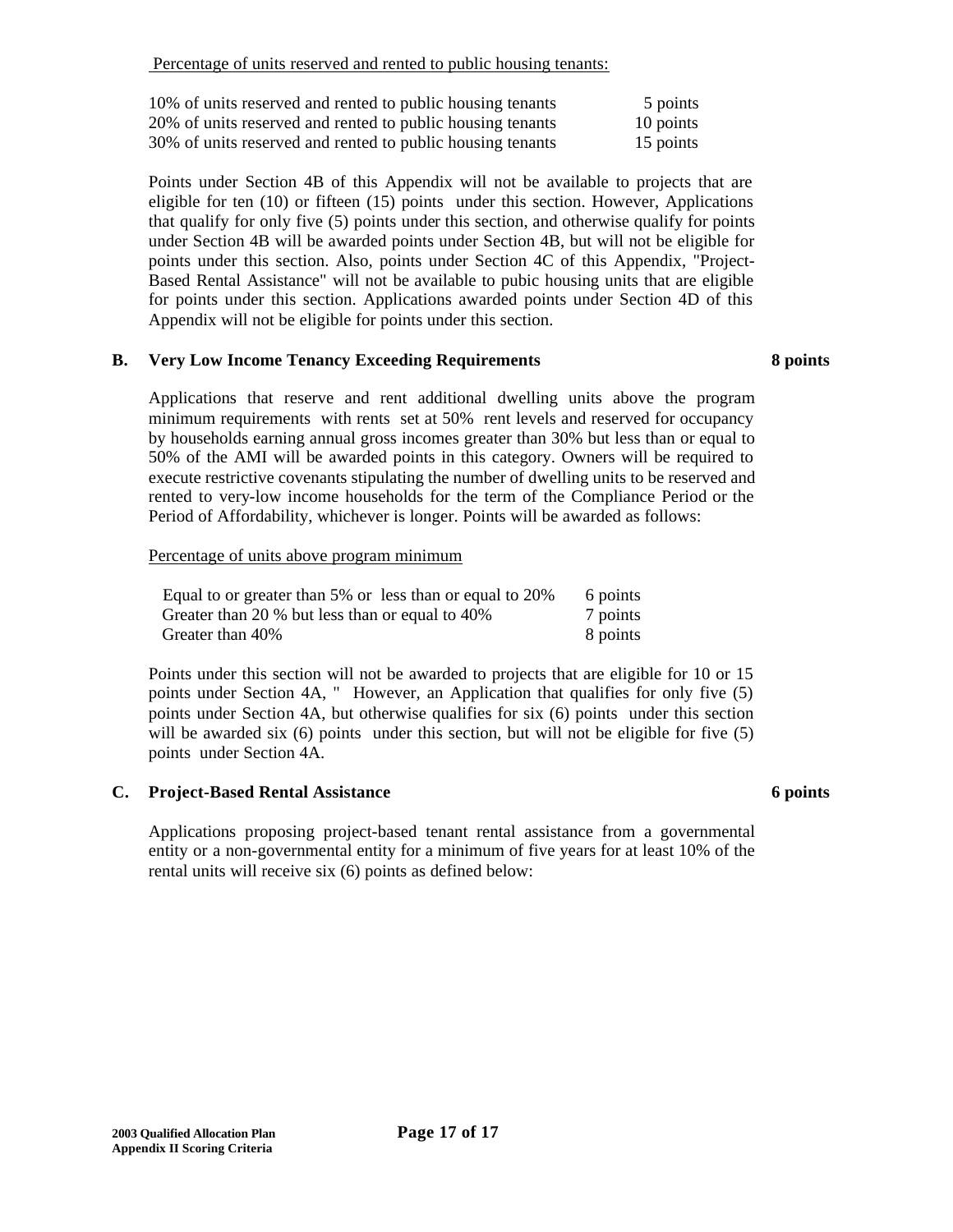Percentage of units reserved and rented to public housing tenants:

| | |
|---|---|
| 10% of units reserved and rented to public housing tenants | 5 points |
| 20% of units reserved and rented to public housing tenants | 10 points |
| 30% of units reserved and rented to public housing tenants | 15 points |

Points under Section 4B of this Appendix will not be available to projects that are eligible for ten (10) or fifteen (15) points under this section. However, Applications that qualify for only five (5) points under this section, and otherwise qualify for points under Section 4B will be awarded points under Section 4B, but will not be eligible for points under this section. Also, points under Section 4C of this Appendix, "Project-Based Rental Assistance" will not be available to pubic housing units that are eligible for points under this section. Applications awarded points under Section 4D of this Appendix will not be eligible for points under this section.

**B. Very Low Income Tenancy Exceeding Requirements — 8 points**

Applications that reserve and rent additional dwelling units above the program minimum requirements with rents set at 50% rent levels and reserved for occupancy by households earning annual gross incomes greater than 30% but less than or equal to 50% of the AMI will be awarded points in this category. Owners will be required to execute restrictive covenants stipulating the number of dwelling units to be reserved and rented to very-low income households for the term of the Compliance Period or the Period of Affordability, whichever is longer. Points will be awarded as follows:

Percentage of units above program minimum

| | |
|---|---|
| Equal to or greater than 5% or less than or equal to 20% | 6 points |
| Greater than 20 % but less than or equal to 40% | 7 points |
| Greater than 40% | 8 points |

Points under this section will not be awarded to projects that are eligible for 10 or 15 points under Section 4A, " However, an Application that qualifies for only five (5) points under Section 4A, but otherwise qualifies for six (6) points under this section will be awarded six (6) points under this section, but will not be eligible for five (5) points under Section 4A.

**C. Project-Based Rental Assistance — 6 points**

Applications proposing project-based tenant rental assistance from a governmental entity or a non-governmental entity for a minimum of five years for at least 10% of the rental units will receive six (6) points as defined below: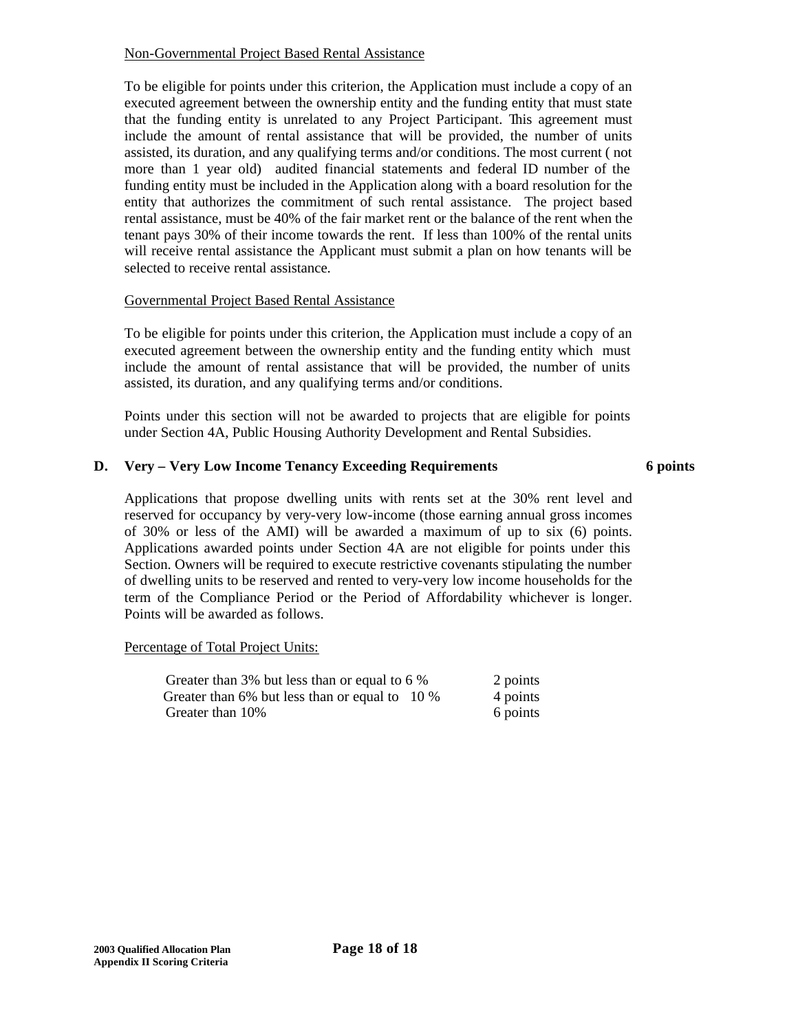Non-Governmental Project Based Rental Assistance

To be eligible for points under this criterion, the Application must include a copy of an executed agreement between the ownership entity and the funding entity that must state that the funding entity is unrelated to any Project Participant. This agreement must include the amount of rental assistance that will be provided, the number of units assisted, its duration, and any qualifying terms and/or conditions. The most current ( not more than 1 year old) audited financial statements and federal ID number of the funding entity must be included in the Application along with a board resolution for the entity that authorizes the commitment of such rental assistance. The project based rental assistance, must be 40% of the fair market rent or the balance of the rent when the tenant pays 30% of their income towards the rent. If less than 100% of the rental units will receive rental assistance the Applicant must submit a plan on how tenants will be selected to receive rental assistance.

Governmental Project Based Rental Assistance

To be eligible for points under this criterion, the Application must include a copy of an executed agreement between the ownership entity and the funding entity which must include the amount of rental assistance that will be provided, the number of units assisted, its duration, and any qualifying terms and/or conditions.

Points under this section will not be awarded to projects that are eligible for points under Section 4A, Public Housing Authority Development and Rental Subsidies.

**D. Very – Very Low Income Tenancy Exceeding Requirements** **6 points**

Applications that propose dwelling units with rents set at the 30% rent level and reserved for occupancy by very-very low-income (those earning annual gross incomes of 30% or less of the AMI) will be awarded a maximum of up to six (6) points. Applications awarded points under Section 4A are not eligible for points under this Section. Owners will be required to execute restrictive covenants stipulating the number of dwelling units to be reserved and rented to very-very low income households for the term of the Compliance Period or the Period of Affordability whichever is longer. Points will be awarded as follows.

Percentage of Total Project Units:

| | |
|---|---|
| Greater than 3% but less than or equal to 6 % | 2 points |
| Greater than 6% but less than or equal to 10 % | 4 points |
| Greater than 10% | 6 points |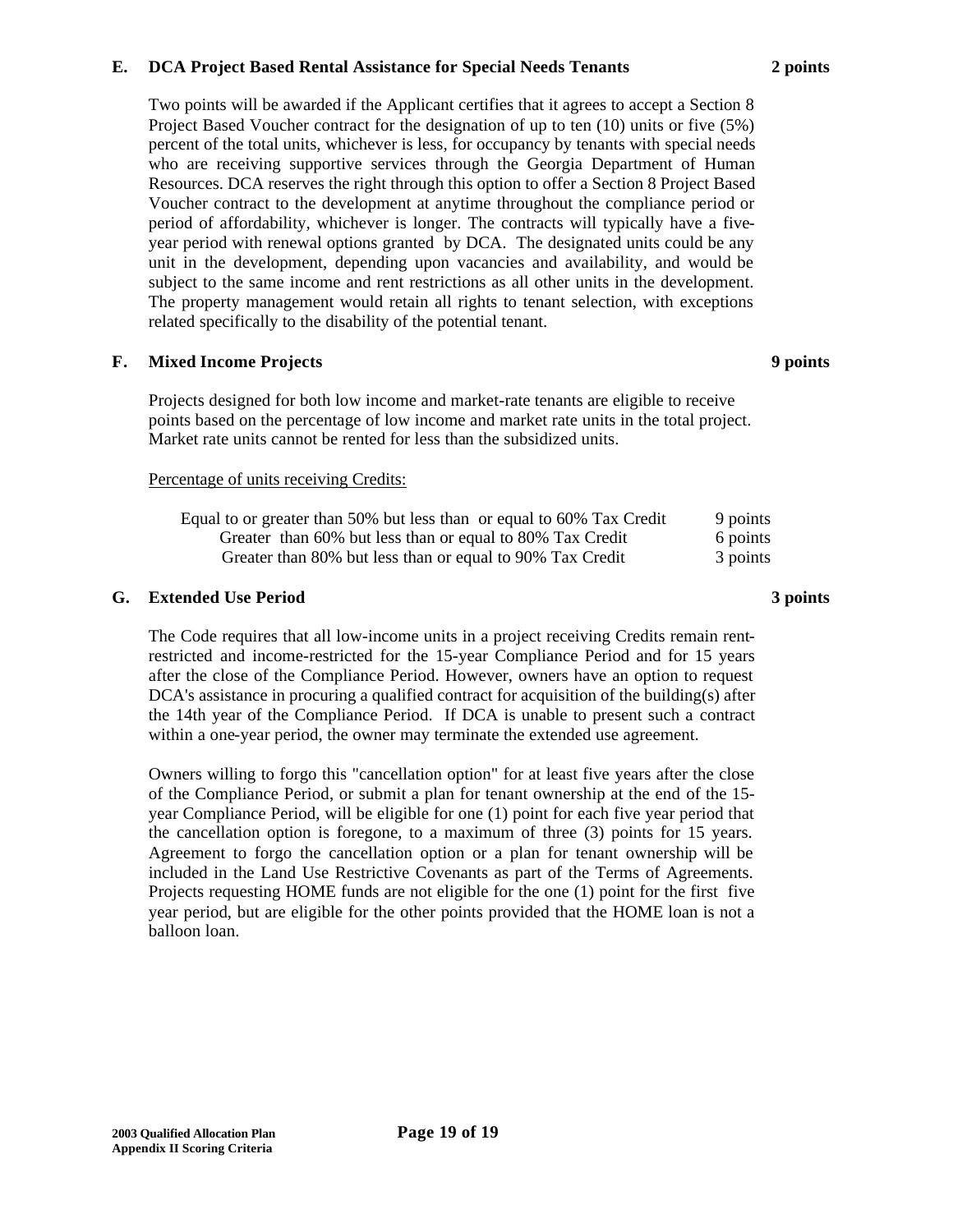### E. DCA Project Based Rental Assistance for Special Needs Tenants **2 points**

Two points will be awarded if the Applicant certifies that it agrees to accept a Section 8 Project Based Voucher contract for the designation of up to ten (10) units or five (5%) percent of the total units, whichever is less, for occupancy by tenants with special needs who are receiving supportive services through the Georgia Department of Human Resources. DCA reserves the right through this option to offer a Section 8 Project Based Voucher contract to the development at anytime throughout the compliance period or period of affordability, whichever is longer. The contracts will typically have a five-year period with renewal options granted by DCA. The designated units could be any unit in the development, depending upon vacancies and availability, and would be subject to the same income and rent restrictions as all other units in the development. The property management would retain all rights to tenant selection, with exceptions related specifically to the disability of the potential tenant.

### F. Mixed Income Projects **9 points**

Projects designed for both low income and market-rate tenants are eligible to receive points based on the percentage of low income and market rate units in the total project. Market rate units cannot be rented for less than the subsidized units.

Percentage of units receiving Credits:

| | |
|---|---|
| Equal to or greater than 50% but less than or equal to 60% Tax Credit | 9 points |
| Greater than 60% but less than or equal to 80% Tax Credit | 6 points |
| Greater than 80% but less than or equal to 90% Tax Credit | 3 points |

### G. Extended Use Period **3 points**

The Code requires that all low-income units in a project receiving Credits remain rent-restricted and income-restricted for the 15-year Compliance Period and for 15 years after the close of the Compliance Period. However, owners have an option to request DCA's assistance in procuring a qualified contract for acquisition of the building(s) after the 14th year of the Compliance Period. If DCA is unable to present such a contract within a one-year period, the owner may terminate the extended use agreement.

Owners willing to forgo this "cancellation option" for at least five years after the close of the Compliance Period, or submit a plan for tenant ownership at the end of the 15-year Compliance Period, will be eligible for one (1) point for each five year period that the cancellation option is foregone, to a maximum of three (3) points for 15 years. Agreement to forgo the cancellation option or a plan for tenant ownership will be included in the Land Use Restrictive Covenants as part of the Terms of Agreements. Projects requesting HOME funds are not eligible for the one (1) point for the first five year period, but are eligible for the other points provided that the HOME loan is not a balloon loan.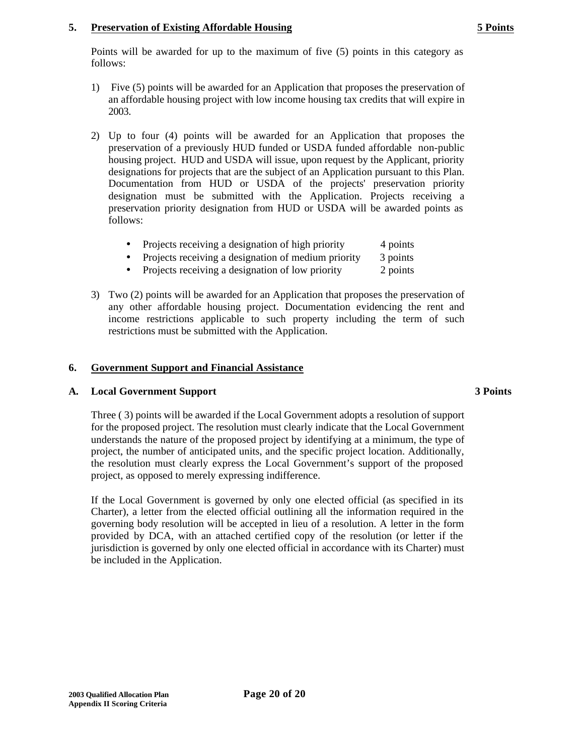## 5. Preservation of Existing Affordable Housing **5 Points**

Points will be awarded for up to the maximum of five (5) points in this category as follows:

1) Five (5) points will be awarded for an Application that proposes the preservation of an affordable housing project with low income housing tax credits that will expire in 2003.

2) Up to four (4) points will be awarded for an Application that proposes the preservation of a previously HUD funded or USDA funded affordable non-public housing project. HUD and USDA will issue, upon request by the Applicant, priority designations for projects that are the subject of an Application pursuant to this Plan. Documentation from HUD or USDA of the projects' preservation priority designation must be submitted with the Application. Projects receiving a preservation priority designation from HUD or USDA will be awarded points as follows:

   - Projects receiving a designation of high priority 4 points
   - Projects receiving a designation of medium priority 3 points
   - Projects receiving a designation of low priority 2 points

3) Two (2) points will be awarded for an Application that proposes the preservation of any other affordable housing project. Documentation evidencing the rent and income restrictions applicable to such property including the term of such restrictions must be submitted with the Application.

## 6. Government Support and Financial Assistance

### A. Local Government Support **3 Points**

Three ( 3) points will be awarded if the Local Government adopts a resolution of support for the proposed project. The resolution must clearly indicate that the Local Government understands the nature of the proposed project by identifying at a minimum, the type of project, the number of anticipated units, and the specific project location. Additionally, the resolution must clearly express the Local Government's support of the proposed project, as opposed to merely expressing indifference.

If the Local Government is governed by only one elected official (as specified in its Charter), a letter from the elected official outlining all the information required in the governing body resolution will be accepted in lieu of a resolution. A letter in the form provided by DCA, with an attached certified copy of the resolution (or letter if the jurisdiction is governed by only one elected official in accordance with its Charter) must be included in the Application.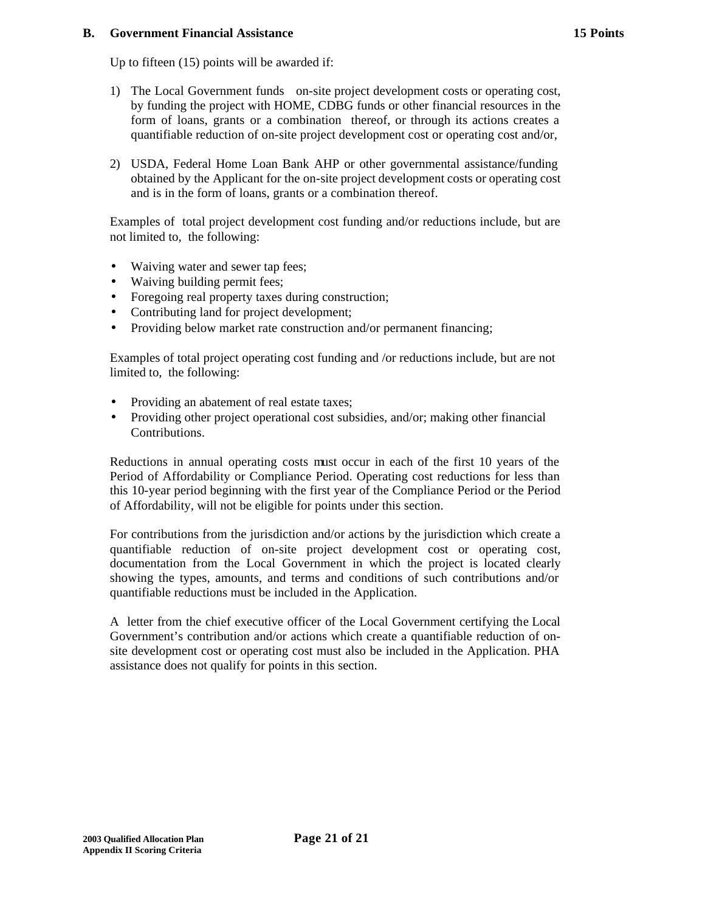**B. Government Financial Assistance 15 Points**

Up to fifteen (15) points will be awarded if:

1) The Local Government funds on-site project development costs or operating cost, by funding the project with HOME, CDBG funds or other financial resources in the form of loans, grants or a combination thereof, or through its actions creates a quantifiable reduction of on-site project development cost or operating cost and/or,

2) USDA, Federal Home Loan Bank AHP or other governmental assistance/funding obtained by the Applicant for the on-site project development costs or operating cost and is in the form of loans, grants or a combination thereof.

Examples of total project development cost funding and/or reductions include, but are not limited to, the following:

- Waiving water and sewer tap fees;
- Waiving building permit fees;
- Foregoing real property taxes during construction;
- Contributing land for project development;
- Providing below market rate construction and/or permanent financing;

Examples of total project operating cost funding and /or reductions include, but are not limited to, the following:

- Providing an abatement of real estate taxes;
- Providing other project operational cost subsidies, and/or; making other financial Contributions.

Reductions in annual operating costs must occur in each of the first 10 years of the Period of Affordability or Compliance Period. Operating cost reductions for less than this 10-year period beginning with the first year of the Compliance Period or the Period of Affordability, will not be eligible for points under this section.

For contributions from the jurisdiction and/or actions by the jurisdiction which create a quantifiable reduction of on-site project development cost or operating cost, documentation from the Local Government in which the project is located clearly showing the types, amounts, and terms and conditions of such contributions and/or quantifiable reductions must be included in the Application.

A letter from the chief executive officer of the Local Government certifying the Local Government's contribution and/or actions which create a quantifiable reduction of on-site development cost or operating cost must also be included in the Application. PHA assistance does not qualify for points in this section.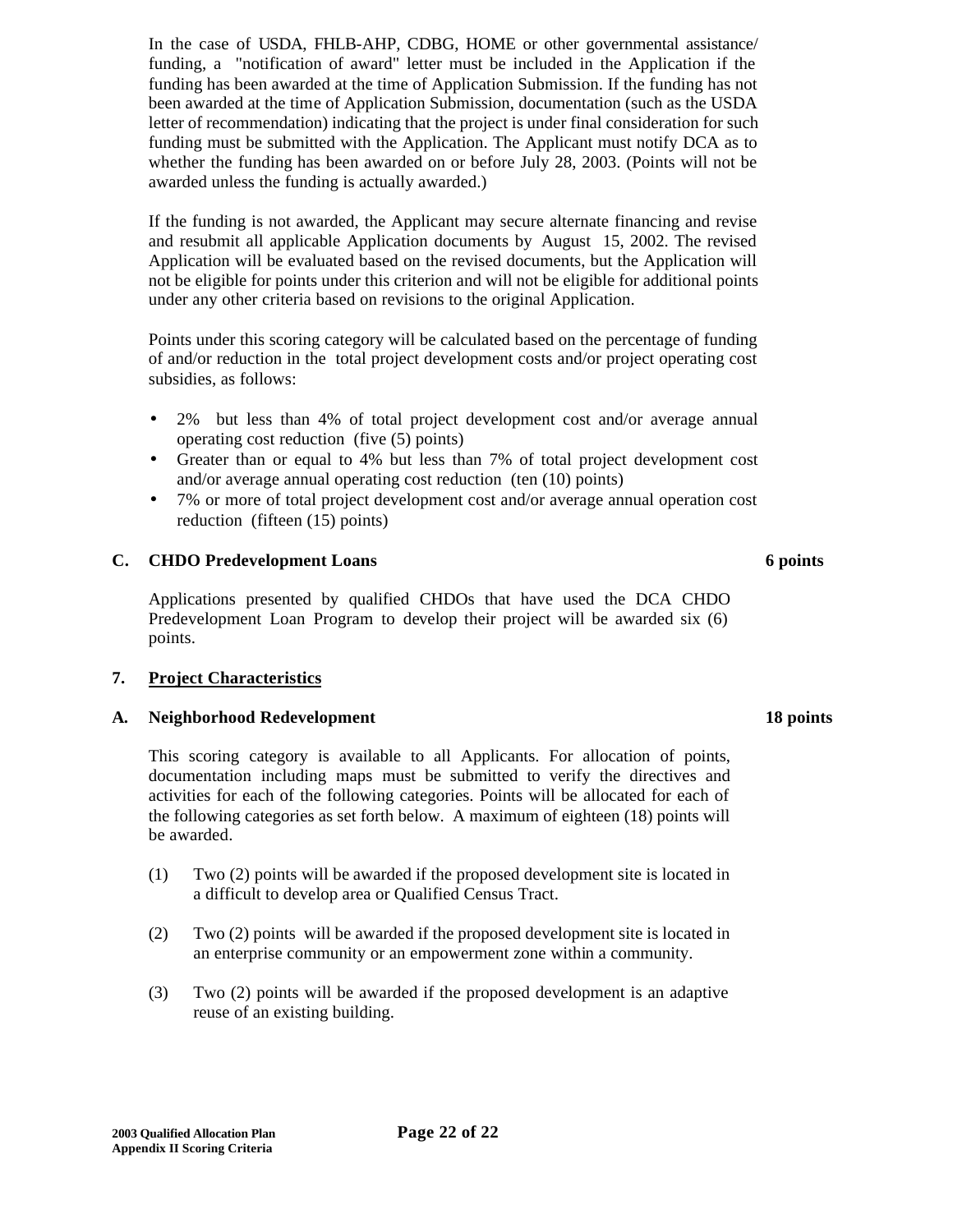In the case of USDA, FHLB-AHP, CDBG, HOME or other governmental assistance/ funding, a "notification of award" letter must be included in the Application if the funding has been awarded at the time of Application Submission. If the funding has not been awarded at the time of Application Submission, documentation (such as the USDA letter of recommendation) indicating that the project is under final consideration for such funding must be submitted with the Application. The Applicant must notify DCA as to whether the funding has been awarded on or before July 28, 2003. (Points will not be awarded unless the funding is actually awarded.)

If the funding is not awarded, the Applicant may secure alternate financing and revise and resubmit all applicable Application documents by August 15, 2002. The revised Application will be evaluated based on the revised documents, but the Application will not be eligible for points under this criterion and will not be eligible for additional points under any other criteria based on revisions to the original Application.

Points under this scoring category will be calculated based on the percentage of funding of and/or reduction in the total project development costs and/or project operating cost subsidies, as follows:

- 2% but less than 4% of total project development cost and/or average annual operating cost reduction (five (5) points)
- Greater than or equal to 4% but less than 7% of total project development cost and/or average annual operating cost reduction (ten (10) points)
- 7% or more of total project development cost and/or average annual operation cost reduction (fifteen (15) points)

**C. CHDO Predevelopment Loans** **6 points**

Applications presented by qualified CHDOs that have used the DCA CHDO Predevelopment Loan Program to develop their project will be awarded six (6) points.

**7. <u>Project Characteristics</u>**

**A. Neighborhood Redevelopment** **18 points**

This scoring category is available to all Applicants. For allocation of points, documentation including maps must be submitted to verify the directives and activities for each of the following categories. Points will be allocated for each of the following categories as set forth below. A maximum of eighteen (18) points will be awarded.

(1) Two (2) points will be awarded if the proposed development site is located in a difficult to develop area or Qualified Census Tract.

(2) Two (2) points will be awarded if the proposed development site is located in an enterprise community or an empowerment zone within a community.

(3) Two (2) points will be awarded if the proposed development is an adaptive reuse of an existing building.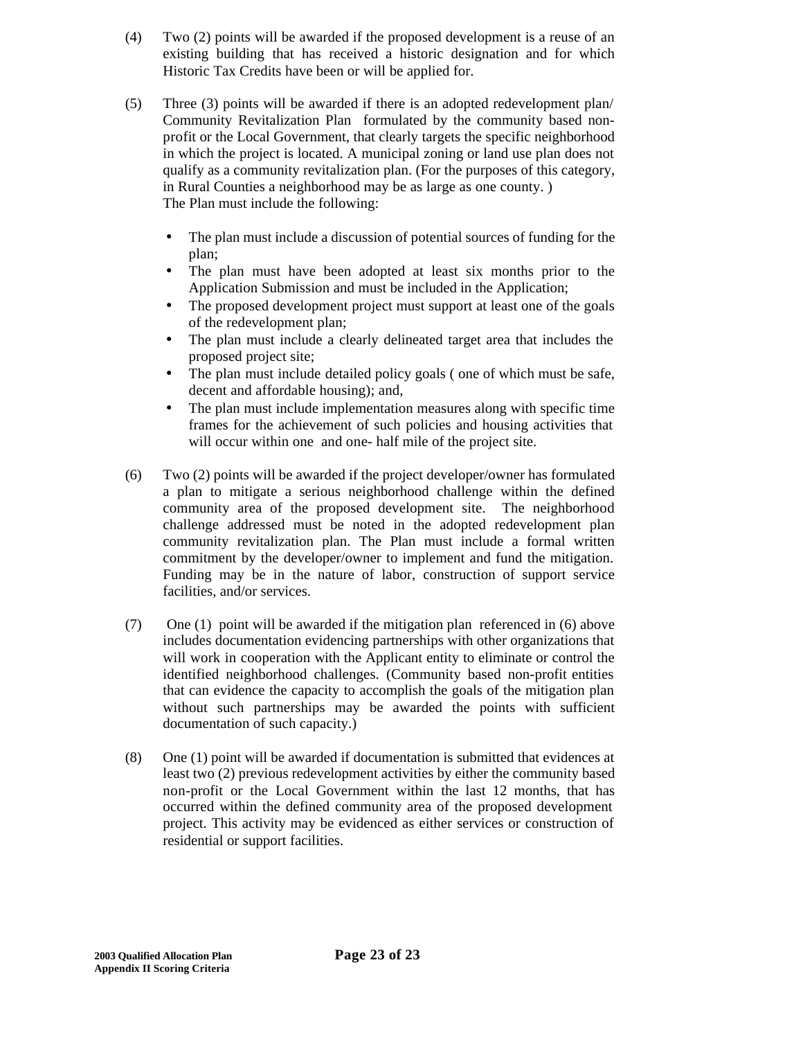(4) Two (2) points will be awarded if the proposed development is a reuse of an existing building that has received a historic designation and for which Historic Tax Credits have been or will be applied for.

(5) Three (3) points will be awarded if there is an adopted redevelopment plan/ Community Revitalization Plan formulated by the community based non-profit or the Local Government, that clearly targets the specific neighborhood in which the project is located. A municipal zoning or land use plan does not qualify as a community revitalization plan. (For the purposes of this category, in Rural Counties a neighborhood may be as large as one county. )
The Plan must include the following:

- The plan must include a discussion of potential sources of funding for the plan;
- The plan must have been adopted at least six months prior to the Application Submission and must be included in the Application;
- The proposed development project must support at least one of the goals of the redevelopment plan;
- The plan must include a clearly delineated target area that includes the proposed project site;
- The plan must include detailed policy goals ( one of which must be safe, decent and affordable housing); and,
- The plan must include implementation measures along with specific time frames for the achievement of such policies and housing activities that will occur within one and one- half mile of the project site.

(6) Two (2) points will be awarded if the project developer/owner has formulated a plan to mitigate a serious neighborhood challenge within the defined community area of the proposed development site. The neighborhood challenge addressed must be noted in the adopted redevelopment plan community revitalization plan. The Plan must include a formal written commitment by the developer/owner to implement and fund the mitigation. Funding may be in the nature of labor, construction of support service facilities, and/or services.

(7) One (1) point will be awarded if the mitigation plan referenced in (6) above includes documentation evidencing partnerships with other organizations that will work in cooperation with the Applicant entity to eliminate or control the identified neighborhood challenges. (Community based non-profit entities that can evidence the capacity to accomplish the goals of the mitigation plan without such partnerships may be awarded the points with sufficient documentation of such capacity.)

(8) One (1) point will be awarded if documentation is submitted that evidences at least two (2) previous redevelopment activities by either the community based non-profit or the Local Government within the last 12 months, that has occurred within the defined community area of the proposed development project. This activity may be evidenced as either services or construction of residential or support facilities.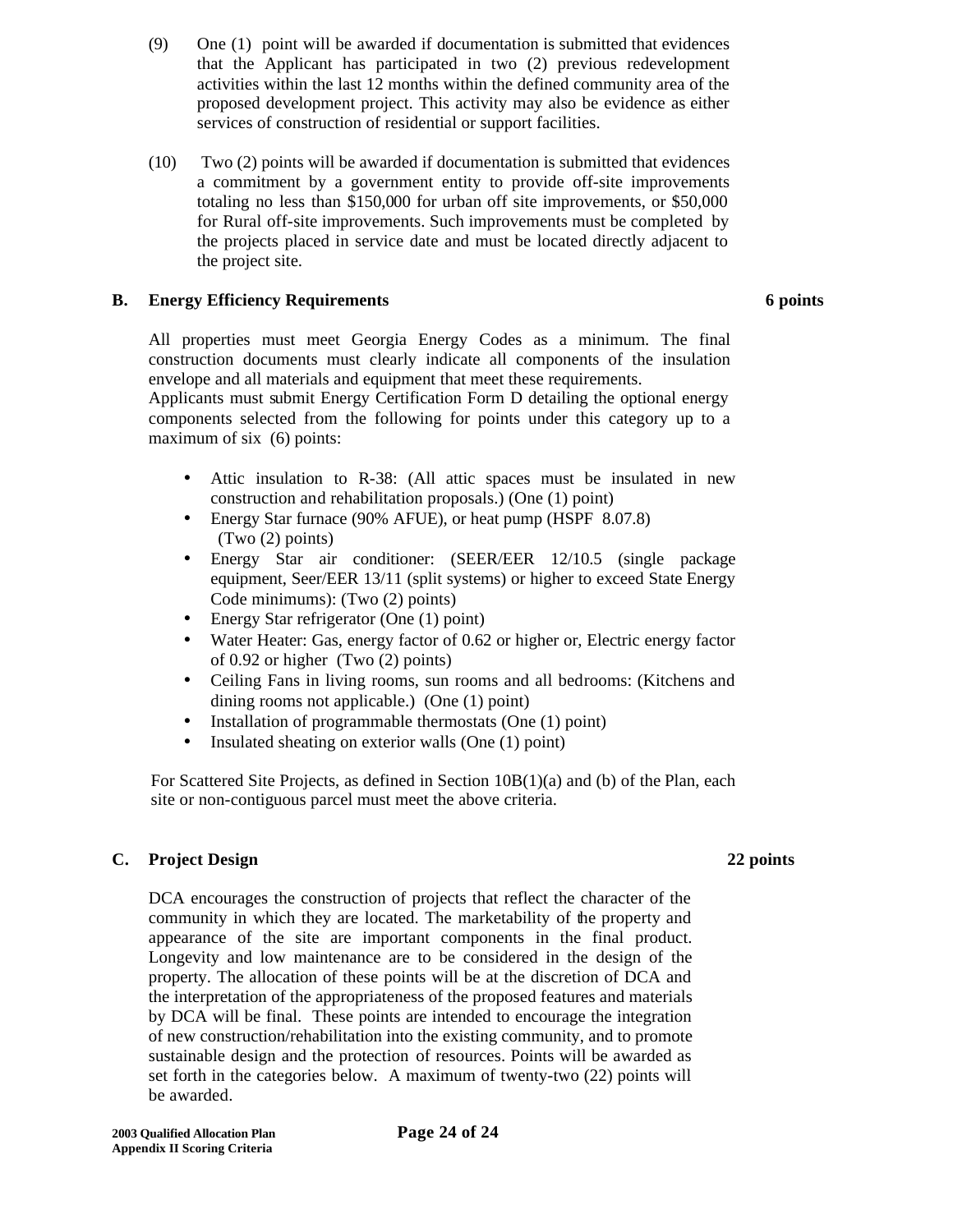(9) One (1) point will be awarded if documentation is submitted that evidences that the Applicant has participated in two (2) previous redevelopment activities within the last 12 months within the defined community area of the proposed development project. This activity may also be evidence as either services of construction of residential or support facilities.

(10) Two (2) points will be awarded if documentation is submitted that evidences a commitment by a government entity to provide off-site improvements totaling no less than $150,000 for urban off site improvements, or $50,000 for Rural off-site improvements. Such improvements must be completed by the projects placed in service date and must be located directly adjacent to the project site.

**B. Energy Efficiency Requirements** **6 points**

All properties must meet Georgia Energy Codes as a minimum. The final construction documents must clearly indicate all components of the insulation envelope and all materials and equipment that meet these requirements.
Applicants must submit Energy Certification Form D detailing the optional energy components selected from the following for points under this category up to a maximum of six (6) points:

- Attic insulation to R-38: (All attic spaces must be insulated in new construction and rehabilitation proposals.) (One (1) point)
- Energy Star furnace (90% AFUE), or heat pump (HSPF 8.07.8) (Two (2) points)
- Energy Star air conditioner: (SEER/EER 12/10.5 (single package equipment, Seer/EER 13/11 (split systems) or higher to exceed State Energy Code minimums): (Two (2) points)
- Energy Star refrigerator (One (1) point)
- Water Heater: Gas, energy factor of 0.62 or higher or, Electric energy factor of 0.92 or higher (Two (2) points)
- Ceiling Fans in living rooms, sun rooms and all bedrooms: (Kitchens and dining rooms not applicable.) (One (1) point)
- Installation of programmable thermostats (One (1) point)
- Insulated sheating on exterior walls (One (1) point)

For Scattered Site Projects, as defined in Section 10B(1)(a) and (b) of the Plan, each site or non-contiguous parcel must meet the above criteria.

**C. Project Design** **22 points**

DCA encourages the construction of projects that reflect the character of the community in which they are located. The marketability of the property and appearance of the site are important components in the final product. Longevity and low maintenance are to be considered in the design of the property. The allocation of these points will be at the discretion of DCA and the interpretation of the appropriateness of the proposed features and materials by DCA will be final. These points are intended to encourage the integration of new construction/rehabilitation into the existing community, and to promote sustainable design and the protection of resources. Points will be awarded as set forth in the categories below. A maximum of twenty-two (22) points will be awarded.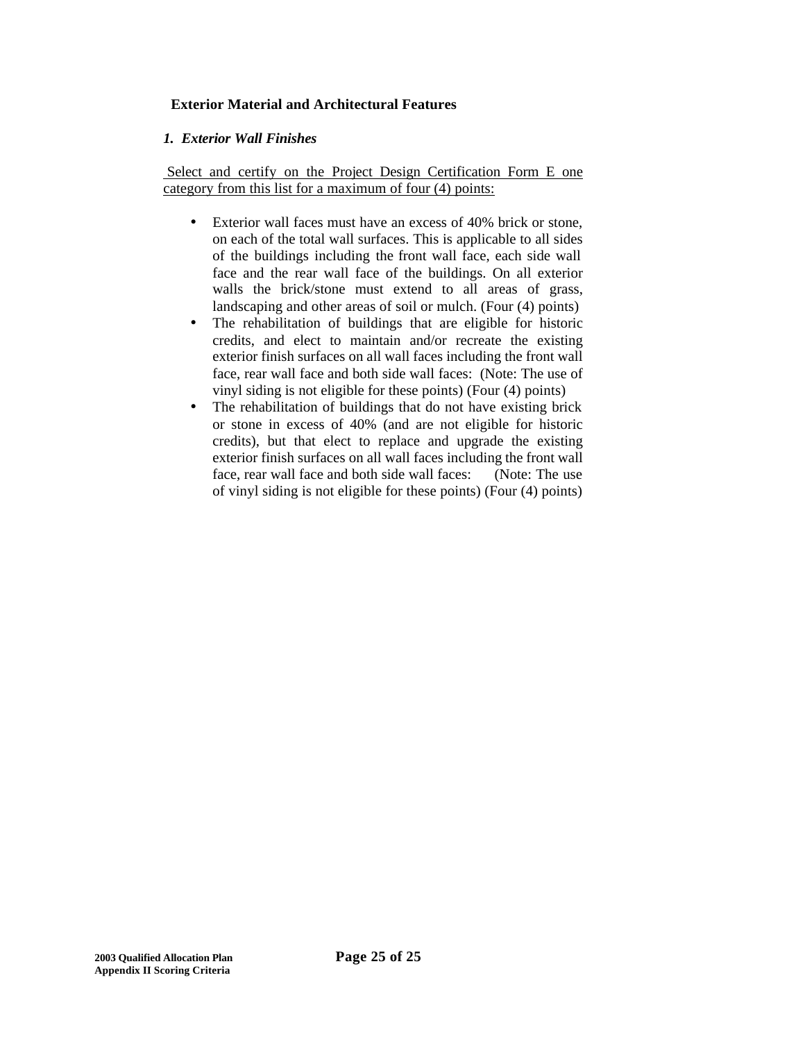**Exterior Material and Architectural Features**

***1. Exterior Wall Finishes***

Select and certify on the Project Design Certification Form E one category from this list for a maximum of four (4) points:

- Exterior wall faces must have an excess of 40% brick or stone, on each of the total wall surfaces. This is applicable to all sides of the buildings including the front wall face, each side wall face and the rear wall face of the buildings. On all exterior walls the brick/stone must extend to all areas of grass, landscaping and other areas of soil or mulch. (Four (4) points)
- The rehabilitation of buildings that are eligible for historic credits, and elect to maintain and/or recreate the existing exterior finish surfaces on all wall faces including the front wall face, rear wall face and both side wall faces: (Note: The use of vinyl siding is not eligible for these points) (Four (4) points)
- The rehabilitation of buildings that do not have existing brick or stone in excess of 40% (and are not eligible for historic credits), but that elect to replace and upgrade the existing exterior finish surfaces on all wall faces including the front wall face, rear wall face and both side wall faces: (Note: The use of vinyl siding is not eligible for these points) (Four (4) points)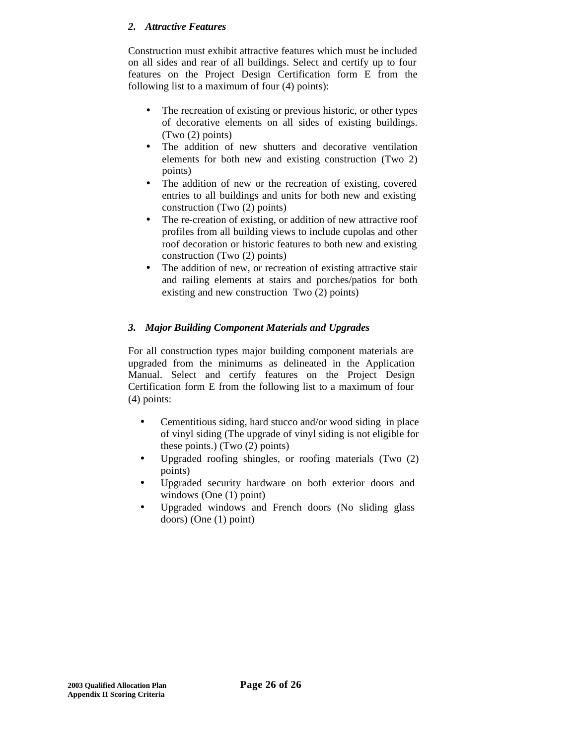### 2. *Attractive Features*

Construction must exhibit attractive features which must be included on all sides and rear of all buildings. Select and certify up to four features on the Project Design Certification form E from the following list to a maximum of four (4) points):

- The recreation of existing or previous historic, or other types of decorative elements on all sides of existing buildings. (Two (2) points)
- The addition of new shutters and decorative ventilation elements for both new and existing construction (Two 2) points)
- The addition of new or the recreation of existing, covered entries to all buildings and units for both new and existing construction (Two (2) points)
- The re-creation of existing, or addition of new attractive roof profiles from all building views to include cupolas and other roof decoration or historic features to both new and existing construction (Two (2) points)
- The addition of new, or recreation of existing attractive stair and railing elements at stairs and porches/patios for both existing and new construction Two (2) points)

### 3. *Major Building Component Materials and Upgrades*

For all construction types major building component materials are upgraded from the minimums as delineated in the Application Manual. Select and certify features on the Project Design Certification form E from the following list to a maximum of four (4) points:

- Cementitious siding, hard stucco and/or wood siding in place of vinyl siding (The upgrade of vinyl siding is not eligible for these points.) (Two (2) points)
- Upgraded roofing shingles, or roofing materials (Two (2) points)
- Upgraded security hardware on both exterior doors and windows (One (1) point)
- Upgraded windows and French doors (No sliding glass doors) (One (1) point)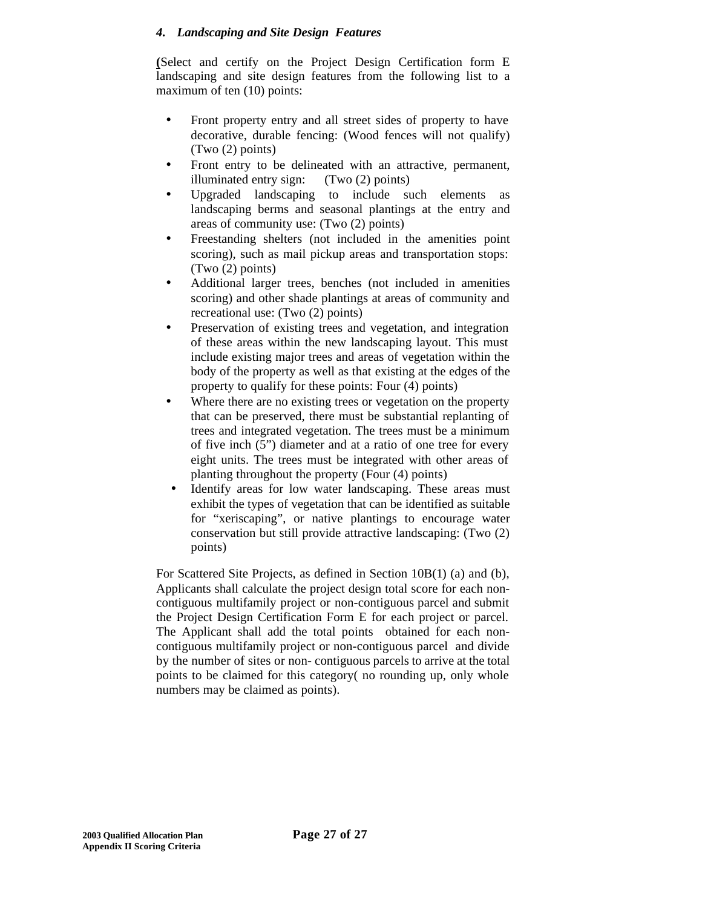#### *4. Landscaping and Site Design Features*

(Select and certify on the Project Design Certification form E landscaping and site design features from the following list to a maximum of ten (10) points:

- Front property entry and all street sides of property to have decorative, durable fencing: (Wood fences will not qualify) (Two (2) points)
- Front entry to be delineated with an attractive, permanent, illuminated entry sign: (Two (2) points)
- Upgraded landscaping to include such elements as landscaping berms and seasonal plantings at the entry and areas of community use: (Two (2) points)
- Freestanding shelters (not included in the amenities point scoring), such as mail pickup areas and transportation stops: (Two (2) points)
- Additional larger trees, benches (not included in amenities scoring) and other shade plantings at areas of community and recreational use: (Two (2) points)
- Preservation of existing trees and vegetation, and integration of these areas within the new landscaping layout. This must include existing major trees and areas of vegetation within the body of the property as well as that existing at the edges of the property to qualify for these points: Four (4) points)
- Where there are no existing trees or vegetation on the property that can be preserved, there must be substantial replanting of trees and integrated vegetation. The trees must be a minimum of five inch (5") diameter and at a ratio of one tree for every eight units. The trees must be integrated with other areas of planting throughout the property (Four (4) points)
- Identify areas for low water landscaping. These areas must exhibit the types of vegetation that can be identified as suitable for "xeriscaping", or native plantings to encourage water conservation but still provide attractive landscaping: (Two (2) points)

For Scattered Site Projects, as defined in Section 10B(1) (a) and (b), Applicants shall calculate the project design total score for each non-contiguous multifamily project or non-contiguous parcel and submit the Project Design Certification Form E for each project or parcel. The Applicant shall add the total points obtained for each non-contiguous multifamily project or non-contiguous parcel and divide by the number of sites or non- contiguous parcels to arrive at the total points to be claimed for this category( no rounding up, only whole numbers may be claimed as points).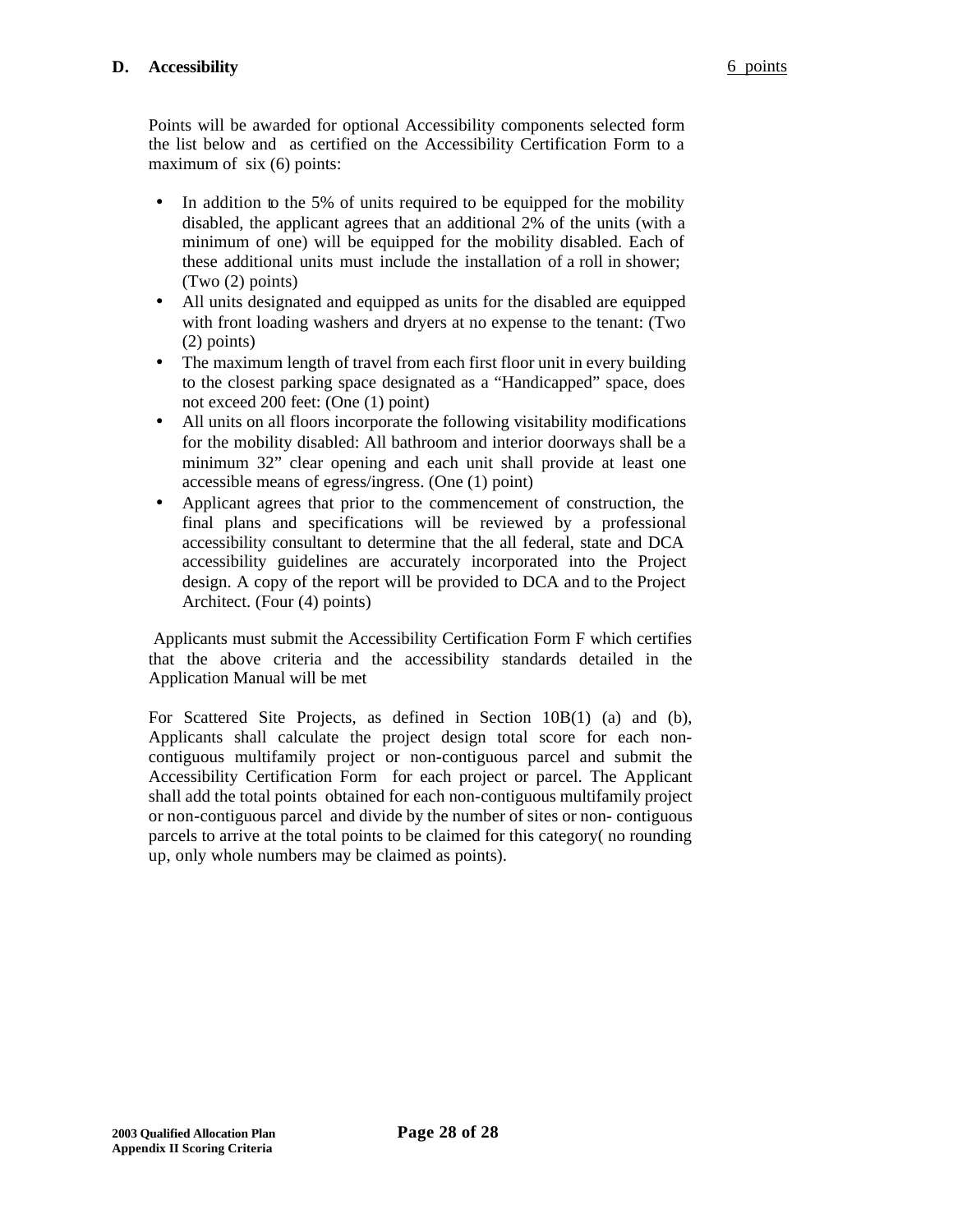**D. Accessibility** 6 points

Points will be awarded for optional Accessibility components selected form the list below and as certified on the Accessibility Certification Form to a maximum of six (6) points:

- In addition to the 5% of units required to be equipped for the mobility disabled, the applicant agrees that an additional 2% of the units (with a minimum of one) will be equipped for the mobility disabled. Each of these additional units must include the installation of a roll in shower; (Two (2) points)
- All units designated and equipped as units for the disabled are equipped with front loading washers and dryers at no expense to the tenant: (Two (2) points)
- The maximum length of travel from each first floor unit in every building to the closest parking space designated as a "Handicapped" space, does not exceed 200 feet: (One (1) point)
- All units on all floors incorporate the following visitability modifications for the mobility disabled: All bathroom and interior doorways shall be a minimum 32" clear opening and each unit shall provide at least one accessible means of egress/ingress. (One (1) point)
- Applicant agrees that prior to the commencement of construction, the final plans and specifications will be reviewed by a professional accessibility consultant to determine that the all federal, state and DCA accessibility guidelines are accurately incorporated into the Project design. A copy of the report will be provided to DCA and to the Project Architect. (Four (4) points)

Applicants must submit the Accessibility Certification Form F which certifies that the above criteria and the accessibility standards detailed in the Application Manual will be met

For Scattered Site Projects, as defined in Section 10B(1) (a) and (b), Applicants shall calculate the project design total score for each non-contiguous multifamily project or non-contiguous parcel and submit the Accessibility Certification Form for each project or parcel. The Applicant shall add the total points obtained for each non-contiguous multifamily project or non-contiguous parcel and divide by the number of sites or non- contiguous parcels to arrive at the total points to be claimed for this category( no rounding up, only whole numbers may be claimed as points).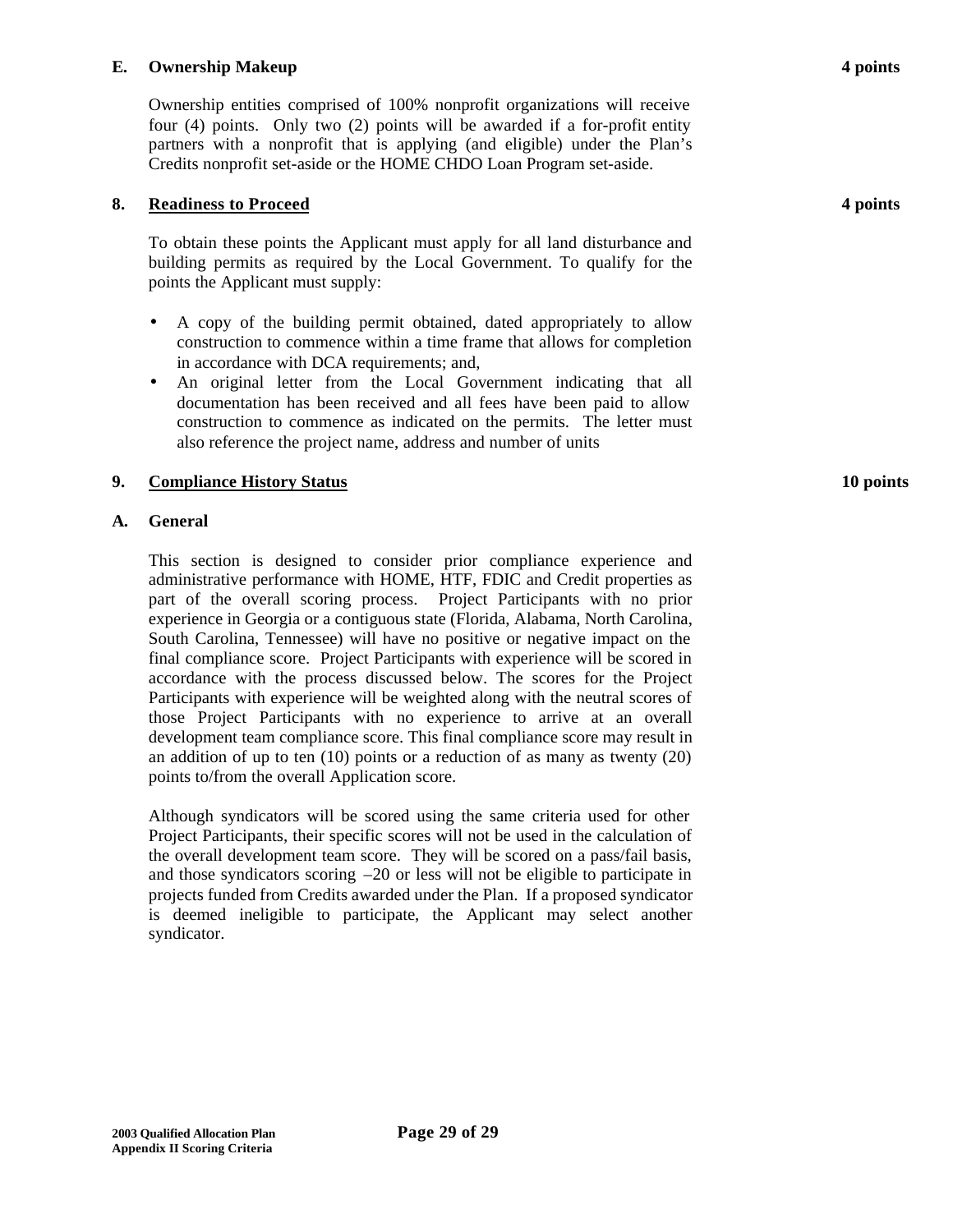**E. Ownership Makeup** **4 points**

Ownership entities comprised of 100% nonprofit organizations will receive four (4) points. Only two (2) points will be awarded if a for-profit entity partners with a nonprofit that is applying (and eligible) under the Plan's Credits nonprofit set-aside or the HOME CHDO Loan Program set-aside.

## 8. Readiness to Proceed **4 points**

To obtain these points the Applicant must apply for all land disturbance and building permits as required by the Local Government. To qualify for the points the Applicant must supply:

- A copy of the building permit obtained, dated appropriately to allow construction to commence within a time frame that allows for completion in accordance with DCA requirements; and,
- An original letter from the Local Government indicating that all documentation has been received and all fees have been paid to allow construction to commence as indicated on the permits. The letter must also reference the project name, address and number of units

## 9. Compliance History Status **10 points**

**A. General**

This section is designed to consider prior compliance experience and administrative performance with HOME, HTF, FDIC and Credit properties as part of the overall scoring process. Project Participants with no prior experience in Georgia or a contiguous state (Florida, Alabama, North Carolina, South Carolina, Tennessee) will have no positive or negative impact on the final compliance score. Project Participants with experience will be scored in accordance with the process discussed below. The scores for the Project Participants with experience will be weighted along with the neutral scores of those Project Participants with no experience to arrive at an overall development team compliance score. This final compliance score may result in an addition of up to ten (10) points or a reduction of as many as twenty (20) points to/from the overall Application score.

Although syndicators will be scored using the same criteria used for other Project Participants, their specific scores will not be used in the calculation of the overall development team score. They will be scored on a pass/fail basis, and those syndicators scoring –20 or less will not be eligible to participate in projects funded from Credits awarded under the Plan. If a proposed syndicator is deemed ineligible to participate, the Applicant may select another syndicator.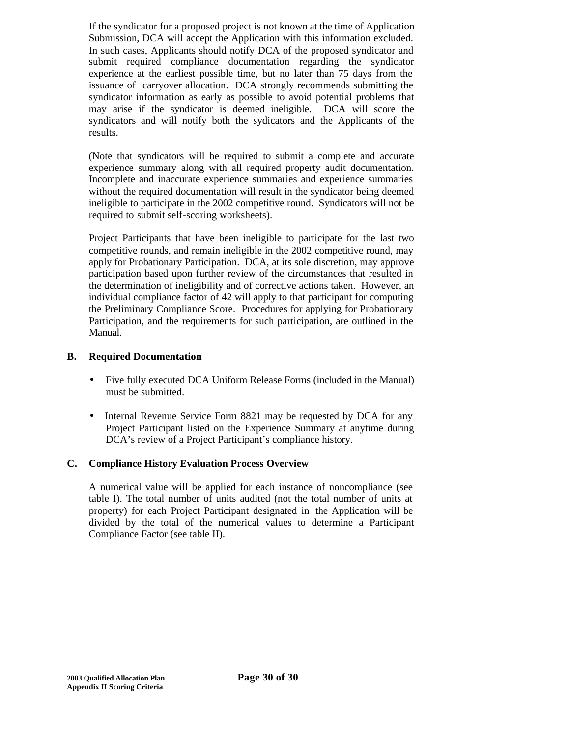If the syndicator for a proposed project is not known at the time of Application Submission, DCA will accept the Application with this information excluded. In such cases, Applicants should notify DCA of the proposed syndicator and submit required compliance documentation regarding the syndicator experience at the earliest possible time, but no later than 75 days from the issuance of carryover allocation. DCA strongly recommends submitting the syndicator information as early as possible to avoid potential problems that may arise if the syndicator is deemed ineligible. DCA will score the syndicators and will notify both the sydicators and the Applicants of the results.

(Note that syndicators will be required to submit a complete and accurate experience summary along with all required property audit documentation. Incomplete and inaccurate experience summaries and experience summaries without the required documentation will result in the syndicator being deemed ineligible to participate in the 2002 competitive round. Syndicators will not be required to submit self-scoring worksheets).

Project Participants that have been ineligible to participate for the last two competitive rounds, and remain ineligible in the 2002 competitive round, may apply for Probationary Participation. DCA, at its sole discretion, may approve participation based upon further review of the circumstances that resulted in the determination of ineligibility and of corrective actions taken. However, an individual compliance factor of 42 will apply to that participant for computing the Preliminary Compliance Score. Procedures for applying for Probationary Participation, and the requirements for such participation, are outlined in the Manual.

**B. Required Documentation**

- Five fully executed DCA Uniform Release Forms (included in the Manual) must be submitted.
- Internal Revenue Service Form 8821 may be requested by DCA for any Project Participant listed on the Experience Summary at anytime during DCA's review of a Project Participant's compliance history.

**C. Compliance History Evaluation Process Overview**

A numerical value will be applied for each instance of noncompliance (see table I). The total number of units audited (not the total number of units at property) for each Project Participant designated in the Application will be divided by the total of the numerical values to determine a Participant Compliance Factor (see table II).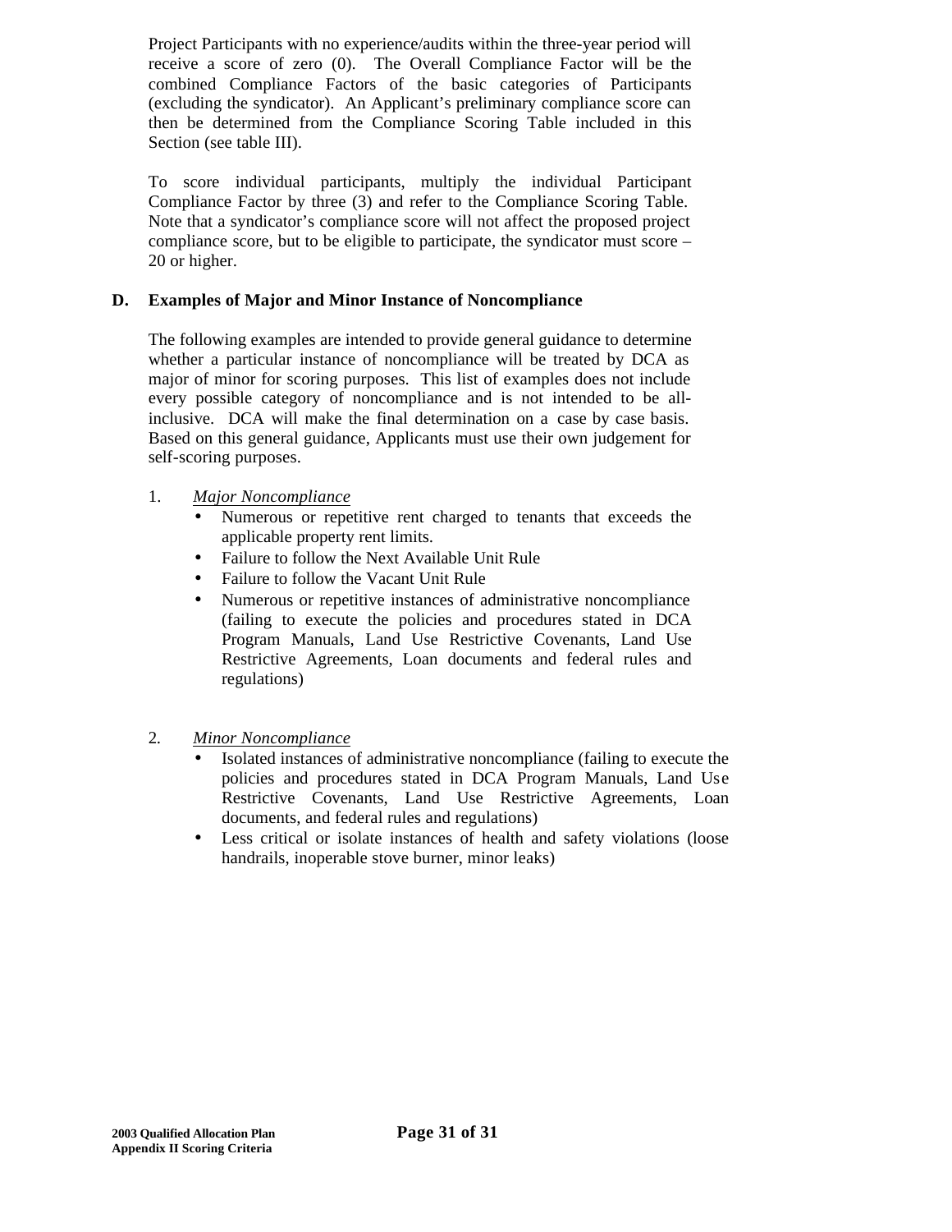Project Participants with no experience/audits within the three-year period will receive a score of zero (0). The Overall Compliance Factor will be the combined Compliance Factors of the basic categories of Participants (excluding the syndicator). An Applicant's preliminary compliance score can then be determined from the Compliance Scoring Table included in this Section (see table III).

To score individual participants, multiply the individual Participant Compliance Factor by three (3) and refer to the Compliance Scoring Table. Note that a syndicator's compliance score will not affect the proposed project compliance score, but to be eligible to participate, the syndicator must score –20 or higher.

**D. Examples of Major and Minor Instance of Noncompliance**

The following examples are intended to provide general guidance to determine whether a particular instance of noncompliance will be treated by DCA as major of minor for scoring purposes. This list of examples does not include every possible category of noncompliance and is not intended to be all-inclusive. DCA will make the final determination on a case by case basis. Based on this general guidance, Applicants must use their own judgement for self-scoring purposes.

1. *Major Noncompliance*
   - Numerous or repetitive rent charged to tenants that exceeds the applicable property rent limits.
   - Failure to follow the Next Available Unit Rule
   - Failure to follow the Vacant Unit Rule
   - Numerous or repetitive instances of administrative noncompliance (failing to execute the policies and procedures stated in DCA Program Manuals, Land Use Restrictive Covenants, Land Use Restrictive Agreements, Loan documents and federal rules and regulations)

2. *Minor Noncompliance*
   - Isolated instances of administrative noncompliance (failing to execute the policies and procedures stated in DCA Program Manuals, Land Use Restrictive Covenants, Land Use Restrictive Agreements, Loan documents, and federal rules and regulations)
   - Less critical or isolate instances of health and safety violations (loose handrails, inoperable stove burner, minor leaks)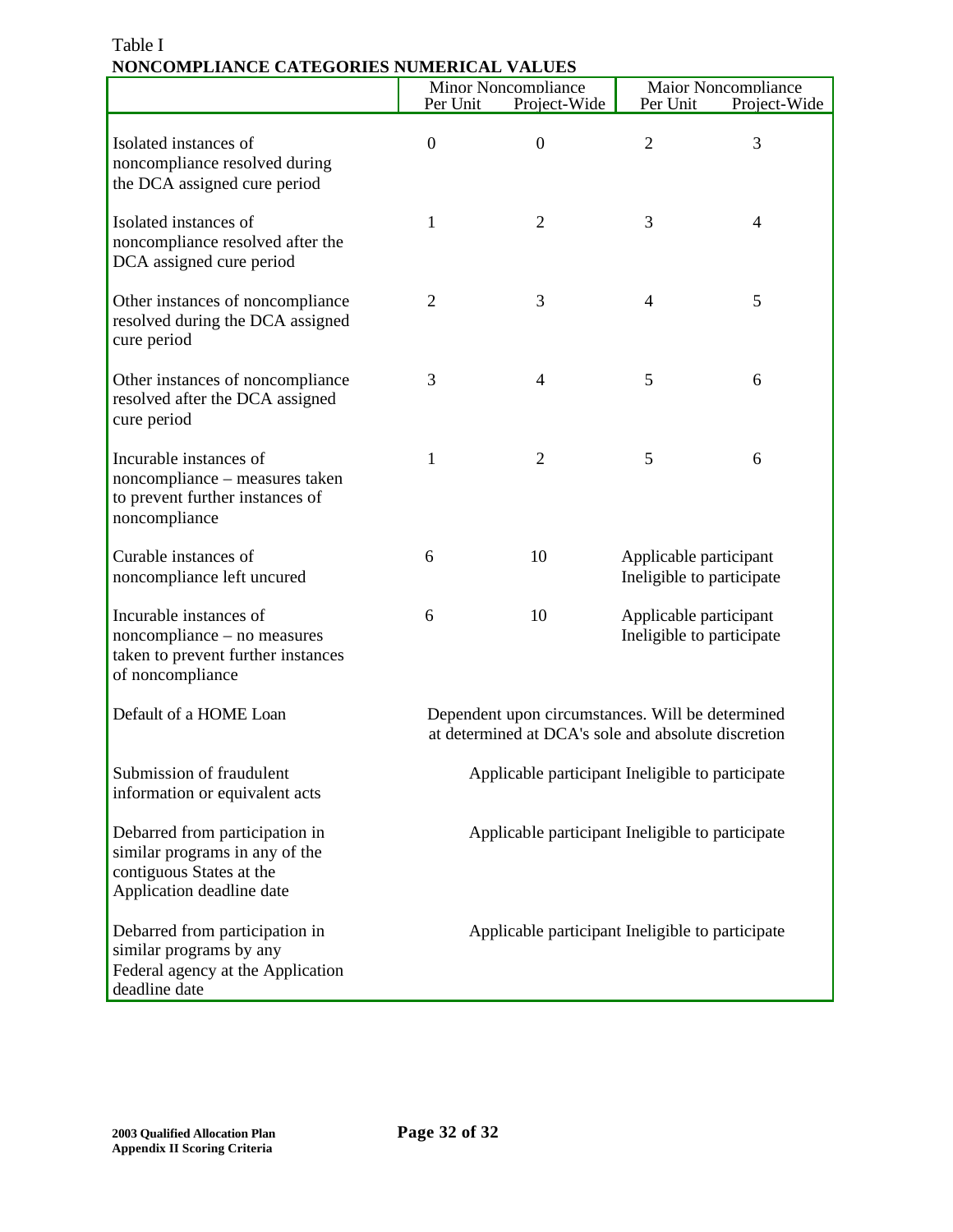Table I

**NONCOMPLIANCE CATEGORIES NUMERICAL VALUES**

| | Minor Noncompliance | | Major Noncompliance | |
|---|---|---|---|---|
| | Per Unit | Project-Wide | Per Unit | Project-Wide |
| Isolated instances of noncompliance resolved during the DCA assigned cure period | 0 | 0 | 2 | 3 |
| Isolated instances of noncompliance resolved after the DCA assigned cure period | 1 | 2 | 3 | 4 |
| Other instances of noncompliance resolved during the DCA assigned cure period | 2 | 3 | 4 | 5 |
| Other instances of noncompliance resolved after the DCA assigned cure period | 3 | 4 | 5 | 6 |
| Incurable instances of noncompliance – measures taken to prevent further instances of noncompliance | 1 | 2 | 5 | 6 |
| Curable instances of noncompliance left uncured | 6 | 10 | Applicable participant Ineligible to participate | |
| Incurable instances of noncompliance – no measures taken to prevent further instances of noncompliance | 6 | 10 | Applicable participant Ineligible to participate | |
| Default of a HOME Loan | Dependent upon circumstances. Will be determined at determined at DCA's sole and absolute discretion | | | |
| Submission of fraudulent information or equivalent acts | Applicable participant Ineligible to participate | | | |
| Debarred from participation in similar programs in any of the contiguous States at the Application deadline date | Applicable participant Ineligible to participate | | | |
| Debarred from participation in similar programs by any Federal agency at the Application deadline date | Applicable participant Ineligible to participate | | | |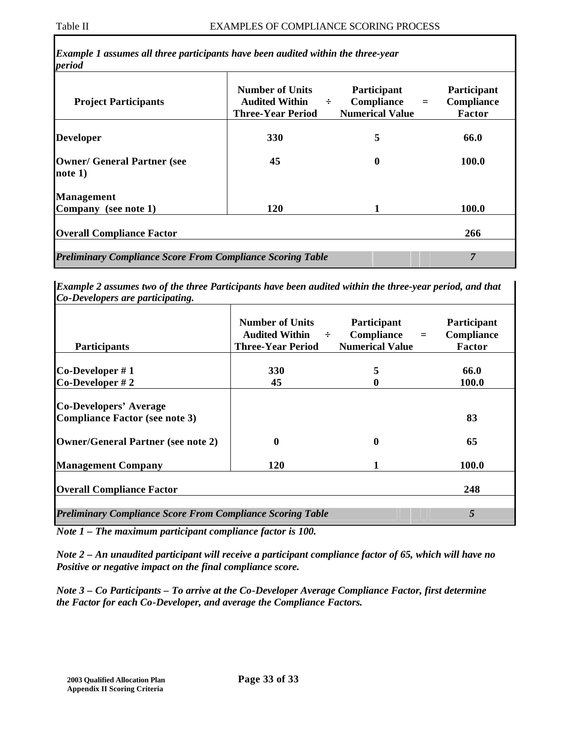Table II EXAMPLES OF COMPLIANCE SCORING PROCESS

*Example 1 assumes all three participants have been audited within the three-year period*

| Project Participants | Number of Units Audited Within Three-Year Period | ÷ | Participant Compliance Numerical Value | = | Participant Compliance Factor |
|---|---|---|---|---|---|
| **Developer** | **330** | | **5** | | **66.0** |
| **Owner/ General Partner (see note 1)** | **45** | | **0** | | **100.0** |
| **Management Company (see note 1)** | **120** | | **1** | | **100.0** |
| **Overall Compliance Factor** | | | | | **266** |
| ***Preliminary Compliance Score From Compliance Scoring Table*** | | | | | ***7*** |

*Example 2 assumes two of the three Participants have been audited within the three-year period, and that Co-Developers are participating.*

| Participants | Number of Units Audited Within Three-Year Period | ÷ | Participant Compliance Numerical Value | = | Participant Compliance Factor |
|---|---|---|---|---|---|
| **Co-Developer # 1** | **330** | | **5** | | **66.0** |
| **Co-Developer # 2** | **45** | | **0** | | **100.0** |
| **Co-Developers' Average Compliance Factor (see note 3)** | | | | | **83** |
| **Owner/General Partner (see note 2)** | **0** | | **0** | | **65** |
| **Management Company** | **120** | | **1** | | **100.0** |
| **Overall Compliance Factor** | | | | | **248** |
| ***Preliminary Compliance Score From Compliance Scoring Table*** | | | | | ***5*** |

***Note 1 – The maximum participant compliance factor is 100.***

***Note 2 – An unaudited participant will receive a participant compliance factor of 65, which will have no Positive or negative impact on the final compliance score.***

***Note 3 – Co Participants – To arrive at the Co-Developer Average Compliance Factor, first determine the Factor for each Co-Developer, and average the Compliance Factors.***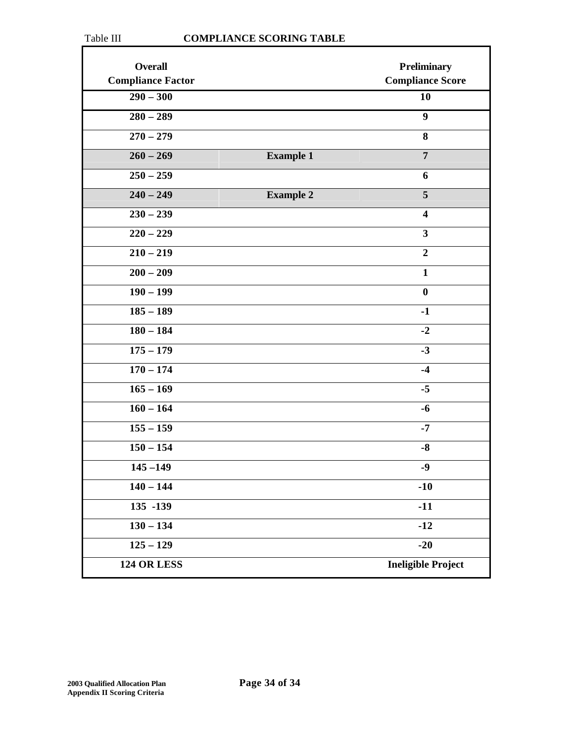Table III **COMPLIANCE SCORING TABLE**

| Overall Compliance Factor | | Preliminary Compliance Score |
|---|---|---|
| 290 – 300 | | 10 |
| 280 – 289 | | 9 |
| 270 – 279 | | 8 |
| 260 – 269 | Example 1 | 7 |
| 250 – 259 | | 6 |
| 240 – 249 | Example 2 | 5 |
| 230 – 239 | | 4 |
| 220 – 229 | | 3 |
| 210 – 219 | | 2 |
| 200 – 209 | | 1 |
| 190 – 199 | | 0 |
| 185 – 189 | | -1 |
| 180 – 184 | | -2 |
| 175 – 179 | | -3 |
| 170 – 174 | | -4 |
| 165 – 169 | | -5 |
| 160 – 164 | | -6 |
| 155 – 159 | | -7 |
| 150 – 154 | | -8 |
| 145 –149 | | -9 |
| 140 – 144 | | -10 |
| 135 -139 | | -11 |
| 130 – 134 | | -12 |
| 125 – 129 | | -20 |
| 124 OR LESS | | Ineligible Project |